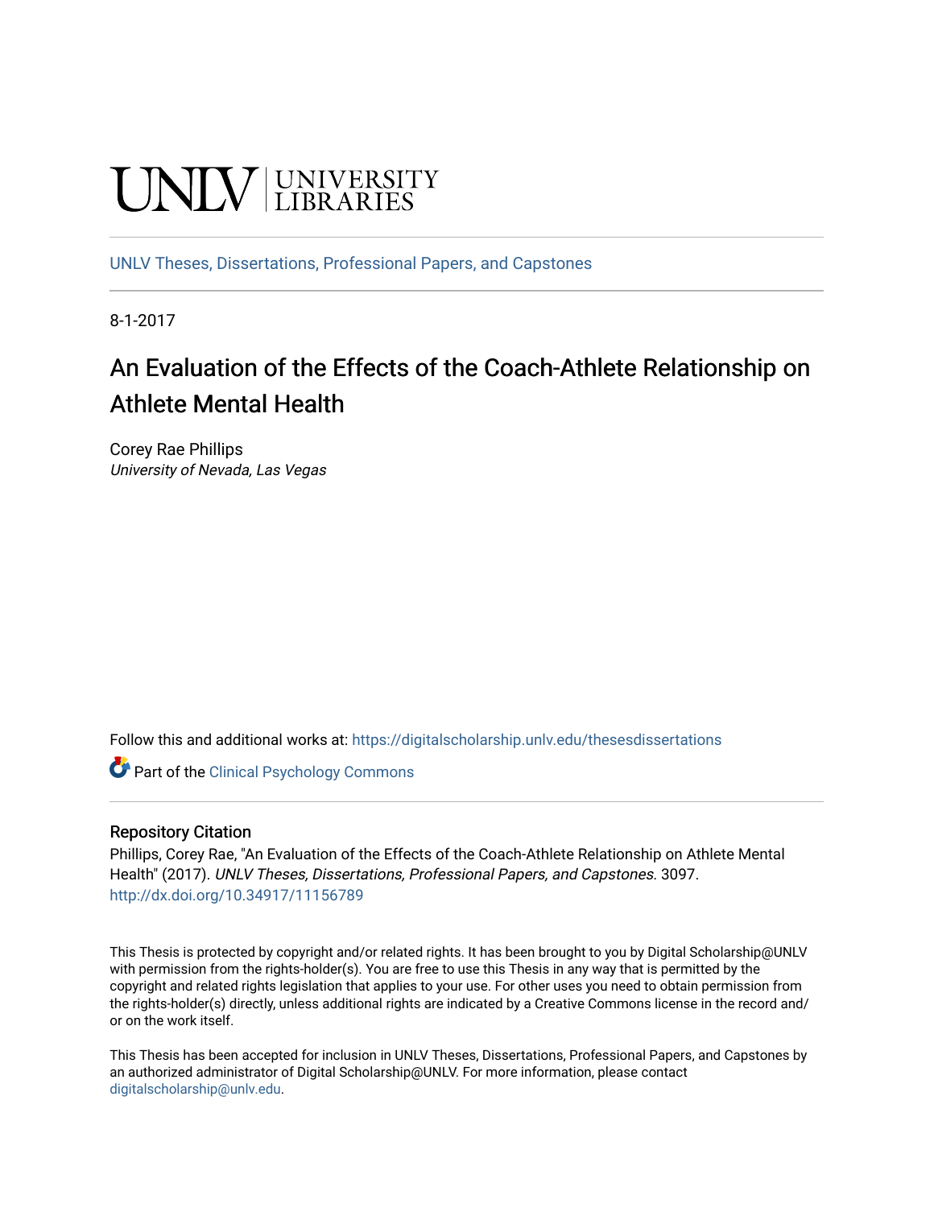UNLV | UNIVERSITY LIBRARIES

UNLV Theses, Dissertations, Professional Papers, and Capstones

8-1-2017

# An Evaluation of the Effects of the Coach-Athlete Relationship on Athlete Mental Health

Corey Rae Phillips
*University of Nevada, Las Vegas*

Follow this and additional works at: https://digitalscholarship.unlv.edu/thesesdissertations

Part of the Clinical Psychology Commons

## Repository Citation

Phillips, Corey Rae, "An Evaluation of the Effects of the Coach-Athlete Relationship on Athlete Mental Health" (2017). *UNLV Theses, Dissertations, Professional Papers, and Capstones*. 3097.
http://dx.doi.org/10.34917/11156789

This Thesis is protected by copyright and/or related rights. It has been brought to you by Digital Scholarship@UNLV with permission from the rights-holder(s). You are free to use this Thesis in any way that is permitted by the copyright and related rights legislation that applies to your use. For other uses you need to obtain permission from the rights-holder(s) directly, unless additional rights are indicated by a Creative Commons license in the record and/or on the work itself.

This Thesis has been accepted for inclusion in UNLV Theses, Dissertations, Professional Papers, and Capstones by an authorized administrator of Digital Scholarship@UNLV. For more information, please contact digitalscholarship@unlv.edu.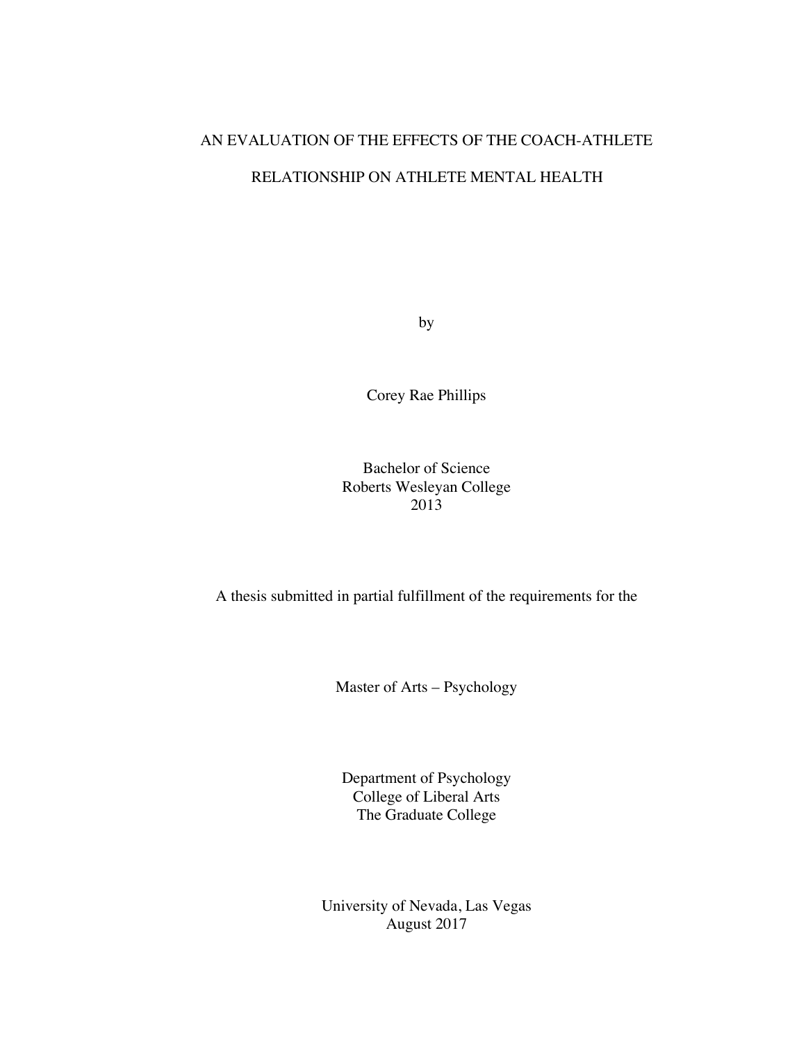# AN EVALUATION OF THE EFFECTS OF THE COACH-ATHLETE RELATIONSHIP ON ATHLETE MENTAL HEALTH

by

Corey Rae Phillips

Bachelor of Science
Roberts Wesleyan College
2013

A thesis submitted in partial fulfillment of the requirements for the

Master of Arts – Psychology

Department of Psychology
College of Liberal Arts
The Graduate College

University of Nevada, Las Vegas
August 2017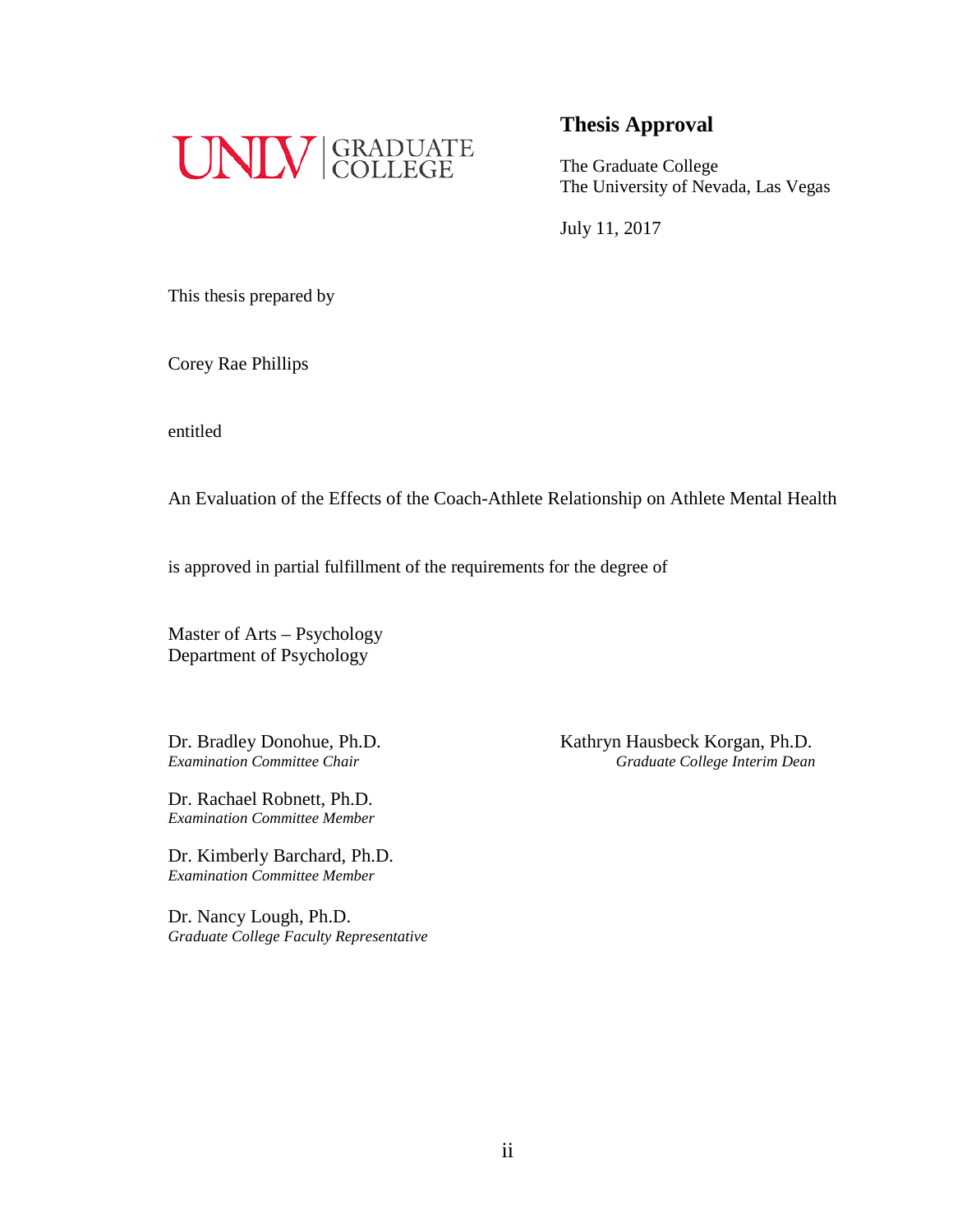UNLV | GRADUATE COLLEGE

## Thesis Approval

The Graduate College
The University of Nevada, Las Vegas

July 11, 2017

This thesis prepared by

Corey Rae Phillips

entitled

An Evaluation of the Effects of the Coach-Athlete Relationship on Athlete Mental Health

is approved in partial fulfillment of the requirements for the degree of

Master of Arts – Psychology
Department of Psychology

Dr. Bradley Donohue, Ph.D.
*Examination Committee Chair*

Dr. Rachael Robnett, Ph.D.
*Examination Committee Member*

Dr. Kimberly Barchard, Ph.D.
*Examination Committee Member*

Dr. Nancy Lough, Ph.D.
*Graduate College Faculty Representative*

Kathryn Hausbeck Korgan, Ph.D.
*Graduate College Interim Dean*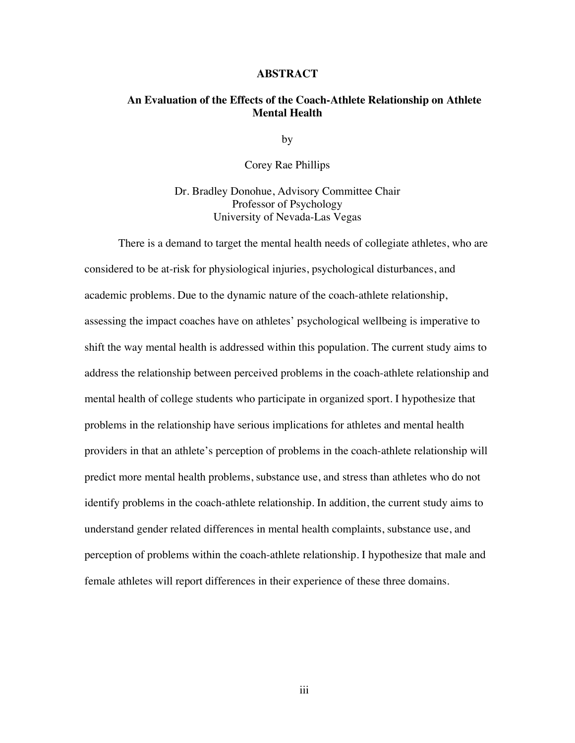# ABSTRACT

## An Evaluation of the Effects of the Coach-Athlete Relationship on Athlete Mental Health

by

Corey Rae Phillips

Dr. Bradley Donohue, Advisory Committee Chair
Professor of Psychology
University of Nevada-Las Vegas

There is a demand to target the mental health needs of collegiate athletes, who are considered to be at-risk for physiological injuries, psychological disturbances, and academic problems. Due to the dynamic nature of the coach-athlete relationship, assessing the impact coaches have on athletes' psychological wellbeing is imperative to shift the way mental health is addressed within this population. The current study aims to address the relationship between perceived problems in the coach-athlete relationship and mental health of college students who participate in organized sport. I hypothesize that problems in the relationship have serious implications for athletes and mental health providers in that an athlete's perception of problems in the coach-athlete relationship will predict more mental health problems, substance use, and stress than athletes who do not identify problems in the coach-athlete relationship. In addition, the current study aims to understand gender related differences in mental health complaints, substance use, and perception of problems within the coach-athlete relationship. I hypothesize that male and female athletes will report differences in their experience of these three domains.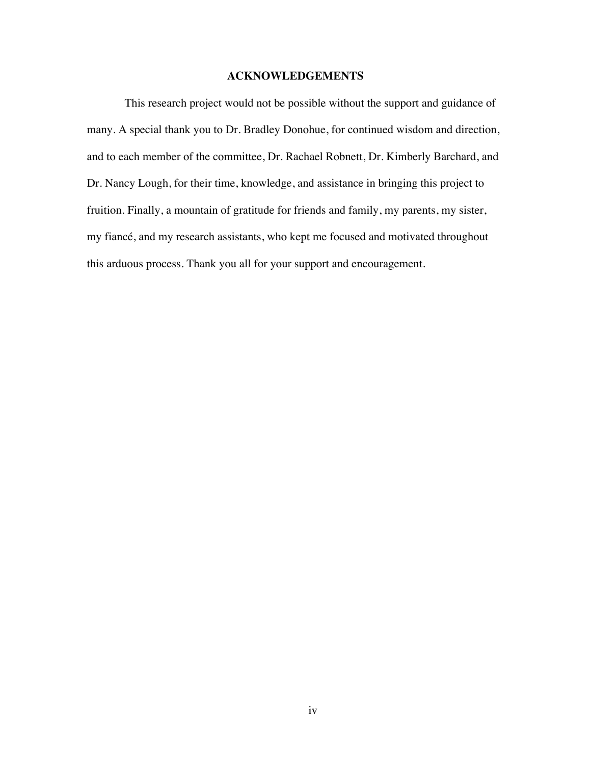# ACKNOWLEDGEMENTS

This research project would not be possible without the support and guidance of many. A special thank you to Dr. Bradley Donohue, for continued wisdom and direction, and to each member of the committee, Dr. Rachael Robnett, Dr. Kimberly Barchard, and Dr. Nancy Lough, for their time, knowledge, and assistance in bringing this project to fruition. Finally, a mountain of gratitude for friends and family, my parents, my sister, my fiancé, and my research assistants, who kept me focused and motivated throughout this arduous process. Thank you all for your support and encouragement.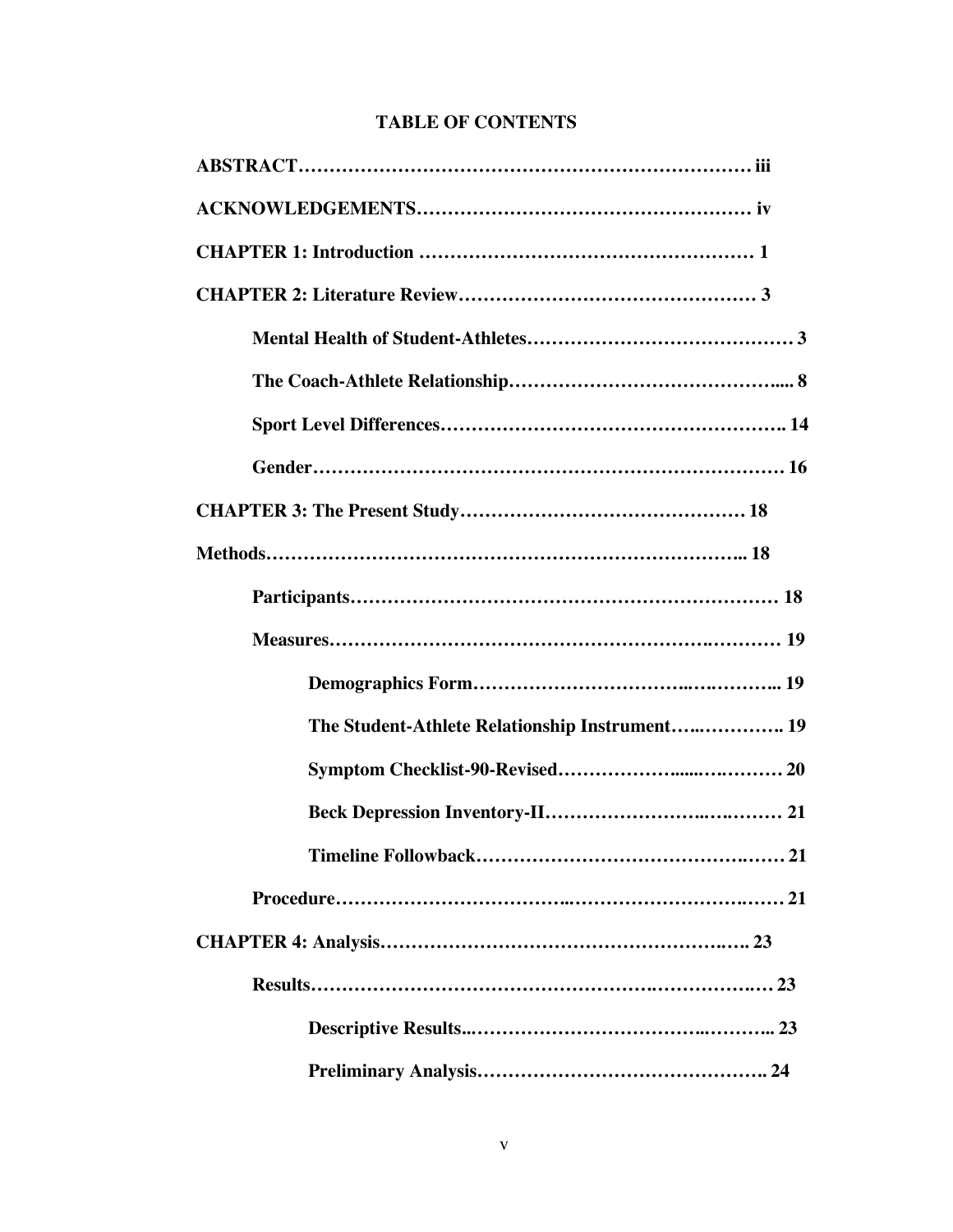# TABLE OF CONTENTS

**ABSTRACT……………………………………………………………… iii**

**ACKNOWLEDGEMENTS……………………………………………… iv**

**CHAPTER 1: Introduction ……………………………………………… 1**

**CHAPTER 2: Literature Review………………………………………… 3**

- **Mental Health of Student-Athletes…………………………………… 3**
- **The Coach-Athlete Relationship……………………………………..... 8**
- **Sport Level Differences………………………………………………. 14**
- **Gender…………………………………………………………………. 16**

**CHAPTER 3: The Present Study……………………………………… 18**

**Methods………………………………………………………………….. 18**

- **Participants…………………………………………………………… 18**
- **Measures……………………………………………………….………… 19**
  - **Demographics Form………………………….….………... 19**
  - **The Student-Athlete Relationship Instrument…..…………. 19**
  - **Symptom Checklist-90-Revised………………......….……… 20**
  - **Beck Depression Inventory-II…………………..…..……… 21**
  - **Timeline Followback……………………………………….…… 21**
- **Procedure……………………………..…………………………….…… 21**

**CHAPTER 4: Analysis……………………………………………….….. 23**

- **Results………………………………………………….……………..… 23**
  - **Descriptive Results..……………………………..………... 23**
  - **Preliminary Analysis………………………………………. 24**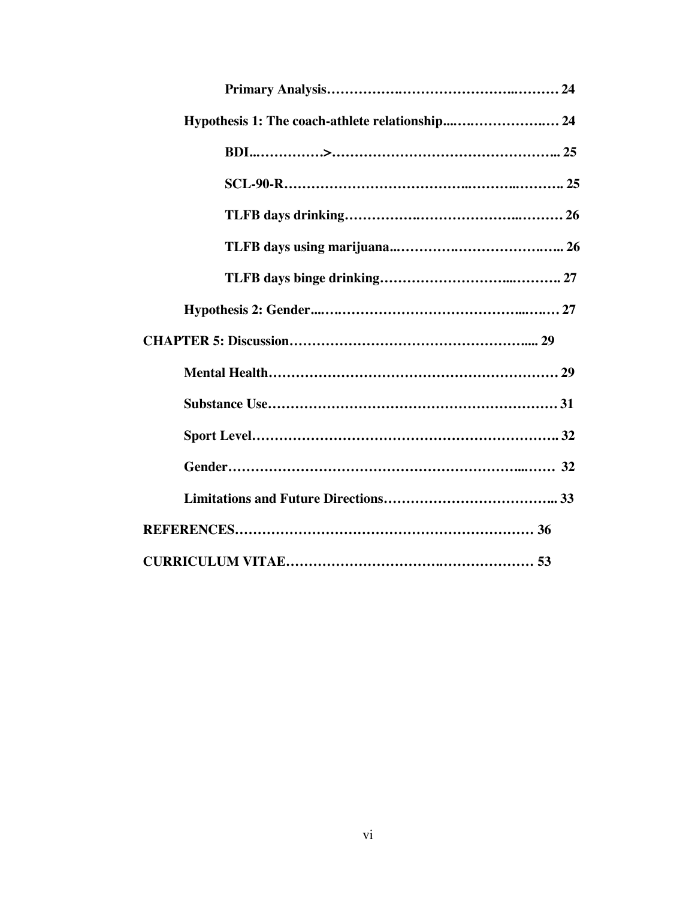**Primary Analysis……………….…………………….………. 24**

**Hypothesis 1: The coach-athlete relationship....….…………….…. 24**

**BDI...……………>………………………………………….. 25**

**SCL-90-R…………………………………..………..………. 25**

**TLFB days drinking…………….……………………..………. 26**

**TLFB days using marijuana...…………….……………….….. 26**

**TLFB days binge drinking……………………...………. 27**

**Hypothesis 2: Gender....….………………………………………...….…. 27**

**CHAPTER 5: Discussion………………………………………….... 29**

**Mental Health………………………………………………………. 29**

**Substance Use………………………………………………………. 31**

**Sport Level…………………………………………………………. 32**

**Gender…………………………………………………...……. 32**

**Limitations and Future Directions……………………………….. 33**

**REFERENCES………………………………………………………… 36**

**CURRICULUM VITAE…………………………….………………… 53**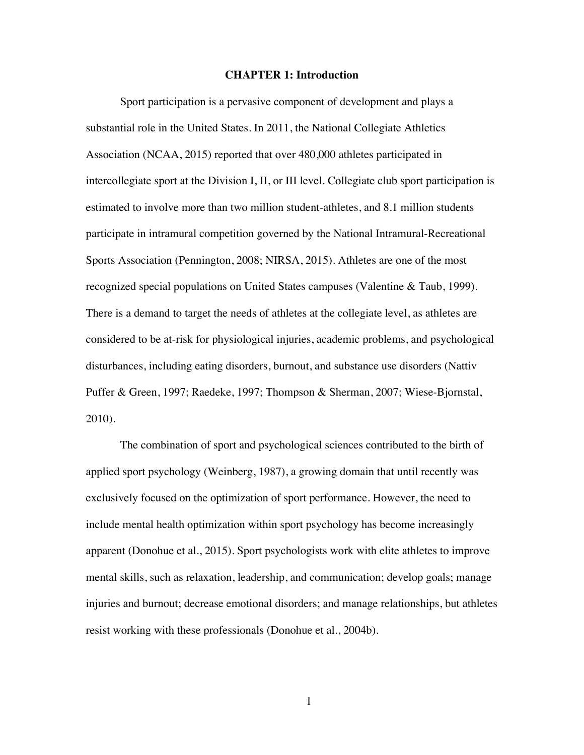# CHAPTER 1: Introduction

Sport participation is a pervasive component of development and plays a substantial role in the United States. In 2011, the National Collegiate Athletics Association (NCAA, 2015) reported that over 480,000 athletes participated in intercollegiate sport at the Division I, II, or III level. Collegiate club sport participation is estimated to involve more than two million student-athletes, and 8.1 million students participate in intramural competition governed by the National Intramural-Recreational Sports Association (Pennington, 2008; NIRSA, 2015). Athletes are one of the most recognized special populations on United States campuses (Valentine & Taub, 1999). There is a demand to target the needs of athletes at the collegiate level, as athletes are considered to be at-risk for physiological injuries, academic problems, and psychological disturbances, including eating disorders, burnout, and substance use disorders (Nattiv Puffer & Green, 1997; Raedeke, 1997; Thompson & Sherman, 2007; Wiese-Bjornstal, 2010).

The combination of sport and psychological sciences contributed to the birth of applied sport psychology (Weinberg, 1987), a growing domain that until recently was exclusively focused on the optimization of sport performance. However, the need to include mental health optimization within sport psychology has become increasingly apparent (Donohue et al., 2015). Sport psychologists work with elite athletes to improve mental skills, such as relaxation, leadership, and communication; develop goals; manage injuries and burnout; decrease emotional disorders; and manage relationships, but athletes resist working with these professionals (Donohue et al., 2004b).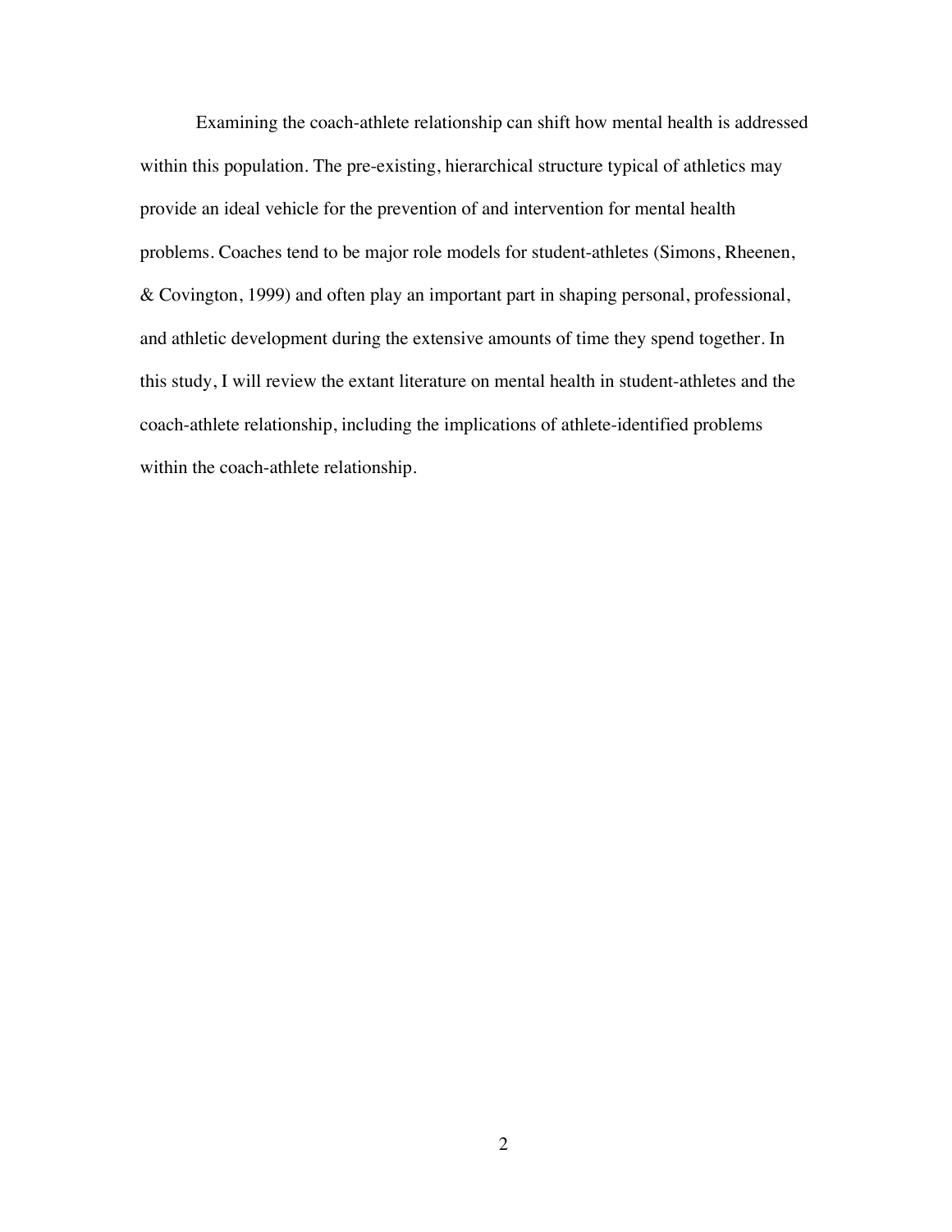Examining the coach-athlete relationship can shift how mental health is addressed within this population. The pre-existing, hierarchical structure typical of athletics may provide an ideal vehicle for the prevention of and intervention for mental health problems. Coaches tend to be major role models for student-athletes (Simons, Rheenen, & Covington, 1999) and often play an important part in shaping personal, professional, and athletic development during the extensive amounts of time they spend together. In this study, I will review the extant literature on mental health in student-athletes and the coach-athlete relationship, including the implications of athlete-identified problems within the coach-athlete relationship.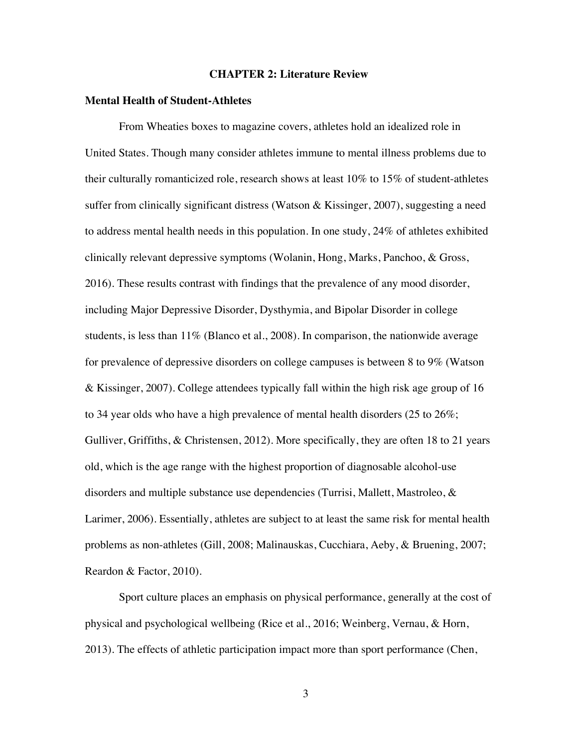# CHAPTER 2: Literature Review

## Mental Health of Student-Athletes

From Wheaties boxes to magazine covers, athletes hold an idealized role in United States. Though many consider athletes immune to mental illness problems due to their culturally romanticized role, research shows at least 10% to 15% of student-athletes suffer from clinically significant distress (Watson & Kissinger, 2007), suggesting a need to address mental health needs in this population. In one study, 24% of athletes exhibited clinically relevant depressive symptoms (Wolanin, Hong, Marks, Panchoo, & Gross, 2016). These results contrast with findings that the prevalence of any mood disorder, including Major Depressive Disorder, Dysthymia, and Bipolar Disorder in college students, is less than 11% (Blanco et al., 2008). In comparison, the nationwide average for prevalence of depressive disorders on college campuses is between 8 to 9% (Watson & Kissinger, 2007). College attendees typically fall within the high risk age group of 16 to 34 year olds who have a high prevalence of mental health disorders (25 to 26%; Gulliver, Griffiths, & Christensen, 2012). More specifically, they are often 18 to 21 years old, which is the age range with the highest proportion of diagnosable alcohol-use disorders and multiple substance use dependencies (Turrisi, Mallett, Mastroleo, & Larimer, 2006). Essentially, athletes are subject to at least the same risk for mental health problems as non-athletes (Gill, 2008; Malinauskas, Cucchiara, Aeby, & Bruening, 2007; Reardon & Factor, 2010).

Sport culture places an emphasis on physical performance, generally at the cost of physical and psychological wellbeing (Rice et al., 2016; Weinberg, Vernau, & Horn, 2013). The effects of athletic participation impact more than sport performance (Chen,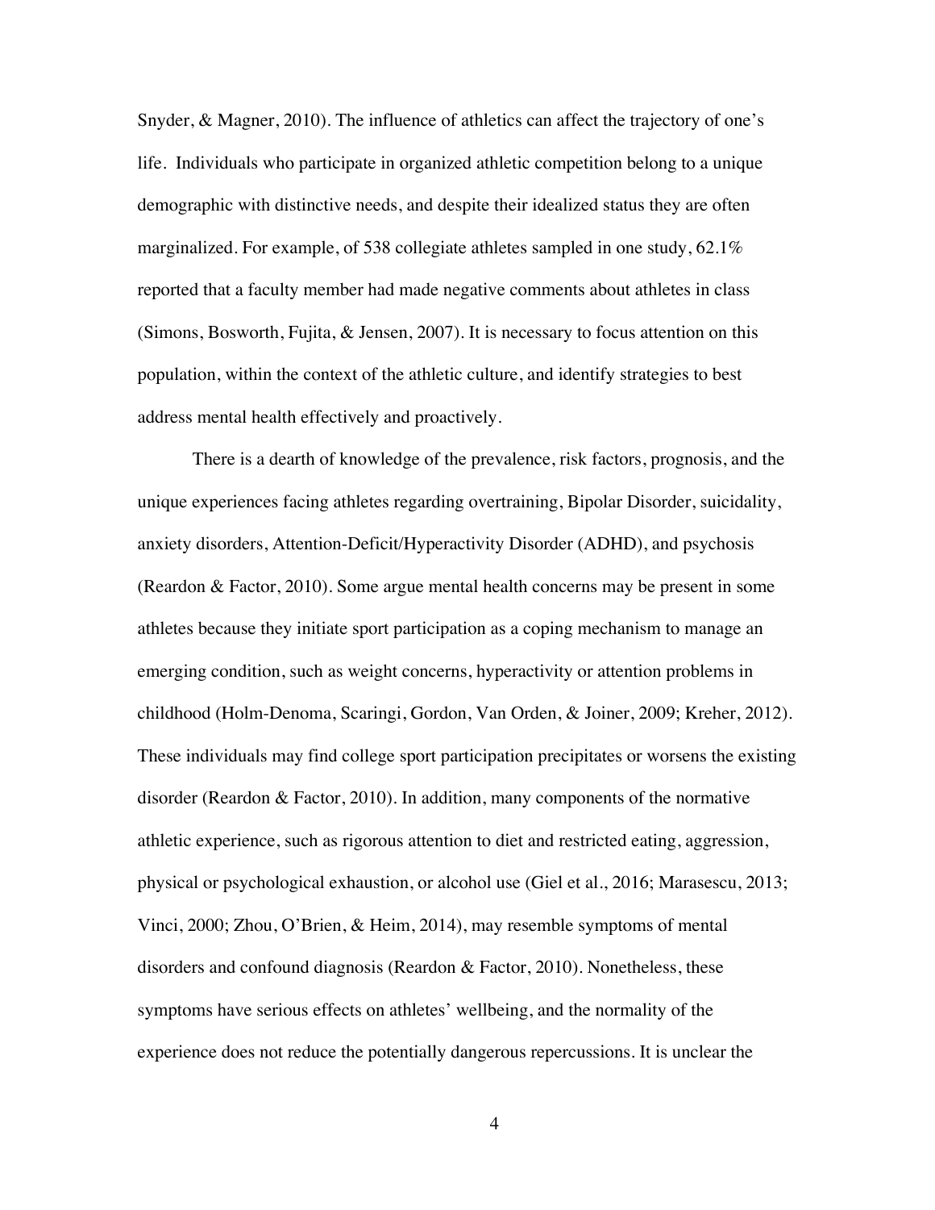Snyder, & Magner, 2010). The influence of athletics can affect the trajectory of one's life. Individuals who participate in organized athletic competition belong to a unique demographic with distinctive needs, and despite their idealized status they are often marginalized. For example, of 538 collegiate athletes sampled in one study, 62.1% reported that a faculty member had made negative comments about athletes in class (Simons, Bosworth, Fujita, & Jensen, 2007). It is necessary to focus attention on this population, within the context of the athletic culture, and identify strategies to best address mental health effectively and proactively.

There is a dearth of knowledge of the prevalence, risk factors, prognosis, and the unique experiences facing athletes regarding overtraining, Bipolar Disorder, suicidality, anxiety disorders, Attention-Deficit/Hyperactivity Disorder (ADHD), and psychosis (Reardon & Factor, 2010). Some argue mental health concerns may be present in some athletes because they initiate sport participation as a coping mechanism to manage an emerging condition, such as weight concerns, hyperactivity or attention problems in childhood (Holm-Denoma, Scaringi, Gordon, Van Orden, & Joiner, 2009; Kreher, 2012). These individuals may find college sport participation precipitates or worsens the existing disorder (Reardon & Factor, 2010). In addition, many components of the normative athletic experience, such as rigorous attention to diet and restricted eating, aggression, physical or psychological exhaustion, or alcohol use (Giel et al., 2016; Marasescu, 2013; Vinci, 2000; Zhou, O'Brien, & Heim, 2014), may resemble symptoms of mental disorders and confound diagnosis (Reardon & Factor, 2010). Nonetheless, these symptoms have serious effects on athletes' wellbeing, and the normality of the experience does not reduce the potentially dangerous repercussions. It is unclear the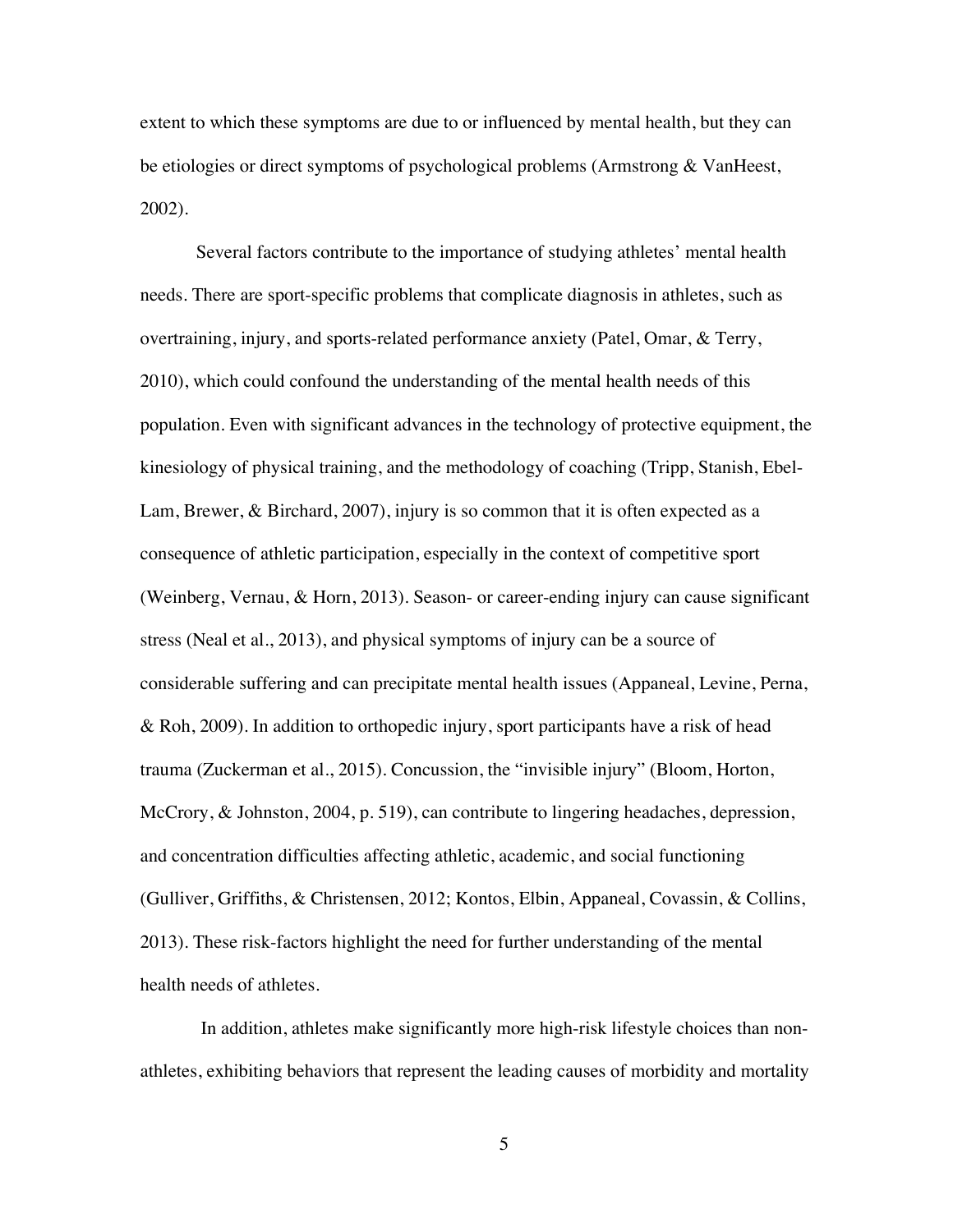extent to which these symptoms are due to or influenced by mental health, but they can be etiologies or direct symptoms of psychological problems (Armstrong & VanHeest, 2002).

Several factors contribute to the importance of studying athletes' mental health needs. There are sport-specific problems that complicate diagnosis in athletes, such as overtraining, injury, and sports-related performance anxiety (Patel, Omar, & Terry, 2010), which could confound the understanding of the mental health needs of this population. Even with significant advances in the technology of protective equipment, the kinesiology of physical training, and the methodology of coaching (Tripp, Stanish, Ebel-Lam, Brewer, & Birchard, 2007), injury is so common that it is often expected as a consequence of athletic participation, especially in the context of competitive sport (Weinberg, Vernau, & Horn, 2013). Season- or career-ending injury can cause significant stress (Neal et al., 2013), and physical symptoms of injury can be a source of considerable suffering and can precipitate mental health issues (Appaneal, Levine, Perna, & Roh, 2009). In addition to orthopedic injury, sport participants have a risk of head trauma (Zuckerman et al., 2015). Concussion, the "invisible injury" (Bloom, Horton, McCrory, & Johnston, 2004, p. 519), can contribute to lingering headaches, depression, and concentration difficulties affecting athletic, academic, and social functioning (Gulliver, Griffiths, & Christensen, 2012; Kontos, Elbin, Appaneal, Covassin, & Collins, 2013). These risk-factors highlight the need for further understanding of the mental health needs of athletes.

In addition, athletes make significantly more high-risk lifestyle choices than non-athletes, exhibiting behaviors that represent the leading causes of morbidity and mortality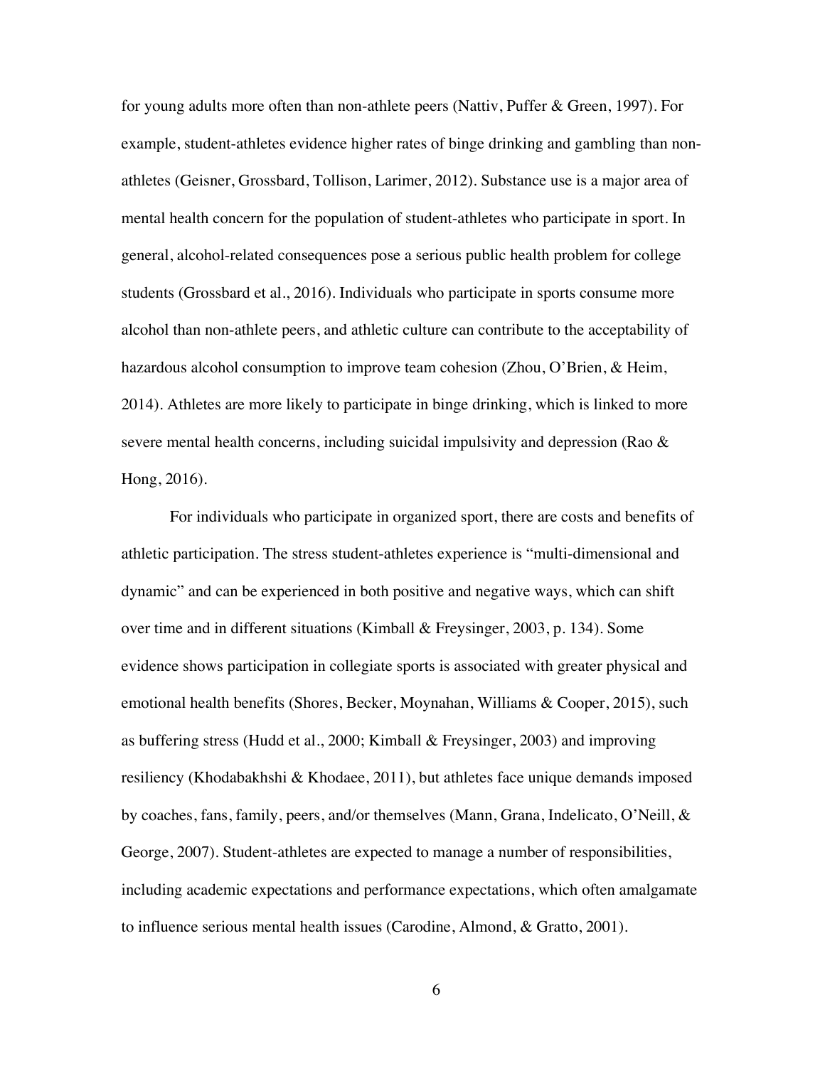for young adults more often than non-athlete peers (Nattiv, Puffer & Green, 1997). For example, student-athletes evidence higher rates of binge drinking and gambling than non-athletes (Geisner, Grossbard, Tollison, Larimer, 2012). Substance use is a major area of mental health concern for the population of student-athletes who participate in sport. In general, alcohol-related consequences pose a serious public health problem for college students (Grossbard et al., 2016). Individuals who participate in sports consume more alcohol than non-athlete peers, and athletic culture can contribute to the acceptability of hazardous alcohol consumption to improve team cohesion (Zhou, O'Brien, & Heim, 2014). Athletes are more likely to participate in binge drinking, which is linked to more severe mental health concerns, including suicidal impulsivity and depression (Rao & Hong, 2016).

For individuals who participate in organized sport, there are costs and benefits of athletic participation. The stress student-athletes experience is "multi-dimensional and dynamic" and can be experienced in both positive and negative ways, which can shift over time and in different situations (Kimball & Freysinger, 2003, p. 134). Some evidence shows participation in collegiate sports is associated with greater physical and emotional health benefits (Shores, Becker, Moynahan, Williams & Cooper, 2015), such as buffering stress (Hudd et al., 2000; Kimball & Freysinger, 2003) and improving resiliency (Khodabakhshi & Khodaee, 2011), but athletes face unique demands imposed by coaches, fans, family, peers, and/or themselves (Mann, Grana, Indelicato, O'Neill, & George, 2007). Student-athletes are expected to manage a number of responsibilities, including academic expectations and performance expectations, which often amalgamate to influence serious mental health issues (Carodine, Almond, & Gratto, 2001).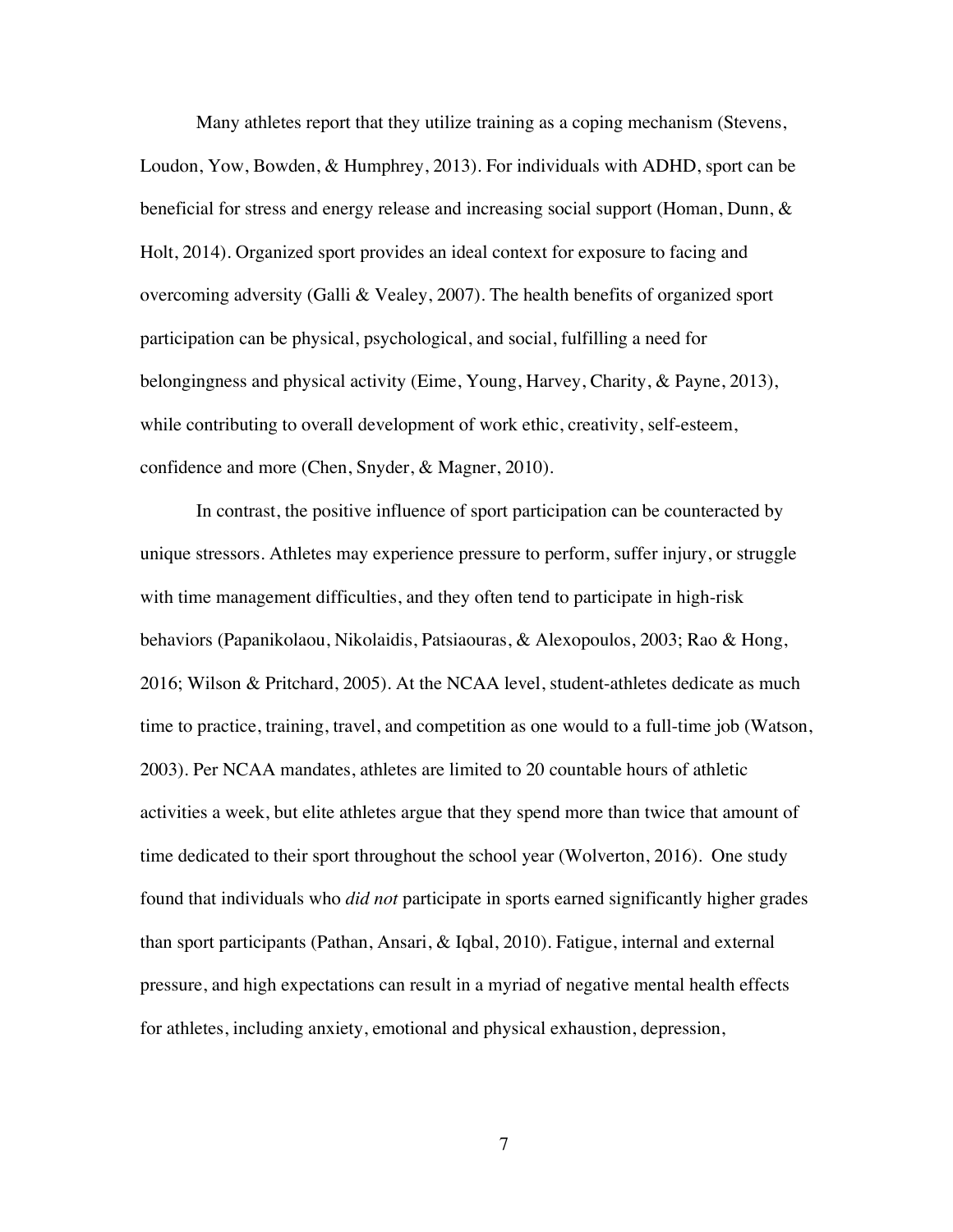Many athletes report that they utilize training as a coping mechanism (Stevens, Loudon, Yow, Bowden, & Humphrey, 2013). For individuals with ADHD, sport can be beneficial for stress and energy release and increasing social support (Homan, Dunn, & Holt, 2014). Organized sport provides an ideal context for exposure to facing and overcoming adversity (Galli & Vealey, 2007). The health benefits of organized sport participation can be physical, psychological, and social, fulfilling a need for belongingness and physical activity (Eime, Young, Harvey, Charity, & Payne, 2013), while contributing to overall development of work ethic, creativity, self-esteem, confidence and more (Chen, Snyder, & Magner, 2010).

In contrast, the positive influence of sport participation can be counteracted by unique stressors. Athletes may experience pressure to perform, suffer injury, or struggle with time management difficulties, and they often tend to participate in high-risk behaviors (Papanikolaou, Nikolaidis, Patsiaouras, & Alexopoulos, 2003; Rao & Hong, 2016; Wilson & Pritchard, 2005). At the NCAA level, student-athletes dedicate as much time to practice, training, travel, and competition as one would to a full-time job (Watson, 2003). Per NCAA mandates, athletes are limited to 20 countable hours of athletic activities a week, but elite athletes argue that they spend more than twice that amount of time dedicated to their sport throughout the school year (Wolverton, 2016). One study found that individuals who *did not* participate in sports earned significantly higher grades than sport participants (Pathan, Ansari, & Iqbal, 2010). Fatigue, internal and external pressure, and high expectations can result in a myriad of negative mental health effects for athletes, including anxiety, emotional and physical exhaustion, depression,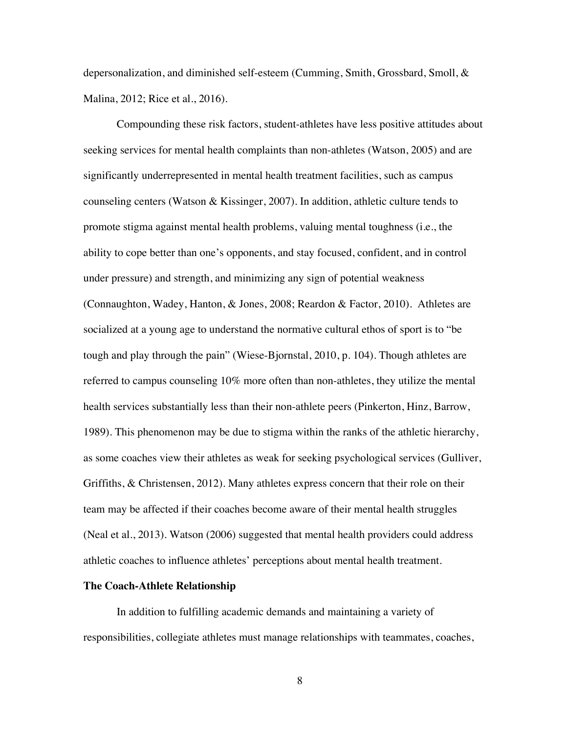depersonalization, and diminished self-esteem (Cumming, Smith, Grossbard, Smoll, & Malina, 2012; Rice et al., 2016).

Compounding these risk factors, student-athletes have less positive attitudes about seeking services for mental health complaints than non-athletes (Watson, 2005) and are significantly underrepresented in mental health treatment facilities, such as campus counseling centers (Watson & Kissinger, 2007). In addition, athletic culture tends to promote stigma against mental health problems, valuing mental toughness (i.e., the ability to cope better than one's opponents, and stay focused, confident, and in control under pressure) and strength, and minimizing any sign of potential weakness (Connaughton, Wadey, Hanton, & Jones, 2008; Reardon & Factor, 2010). Athletes are socialized at a young age to understand the normative cultural ethos of sport is to "be tough and play through the pain" (Wiese-Bjornstal, 2010, p. 104). Though athletes are referred to campus counseling 10% more often than non-athletes, they utilize the mental health services substantially less than their non-athlete peers (Pinkerton, Hinz, Barrow, 1989). This phenomenon may be due to stigma within the ranks of the athletic hierarchy, as some coaches view their athletes as weak for seeking psychological services (Gulliver, Griffiths, & Christensen, 2012). Many athletes express concern that their role on their team may be affected if their coaches become aware of their mental health struggles (Neal et al., 2013). Watson (2006) suggested that mental health providers could address athletic coaches to influence athletes' perceptions about mental health treatment.

**The Coach-Athlete Relationship**

In addition to fulfilling academic demands and maintaining a variety of responsibilities, collegiate athletes must manage relationships with teammates, coaches,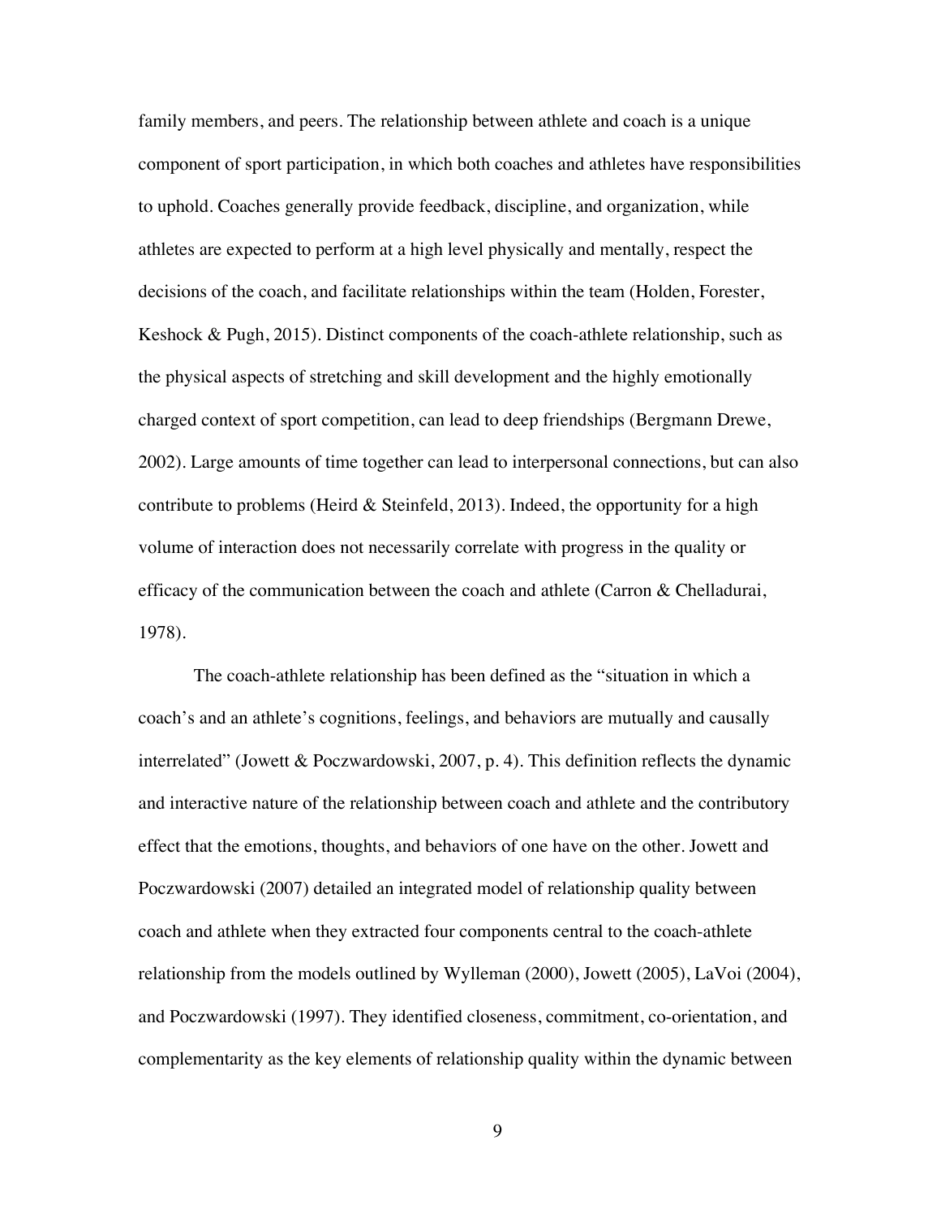family members, and peers. The relationship between athlete and coach is a unique component of sport participation, in which both coaches and athletes have responsibilities to uphold. Coaches generally provide feedback, discipline, and organization, while athletes are expected to perform at a high level physically and mentally, respect the decisions of the coach, and facilitate relationships within the team (Holden, Forester, Keshock & Pugh, 2015). Distinct components of the coach-athlete relationship, such as the physical aspects of stretching and skill development and the highly emotionally charged context of sport competition, can lead to deep friendships (Bergmann Drewe, 2002). Large amounts of time together can lead to interpersonal connections, but can also contribute to problems (Heird & Steinfeld, 2013). Indeed, the opportunity for a high volume of interaction does not necessarily correlate with progress in the quality or efficacy of the communication between the coach and athlete (Carron & Chelladurai, 1978).

The coach-athlete relationship has been defined as the "situation in which a coach's and an athlete's cognitions, feelings, and behaviors are mutually and causally interrelated" (Jowett & Poczwardowski, 2007, p. 4). This definition reflects the dynamic and interactive nature of the relationship between coach and athlete and the contributory effect that the emotions, thoughts, and behaviors of one have on the other. Jowett and Poczwardowski (2007) detailed an integrated model of relationship quality between coach and athlete when they extracted four components central to the coach-athlete relationship from the models outlined by Wylleman (2000), Jowett (2005), LaVoi (2004), and Poczwardowski (1997). They identified closeness, commitment, co-orientation, and complementarity as the key elements of relationship quality within the dynamic between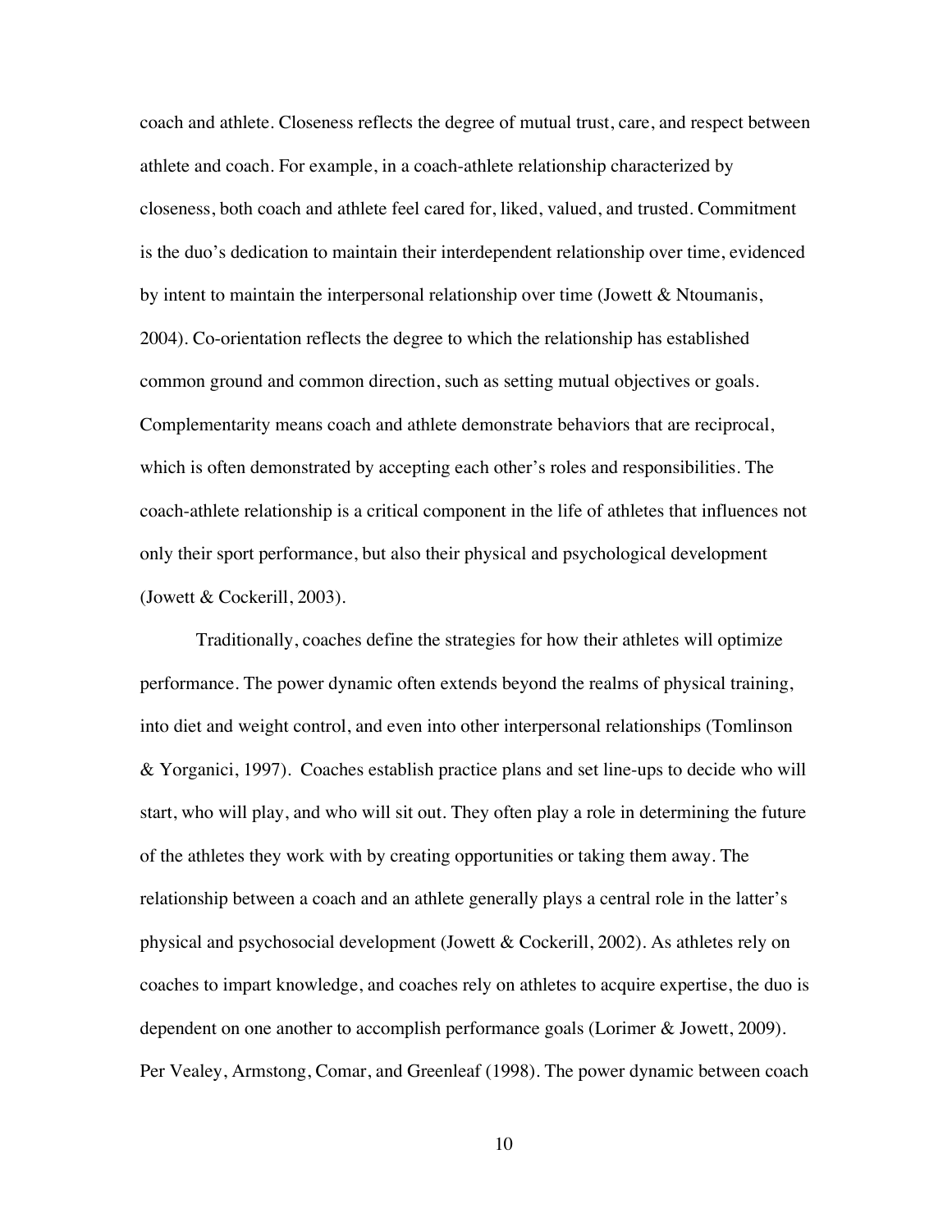coach and athlete. Closeness reflects the degree of mutual trust, care, and respect between athlete and coach. For example, in a coach-athlete relationship characterized by closeness, both coach and athlete feel cared for, liked, valued, and trusted. Commitment is the duo's dedication to maintain their interdependent relationship over time, evidenced by intent to maintain the interpersonal relationship over time (Jowett & Ntoumanis, 2004). Co-orientation reflects the degree to which the relationship has established common ground and common direction, such as setting mutual objectives or goals. Complementarity means coach and athlete demonstrate behaviors that are reciprocal, which is often demonstrated by accepting each other's roles and responsibilities. The coach-athlete relationship is a critical component in the life of athletes that influences not only their sport performance, but also their physical and psychological development (Jowett & Cockerill, 2003).

Traditionally, coaches define the strategies for how their athletes will optimize performance. The power dynamic often extends beyond the realms of physical training, into diet and weight control, and even into other interpersonal relationships (Tomlinson & Yorganici, 1997). Coaches establish practice plans and set line-ups to decide who will start, who will play, and who will sit out. They often play a role in determining the future of the athletes they work with by creating opportunities or taking them away. The relationship between a coach and an athlete generally plays a central role in the latter's physical and psychosocial development (Jowett & Cockerill, 2002). As athletes rely on coaches to impart knowledge, and coaches rely on athletes to acquire expertise, the duo is dependent on one another to accomplish performance goals (Lorimer & Jowett, 2009). Per Vealey, Armstong, Comar, and Greenleaf (1998). The power dynamic between coach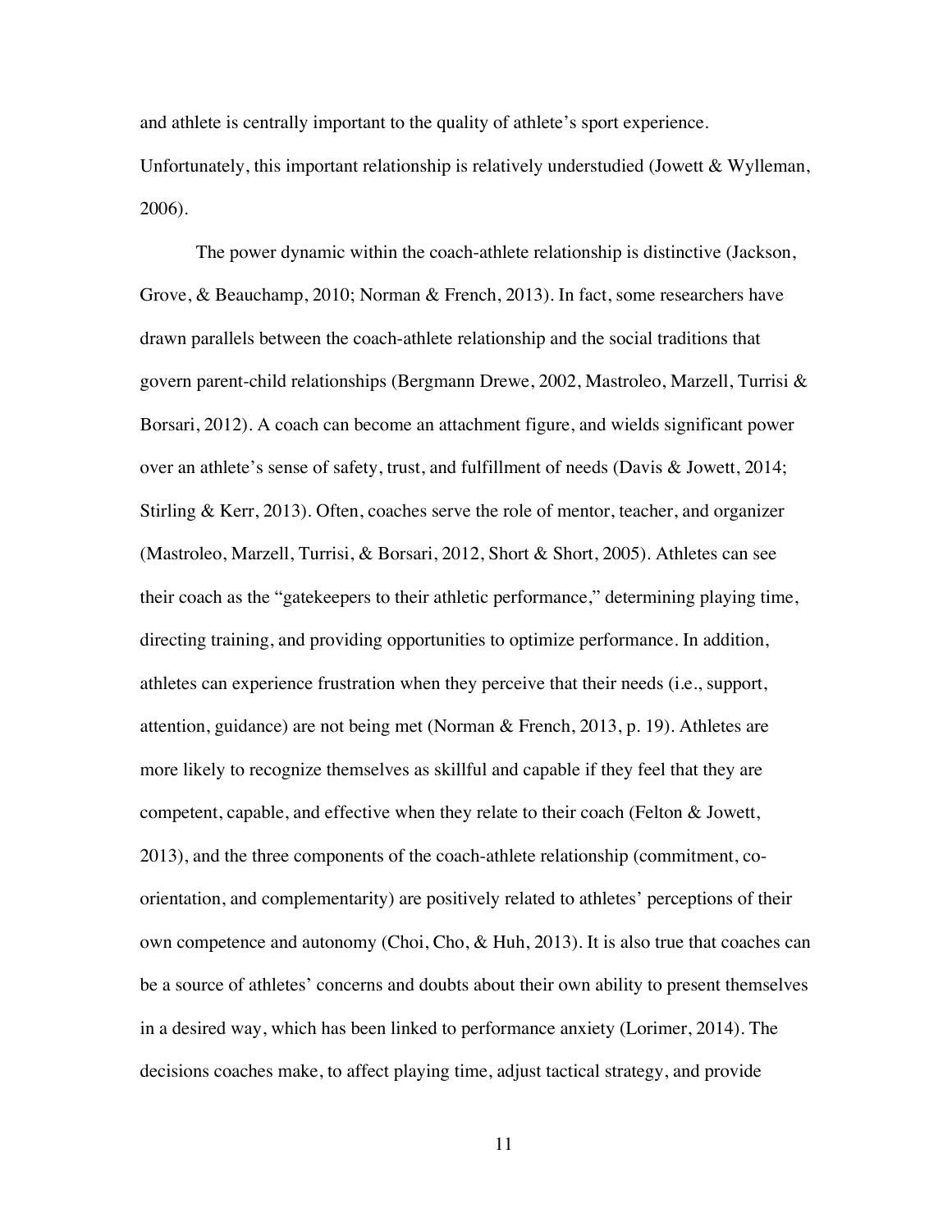and athlete is centrally important to the quality of athlete's sport experience. Unfortunately, this important relationship is relatively understudied (Jowett & Wylleman, 2006).

The power dynamic within the coach-athlete relationship is distinctive (Jackson, Grove, & Beauchamp, 2010; Norman & French, 2013). In fact, some researchers have drawn parallels between the coach-athlete relationship and the social traditions that govern parent-child relationships (Bergmann Drewe, 2002, Mastroleo, Marzell, Turrisi & Borsari, 2012). A coach can become an attachment figure, and wields significant power over an athlete's sense of safety, trust, and fulfillment of needs (Davis & Jowett, 2014; Stirling & Kerr, 2013). Often, coaches serve the role of mentor, teacher, and organizer (Mastroleo, Marzell, Turrisi, & Borsari, 2012, Short & Short, 2005). Athletes can see their coach as the "gatekeepers to their athletic performance," determining playing time, directing training, and providing opportunities to optimize performance. In addition, athletes can experience frustration when they perceive that their needs (i.e., support, attention, guidance) are not being met (Norman & French, 2013, p. 19). Athletes are more likely to recognize themselves as skillful and capable if they feel that they are competent, capable, and effective when they relate to their coach (Felton & Jowett, 2013), and the three components of the coach-athlete relationship (commitment, co-orientation, and complementarity) are positively related to athletes' perceptions of their own competence and autonomy (Choi, Cho, & Huh, 2013). It is also true that coaches can be a source of athletes' concerns and doubts about their own ability to present themselves in a desired way, which has been linked to performance anxiety (Lorimer, 2014). The decisions coaches make, to affect playing time, adjust tactical strategy, and provide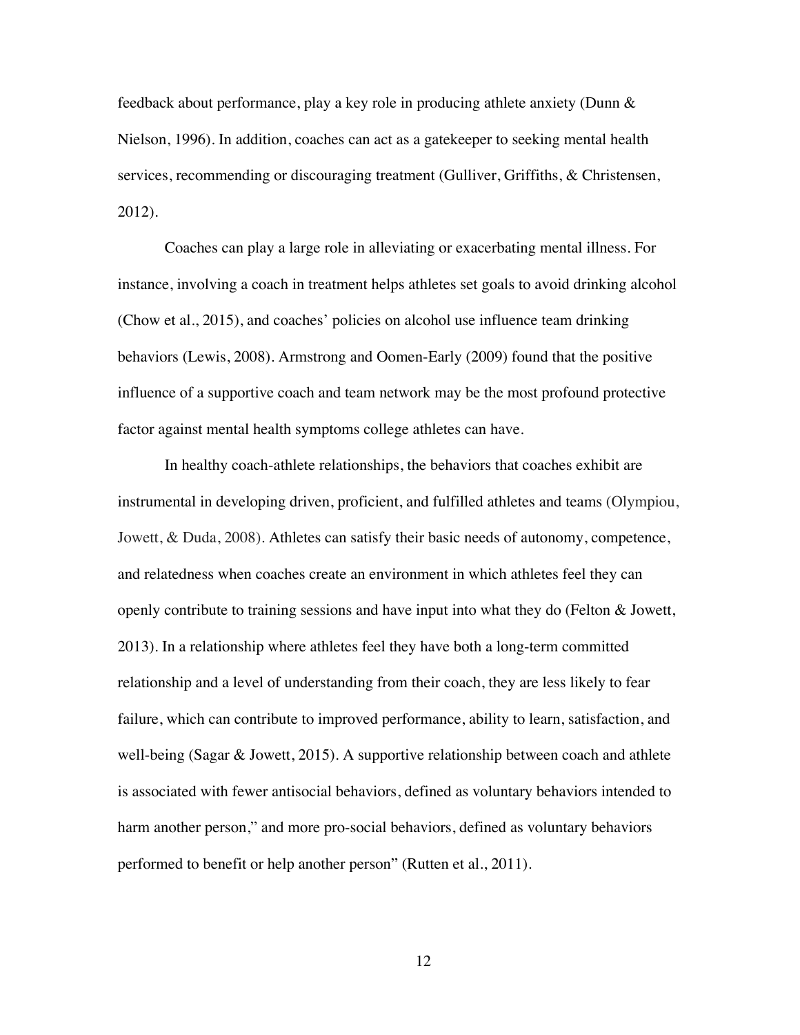feedback about performance, play a key role in producing athlete anxiety (Dunn & Nielson, 1996). In addition, coaches can act as a gatekeeper to seeking mental health services, recommending or discouraging treatment (Gulliver, Griffiths, & Christensen, 2012).

Coaches can play a large role in alleviating or exacerbating mental illness. For instance, involving a coach in treatment helps athletes set goals to avoid drinking alcohol (Chow et al., 2015), and coaches' policies on alcohol use influence team drinking behaviors (Lewis, 2008). Armstrong and Oomen-Early (2009) found that the positive influence of a supportive coach and team network may be the most profound protective factor against mental health symptoms college athletes can have.

In healthy coach-athlete relationships, the behaviors that coaches exhibit are instrumental in developing driven, proficient, and fulfilled athletes and teams (Olympiou, Jowett, & Duda, 2008). Athletes can satisfy their basic needs of autonomy, competence, and relatedness when coaches create an environment in which athletes feel they can openly contribute to training sessions and have input into what they do (Felton & Jowett, 2013). In a relationship where athletes feel they have both a long-term committed relationship and a level of understanding from their coach, they are less likely to fear failure, which can contribute to improved performance, ability to learn, satisfaction, and well-being (Sagar & Jowett, 2015). A supportive relationship between coach and athlete is associated with fewer antisocial behaviors, defined as voluntary behaviors intended to harm another person," and more pro-social behaviors, defined as voluntary behaviors performed to benefit or help another person" (Rutten et al., 2011).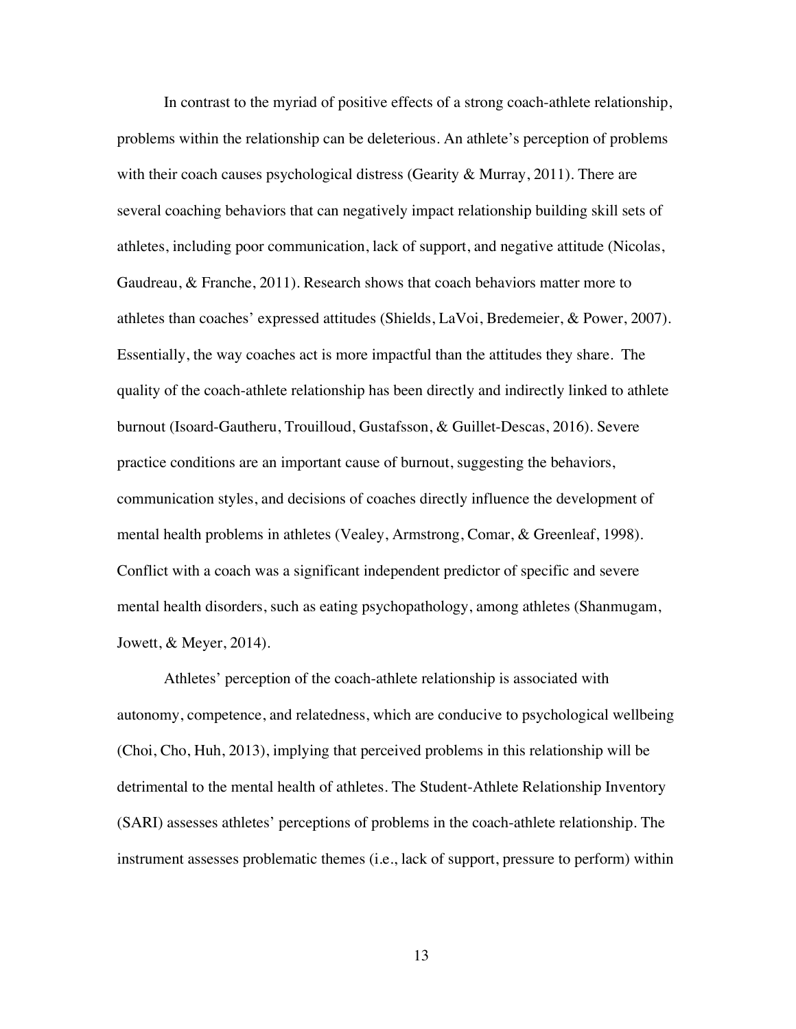In contrast to the myriad of positive effects of a strong coach-athlete relationship, problems within the relationship can be deleterious. An athlete's perception of problems with their coach causes psychological distress (Gearity & Murray, 2011). There are several coaching behaviors that can negatively impact relationship building skill sets of athletes, including poor communication, lack of support, and negative attitude (Nicolas, Gaudreau, & Franche, 2011). Research shows that coach behaviors matter more to athletes than coaches' expressed attitudes (Shields, LaVoi, Bredemeier, & Power, 2007). Essentially, the way coaches act is more impactful than the attitudes they share. The quality of the coach-athlete relationship has been directly and indirectly linked to athlete burnout (Isoard-Gautheru, Trouilloud, Gustafsson, & Guillet-Descas, 2016). Severe practice conditions are an important cause of burnout, suggesting the behaviors, communication styles, and decisions of coaches directly influence the development of mental health problems in athletes (Vealey, Armstrong, Comar, & Greenleaf, 1998). Conflict with a coach was a significant independent predictor of specific and severe mental health disorders, such as eating psychopathology, among athletes (Shanmugam, Jowett, & Meyer, 2014).

Athletes' perception of the coach-athlete relationship is associated with autonomy, competence, and relatedness, which are conducive to psychological wellbeing (Choi, Cho, Huh, 2013), implying that perceived problems in this relationship will be detrimental to the mental health of athletes. The Student-Athlete Relationship Inventory (SARI) assesses athletes' perceptions of problems in the coach-athlete relationship. The instrument assesses problematic themes (i.e., lack of support, pressure to perform) within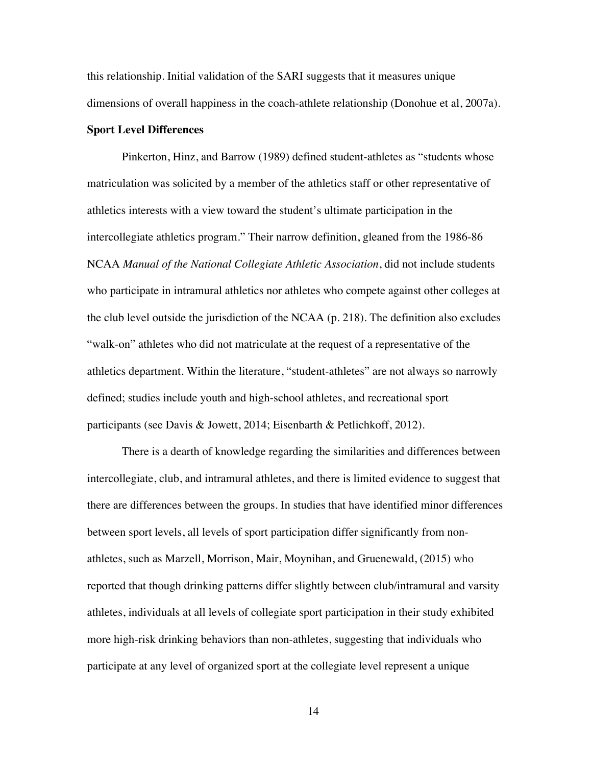this relationship. Initial validation of the SARI suggests that it measures unique dimensions of overall happiness in the coach-athlete relationship (Donohue et al, 2007a).

**Sport Level Differences**

Pinkerton, Hinz, and Barrow (1989) defined student-athletes as "students whose matriculation was solicited by a member of the athletics staff or other representative of athletics interests with a view toward the student's ultimate participation in the intercollegiate athletics program." Their narrow definition, gleaned from the 1986-86 NCAA *Manual of the National Collegiate Athletic Association*, did not include students who participate in intramural athletics nor athletes who compete against other colleges at the club level outside the jurisdiction of the NCAA (p. 218). The definition also excludes "walk-on" athletes who did not matriculate at the request of a representative of the athletics department. Within the literature, "student-athletes" are not always so narrowly defined; studies include youth and high-school athletes, and recreational sport participants (see Davis & Jowett, 2014; Eisenbarth & Petlichkoff, 2012).

There is a dearth of knowledge regarding the similarities and differences between intercollegiate, club, and intramural athletes, and there is limited evidence to suggest that there are differences between the groups. In studies that have identified minor differences between sport levels, all levels of sport participation differ significantly from non-athletes, such as Marzell, Morrison, Mair, Moynihan, and Gruenewald, (2015) who reported that though drinking patterns differ slightly between club/intramural and varsity athletes, individuals at all levels of collegiate sport participation in their study exhibited more high-risk drinking behaviors than non-athletes, suggesting that individuals who participate at any level of organized sport at the collegiate level represent a unique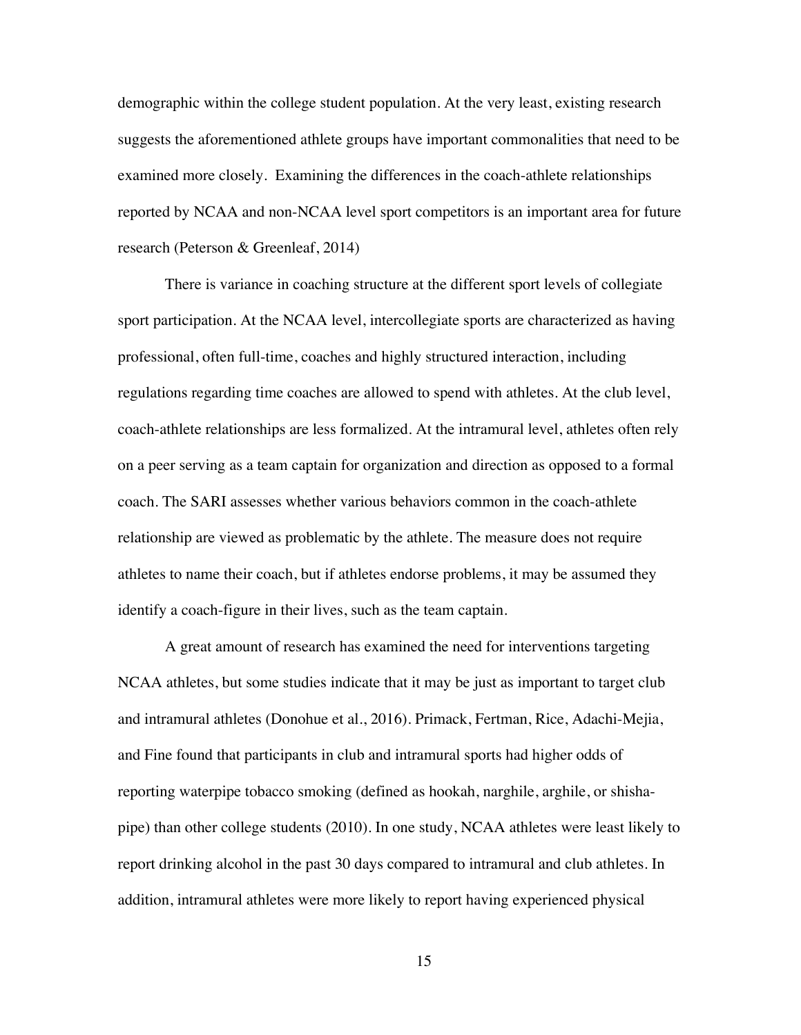demographic within the college student population. At the very least, existing research suggests the aforementioned athlete groups have important commonalities that need to be examined more closely. Examining the differences in the coach-athlete relationships reported by NCAA and non-NCAA level sport competitors is an important area for future research (Peterson & Greenleaf, 2014)

There is variance in coaching structure at the different sport levels of collegiate sport participation. At the NCAA level, intercollegiate sports are characterized as having professional, often full-time, coaches and highly structured interaction, including regulations regarding time coaches are allowed to spend with athletes. At the club level, coach-athlete relationships are less formalized. At the intramural level, athletes often rely on a peer serving as a team captain for organization and direction as opposed to a formal coach. The SARI assesses whether various behaviors common in the coach-athlete relationship are viewed as problematic by the athlete. The measure does not require athletes to name their coach, but if athletes endorse problems, it may be assumed they identify a coach-figure in their lives, such as the team captain.

A great amount of research has examined the need for interventions targeting NCAA athletes, but some studies indicate that it may be just as important to target club and intramural athletes (Donohue et al., 2016). Primack, Fertman, Rice, Adachi-Mejia, and Fine found that participants in club and intramural sports had higher odds of reporting waterpipe tobacco smoking (defined as hookah, narghile, arghile, or shisha-pipe) than other college students (2010). In one study, NCAA athletes were least likely to report drinking alcohol in the past 30 days compared to intramural and club athletes. In addition, intramural athletes were more likely to report having experienced physical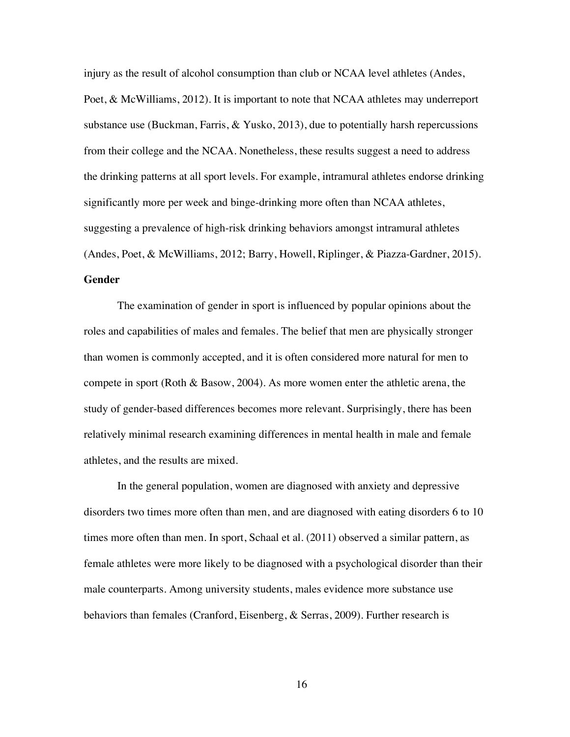injury as the result of alcohol consumption than club or NCAA level athletes (Andes, Poet, & McWilliams, 2012). It is important to note that NCAA athletes may underreport substance use (Buckman, Farris, & Yusko, 2013), due to potentially harsh repercussions from their college and the NCAA. Nonetheless, these results suggest a need to address the drinking patterns at all sport levels. For example, intramural athletes endorse drinking significantly more per week and binge-drinking more often than NCAA athletes, suggesting a prevalence of high-risk drinking behaviors amongst intramural athletes (Andes, Poet, & McWilliams, 2012; Barry, Howell, Riplinger, & Piazza-Gardner, 2015).

**Gender**

The examination of gender in sport is influenced by popular opinions about the roles and capabilities of males and females. The belief that men are physically stronger than women is commonly accepted, and it is often considered more natural for men to compete in sport (Roth & Basow, 2004). As more women enter the athletic arena, the study of gender-based differences becomes more relevant. Surprisingly, there has been relatively minimal research examining differences in mental health in male and female athletes, and the results are mixed.

In the general population, women are diagnosed with anxiety and depressive disorders two times more often than men, and are diagnosed with eating disorders 6 to 10 times more often than men. In sport, Schaal et al. (2011) observed a similar pattern, as female athletes were more likely to be diagnosed with a psychological disorder than their male counterparts. Among university students, males evidence more substance use behaviors than females (Cranford, Eisenberg, & Serras, 2009). Further research is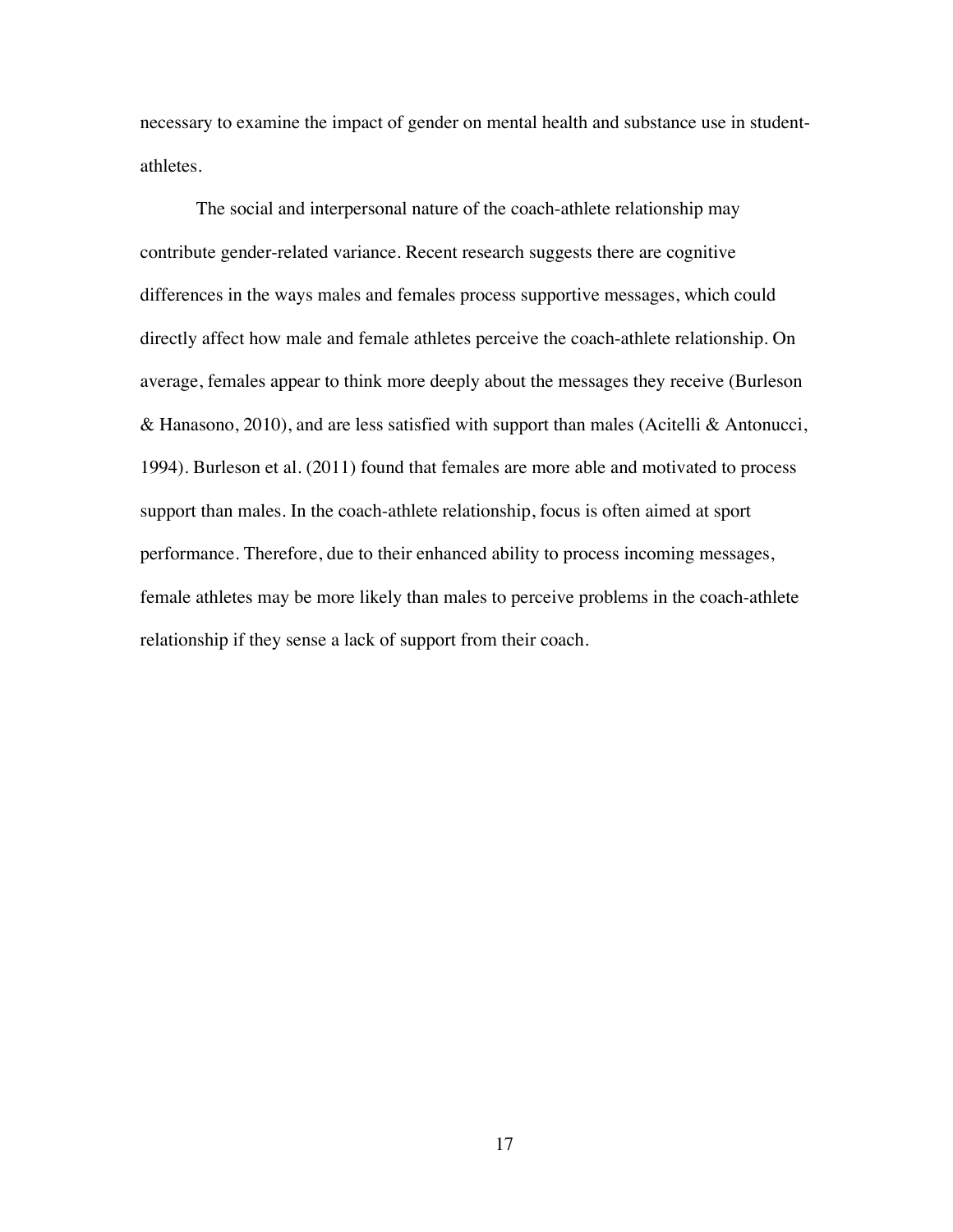necessary to examine the impact of gender on mental health and substance use in student-athletes.

The social and interpersonal nature of the coach-athlete relationship may contribute gender-related variance. Recent research suggests there are cognitive differences in the ways males and females process supportive messages, which could directly affect how male and female athletes perceive the coach-athlete relationship. On average, females appear to think more deeply about the messages they receive (Burleson & Hanasono, 2010), and are less satisfied with support than males (Acitelli & Antonucci, 1994). Burleson et al. (2011) found that females are more able and motivated to process support than males. In the coach-athlete relationship, focus is often aimed at sport performance. Therefore, due to their enhanced ability to process incoming messages, female athletes may be more likely than males to perceive problems in the coach-athlete relationship if they sense a lack of support from their coach.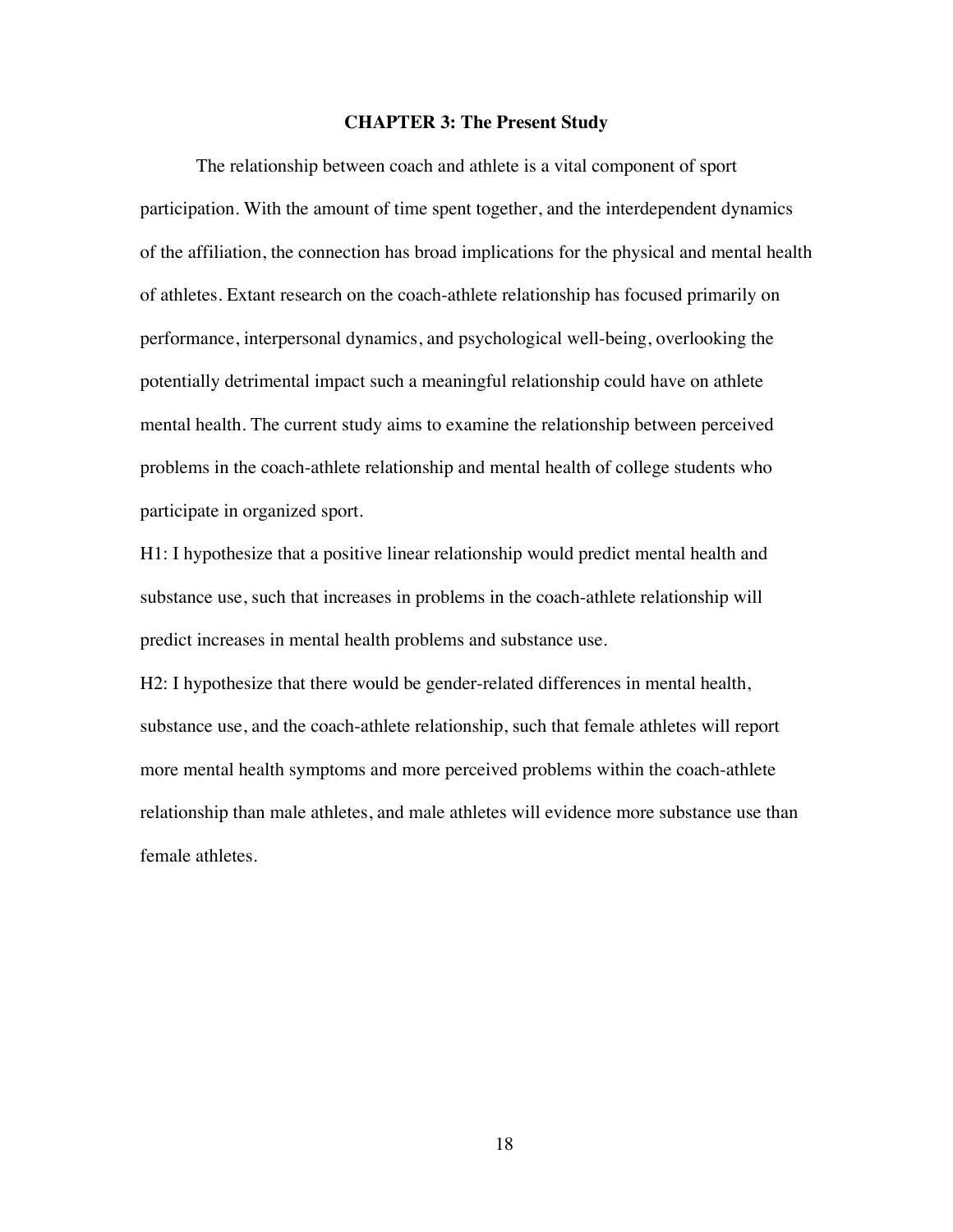# CHAPTER 3: The Present Study

The relationship between coach and athlete is a vital component of sport participation. With the amount of time spent together, and the interdependent dynamics of the affiliation, the connection has broad implications for the physical and mental health of athletes. Extant research on the coach-athlete relationship has focused primarily on performance, interpersonal dynamics, and psychological well-being, overlooking the potentially detrimental impact such a meaningful relationship could have on athlete mental health. The current study aims to examine the relationship between perceived problems in the coach-athlete relationship and mental health of college students who participate in organized sport.

H1: I hypothesize that a positive linear relationship would predict mental health and substance use, such that increases in problems in the coach-athlete relationship will predict increases in mental health problems and substance use.

H2: I hypothesize that there would be gender-related differences in mental health, substance use, and the coach-athlete relationship, such that female athletes will report more mental health symptoms and more perceived problems within the coach-athlete relationship than male athletes, and male athletes will evidence more substance use than female athletes.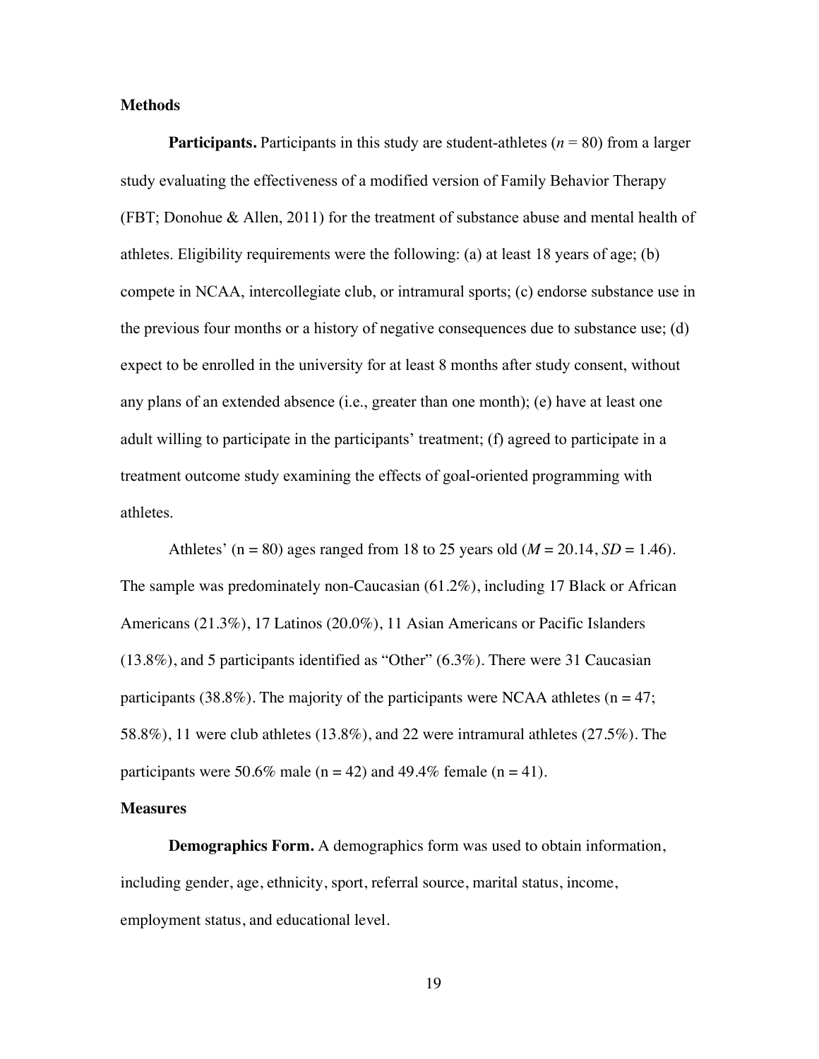## Methods

**Participants.** Participants in this study are student-athletes (*n* = 80) from a larger study evaluating the effectiveness of a modified version of Family Behavior Therapy (FBT; Donohue & Allen, 2011) for the treatment of substance abuse and mental health of athletes. Eligibility requirements were the following: (a) at least 18 years of age; (b) compete in NCAA, intercollegiate club, or intramural sports; (c) endorse substance use in the previous four months or a history of negative consequences due to substance use; (d) expect to be enrolled in the university for at least 8 months after study consent, without any plans of an extended absence (i.e., greater than one month); (e) have at least one adult willing to participate in the participants' treatment; (f) agreed to participate in a treatment outcome study examining the effects of goal-oriented programming with athletes.

Athletes' (n = 80) ages ranged from 18 to 25 years old (*M* = 20.14, *SD* = 1.46). The sample was predominately non-Caucasian (61.2%), including 17 Black or African Americans (21.3%), 17 Latinos (20.0%), 11 Asian Americans or Pacific Islanders (13.8%), and 5 participants identified as "Other" (6.3%). There were 31 Caucasian participants (38.8%). The majority of the participants were NCAA athletes (n = 47; 58.8%), 11 were club athletes (13.8%), and 22 were intramural athletes (27.5%). The participants were 50.6% male (n = 42) and 49.4% female (n = 41).

## Measures

**Demographics Form.** A demographics form was used to obtain information, including gender, age, ethnicity, sport, referral source, marital status, income, employment status, and educational level.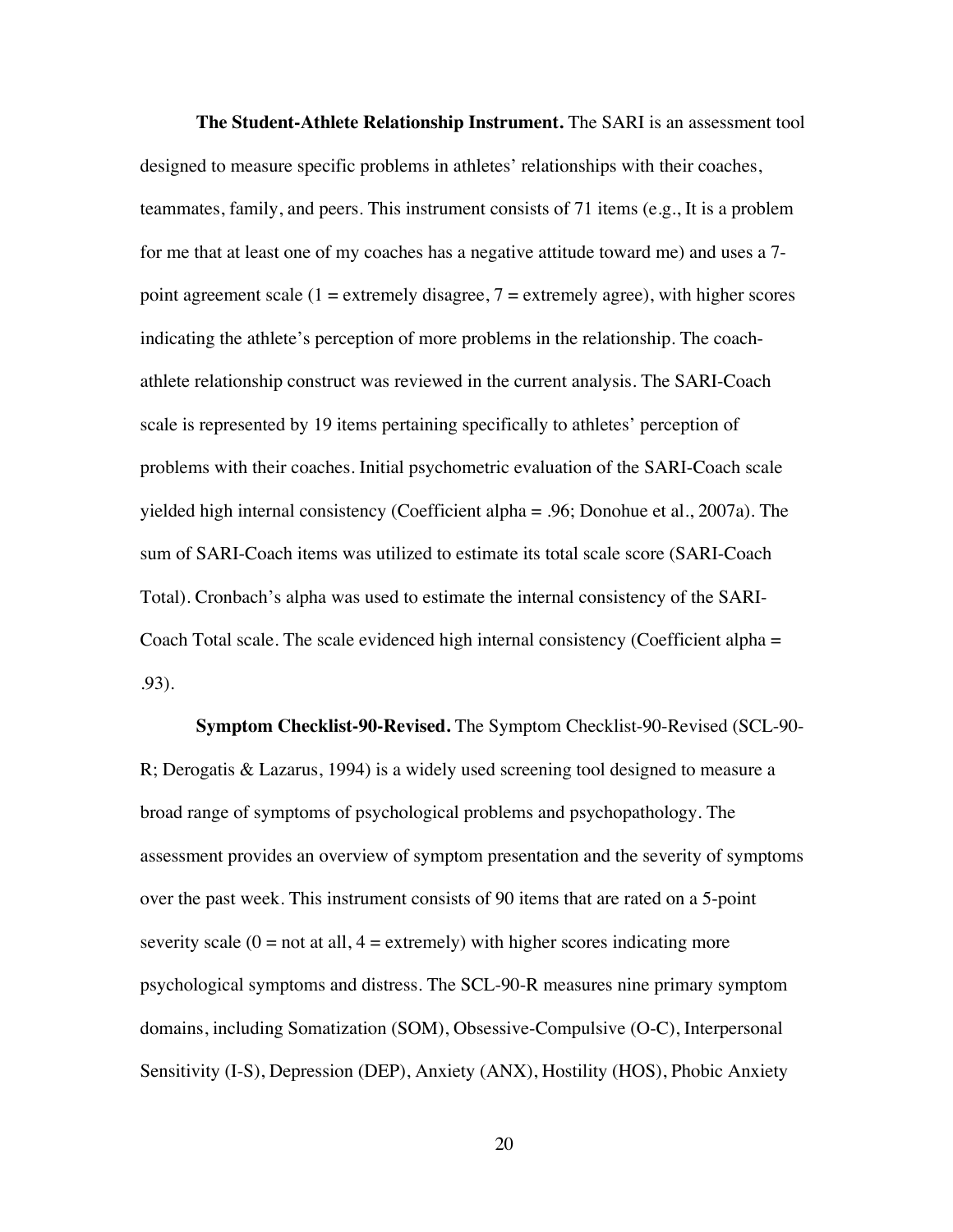**The Student-Athlete Relationship Instrument.** The SARI is an assessment tool designed to measure specific problems in athletes' relationships with their coaches, teammates, family, and peers. This instrument consists of 71 items (e.g., It is a problem for me that at least one of my coaches has a negative attitude toward me) and uses a 7-point agreement scale (1 = extremely disagree, 7 = extremely agree), with higher scores indicating the athlete's perception of more problems in the relationship. The coach-athlete relationship construct was reviewed in the current analysis. The SARI-Coach scale is represented by 19 items pertaining specifically to athletes' perception of problems with their coaches. Initial psychometric evaluation of the SARI-Coach scale yielded high internal consistency (Coefficient alpha = .96; Donohue et al., 2007a). The sum of SARI-Coach items was utilized to estimate its total scale score (SARI-Coach Total). Cronbach's alpha was used to estimate the internal consistency of the SARI-Coach Total scale. The scale evidenced high internal consistency (Coefficient alpha = .93).

**Symptom Checklist-90-Revised.** The Symptom Checklist-90-Revised (SCL-90-R; Derogatis & Lazarus, 1994) is a widely used screening tool designed to measure a broad range of symptoms of psychological problems and psychopathology. The assessment provides an overview of symptom presentation and the severity of symptoms over the past week. This instrument consists of 90 items that are rated on a 5-point severity scale (0 = not at all, 4 = extremely) with higher scores indicating more psychological symptoms and distress. The SCL-90-R measures nine primary symptom domains, including Somatization (SOM), Obsessive-Compulsive (O-C), Interpersonal Sensitivity (I-S), Depression (DEP), Anxiety (ANX), Hostility (HOS), Phobic Anxiety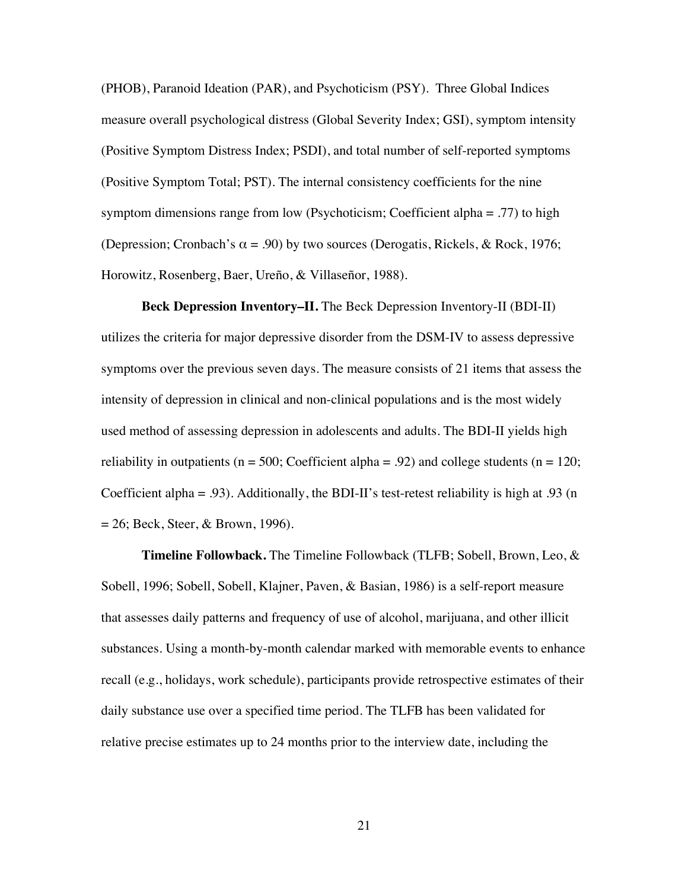(PHOB), Paranoid Ideation (PAR), and Psychoticism (PSY). Three Global Indices measure overall psychological distress (Global Severity Index; GSI), symptom intensity (Positive Symptom Distress Index; PSDI), and total number of self-reported symptoms (Positive Symptom Total; PST). The internal consistency coefficients for the nine symptom dimensions range from low (Psychoticism; Coefficient alpha = .77) to high (Depression; Cronbach's $\alpha$ = .90) by two sources (Derogatis, Rickels, & Rock, 1976; Horowitz, Rosenberg, Baer, Ureño, & Villaseñor, 1988).

**Beck Depression Inventory–II.** The Beck Depression Inventory-II (BDI-II) utilizes the criteria for major depressive disorder from the DSM-IV to assess depressive symptoms over the previous seven days. The measure consists of 21 items that assess the intensity of depression in clinical and non-clinical populations and is the most widely used method of assessing depression in adolescents and adults. The BDI-II yields high reliability in outpatients (n = 500; Coefficient alpha = .92) and college students (n = 120; Coefficient alpha = .93). Additionally, the BDI-II's test-retest reliability is high at .93 (n = 26; Beck, Steer, & Brown, 1996).

**Timeline Followback.** The Timeline Followback (TLFB; Sobell, Brown, Leo, & Sobell, 1996; Sobell, Sobell, Klajner, Paven, & Basian, 1986) is a self-report measure that assesses daily patterns and frequency of use of alcohol, marijuana, and other illicit substances. Using a month-by-month calendar marked with memorable events to enhance recall (e.g., holidays, work schedule), participants provide retrospective estimates of their daily substance use over a specified time period. The TLFB has been validated for relative precise estimates up to 24 months prior to the interview date, including the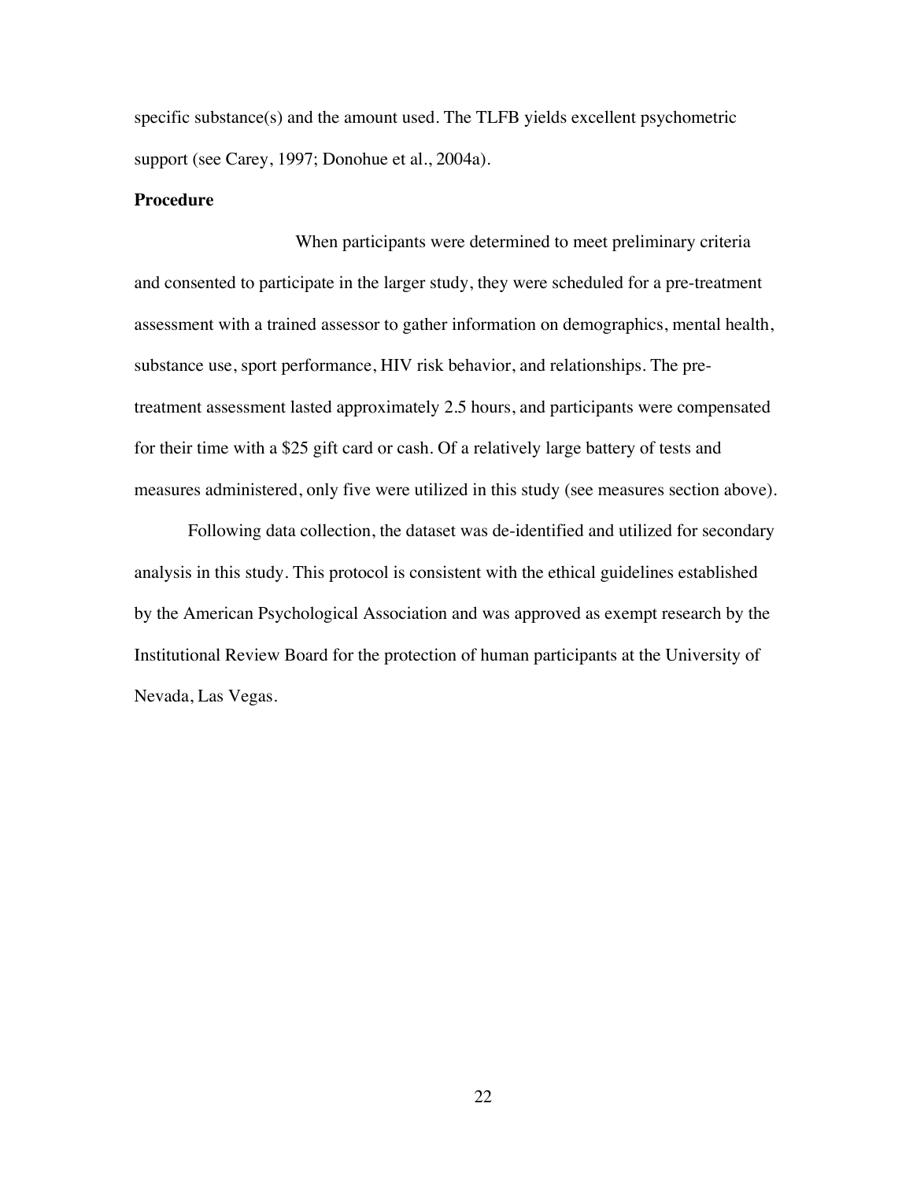specific substance(s) and the amount used. The TLFB yields excellent psychometric support (see Carey, 1997; Donohue et al., 2004a).

**Procedure**

When participants were determined to meet preliminary criteria and consented to participate in the larger study, they were scheduled for a pre-treatment assessment with a trained assessor to gather information on demographics, mental health, substance use, sport performance, HIV risk behavior, and relationships. The pre-treatment assessment lasted approximately 2.5 hours, and participants were compensated for their time with a $25 gift card or cash. Of a relatively large battery of tests and measures administered, only five were utilized in this study (see measures section above).

Following data collection, the dataset was de-identified and utilized for secondary analysis in this study. This protocol is consistent with the ethical guidelines established by the American Psychological Association and was approved as exempt research by the Institutional Review Board for the protection of human participants at the University of Nevada, Las Vegas.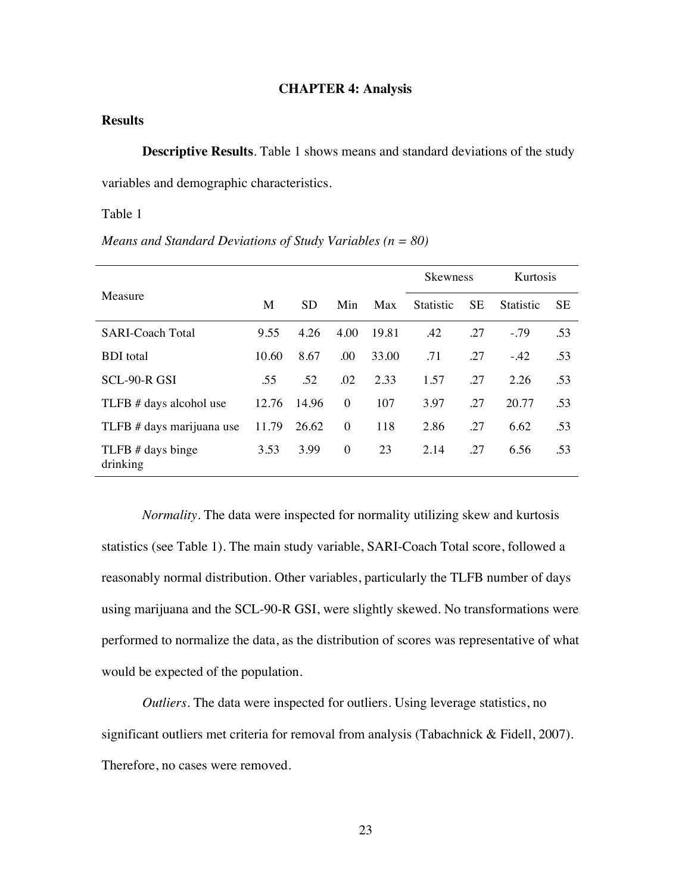# CHAPTER 4: Analysis

## Results

**Descriptive Results**. Table 1 shows means and standard deviations of the study variables and demographic characteristics.

Table 1

*Means and Standard Deviations of Study Variables (n = 80)*

| Measure | M | SD | Min | Max | Skewness | | Kurtosis | |
|---|---|---|---|---|---|---|---|---|
| | | | | | Statistic | SE | Statistic | SE |
| SARI-Coach Total | 9.55 | 4.26 | 4.00 | 19.81 | .42 | .27 | -.79 | .53 |
| BDI total | 10.60 | 8.67 | .00 | 33.00 | .71 | .27 | -.42 | .53 |
| SCL-90-R GSI | .55 | .52 | .02 | 2.33 | 1.57 | .27 | 2.26 | .53 |
| TLFB # days alcohol use | 12.76 | 14.96 | 0 | 107 | 3.97 | .27 | 20.77 | .53 |
| TLFB # days marijuana use | 11.79 | 26.62 | 0 | 118 | 2.86 | .27 | 6.62 | .53 |
| TLFB # days binge drinking | 3.53 | 3.99 | 0 | 23 | 2.14 | .27 | 6.56 | .53 |

*Normality*. The data were inspected for normality utilizing skew and kurtosis statistics (see Table 1). The main study variable, SARI-Coach Total score, followed a reasonably normal distribution. Other variables, particularly the TLFB number of days using marijuana and the SCL-90-R GSI, were slightly skewed. No transformations were performed to normalize the data, as the distribution of scores was representative of what would be expected of the population.

*Outliers*. The data were inspected for outliers. Using leverage statistics, no significant outliers met criteria for removal from analysis (Tabachnick & Fidell, 2007). Therefore, no cases were removed.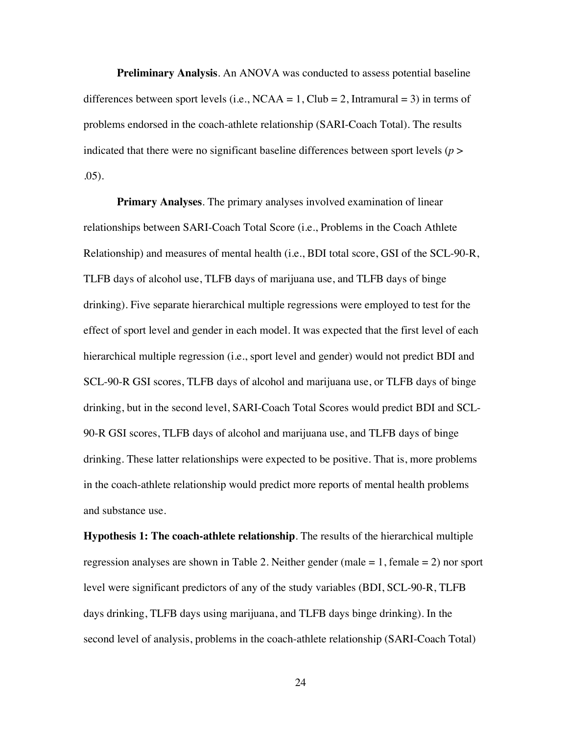**Preliminary Analysis**. An ANOVA was conducted to assess potential baseline differences between sport levels (i.e., NCAA = 1, Club = 2, Intramural = 3) in terms of problems endorsed in the coach-athlete relationship (SARI-Coach Total). The results indicated that there were no significant baseline differences between sport levels ($p > .05$).

**Primary Analyses**. The primary analyses involved examination of linear relationships between SARI-Coach Total Score (i.e., Problems in the Coach Athlete Relationship) and measures of mental health (i.e., BDI total score, GSI of the SCL-90-R, TLFB days of alcohol use, TLFB days of marijuana use, and TLFB days of binge drinking). Five separate hierarchical multiple regressions were employed to test for the effect of sport level and gender in each model. It was expected that the first level of each hierarchical multiple regression (i.e., sport level and gender) would not predict BDI and SCL-90-R GSI scores, TLFB days of alcohol and marijuana use, or TLFB days of binge drinking, but in the second level, SARI-Coach Total Scores would predict BDI and SCL-90-R GSI scores, TLFB days of alcohol and marijuana use, and TLFB days of binge drinking. These latter relationships were expected to be positive. That is, more problems in the coach-athlete relationship would predict more reports of mental health problems and substance use.

**Hypothesis 1: The coach-athlete relationship**. The results of the hierarchical multiple regression analyses are shown in Table 2. Neither gender (male = 1, female = 2) nor sport level were significant predictors of any of the study variables (BDI, SCL-90-R, TLFB days drinking, TLFB days using marijuana, and TLFB days binge drinking). In the second level of analysis, problems in the coach-athlete relationship (SARI-Coach Total)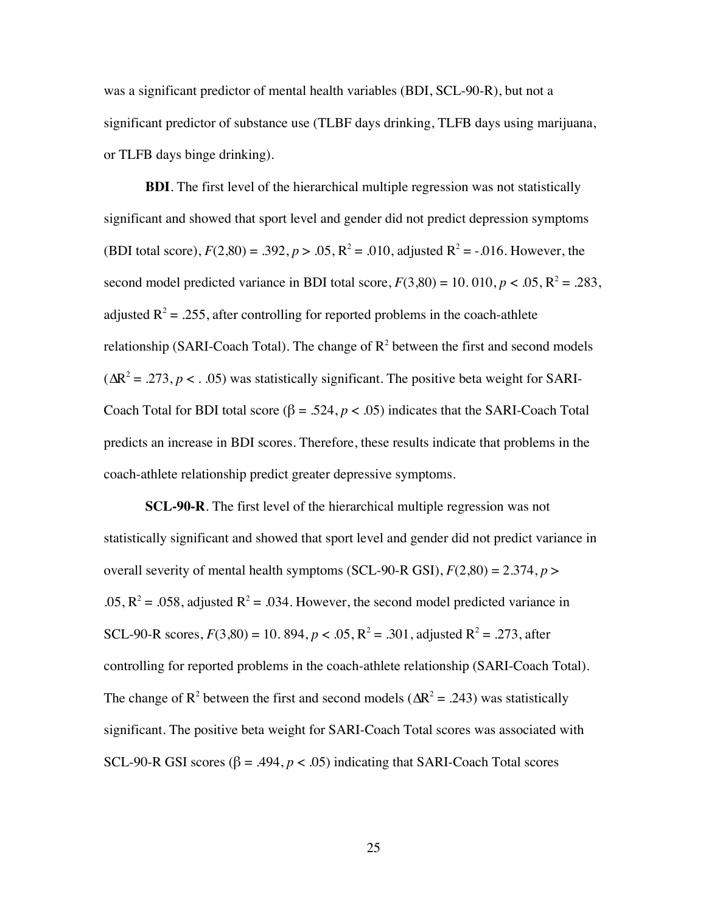was a significant predictor of mental health variables (BDI, SCL-90-R), but not a significant predictor of substance use (TLBF days drinking, TLFB days using marijuana, or TLFB days binge drinking).

**BDI**. The first level of the hierarchical multiple regression was not statistically significant and showed that sport level and gender did not predict depression symptoms (BDI total score), $F(2,80) = .392$, $p > .05$, $R^2 = .010$, adjusted $R^2 = -.016$. However, the second model predicted variance in BDI total score, $F(3,80) = 10.010$, $p < .05$, $R^2 = .283$, adjusted $R^2 = .255$, after controlling for reported problems in the coach-athlete relationship (SARI-Coach Total). The change of $R^2$ between the first and second models ($\Delta R^2 = .273$, $p < .05$) was statistically significant. The positive beta weight for SARI-Coach Total for BDI total score ($\beta = .524$, $p < .05$) indicates that the SARI-Coach Total predicts an increase in BDI scores. Therefore, these results indicate that problems in the coach-athlete relationship predict greater depressive symptoms.

**SCL-90-R**. The first level of the hierarchical multiple regression was not statistically significant and showed that sport level and gender did not predict variance in overall severity of mental health symptoms (SCL-90-R GSI), $F(2,80) = 2.374$, $p > .05$, $R^2 = .058$, adjusted $R^2 = .034$. However, the second model predicted variance in SCL-90-R scores, $F(3,80) = 10.894$, $p < .05$, $R^2 = .301$, adjusted $R^2 = .273$, after controlling for reported problems in the coach-athlete relationship (SARI-Coach Total). The change of $R^2$ between the first and second models ($\Delta R^2 = .243$) was statistically significant. The positive beta weight for SARI-Coach Total scores was associated with SCL-90-R GSI scores ($\beta = .494$, $p < .05$) indicating that SARI-Coach Total scores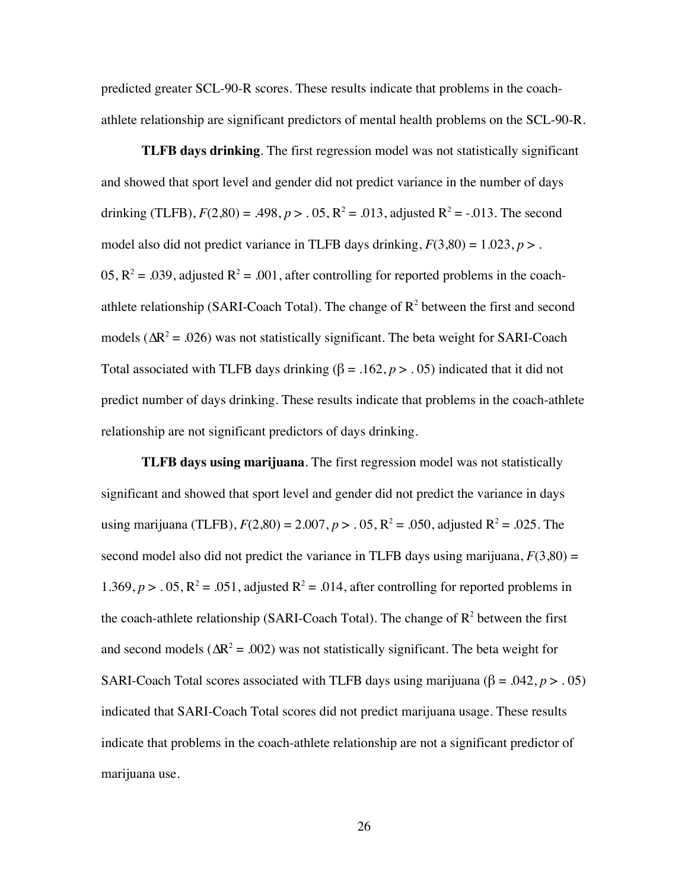predicted greater SCL-90-R scores. These results indicate that problems in the coach-athlete relationship are significant predictors of mental health problems on the SCL-90-R.

**TLFB days drinking**. The first regression model was not statistically significant and showed that sport level and gender did not predict variance in the number of days drinking (TLFB), $F(2,80) = .498$, $p > .05$, $R^2 = .013$, adjusted $R^2 = -.013$. The second model also did not predict variance in TLFB days drinking, $F(3,80) = 1.023$, $p > .05$, $R^2 = .039$, adjusted $R^2 = .001$, after controlling for reported problems in the coach-athlete relationship (SARI-Coach Total). The change of $R^2$ between the first and second models ($\Delta R^2 = .026$) was not statistically significant. The beta weight for SARI-Coach Total associated with TLFB days drinking ($\beta = .162$, $p > .05$) indicated that it did not predict number of days drinking. These results indicate that problems in the coach-athlete relationship are not significant predictors of days drinking.

**TLFB days using marijuana**. The first regression model was not statistically significant and showed that sport level and gender did not predict the variance in days using marijuana (TLFB), $F(2,80) = 2.007$, $p > .05$, $R^2 = .050$, adjusted $R^2 = .025$. The second model also did not predict the variance in TLFB days using marijuana, $F(3,80) = 1.369$, $p > .05$, $R^2 = .051$, adjusted $R^2 = .014$, after controlling for reported problems in the coach-athlete relationship (SARI-Coach Total). The change of $R^2$ between the first and second models ($\Delta R^2 = .002$) was not statistically significant. The beta weight for SARI-Coach Total scores associated with TLFB days using marijuana ($\beta = .042$, $p > .05$) indicated that SARI-Coach Total scores did not predict marijuana usage. These results indicate that problems in the coach-athlete relationship are not a significant predictor of marijuana use.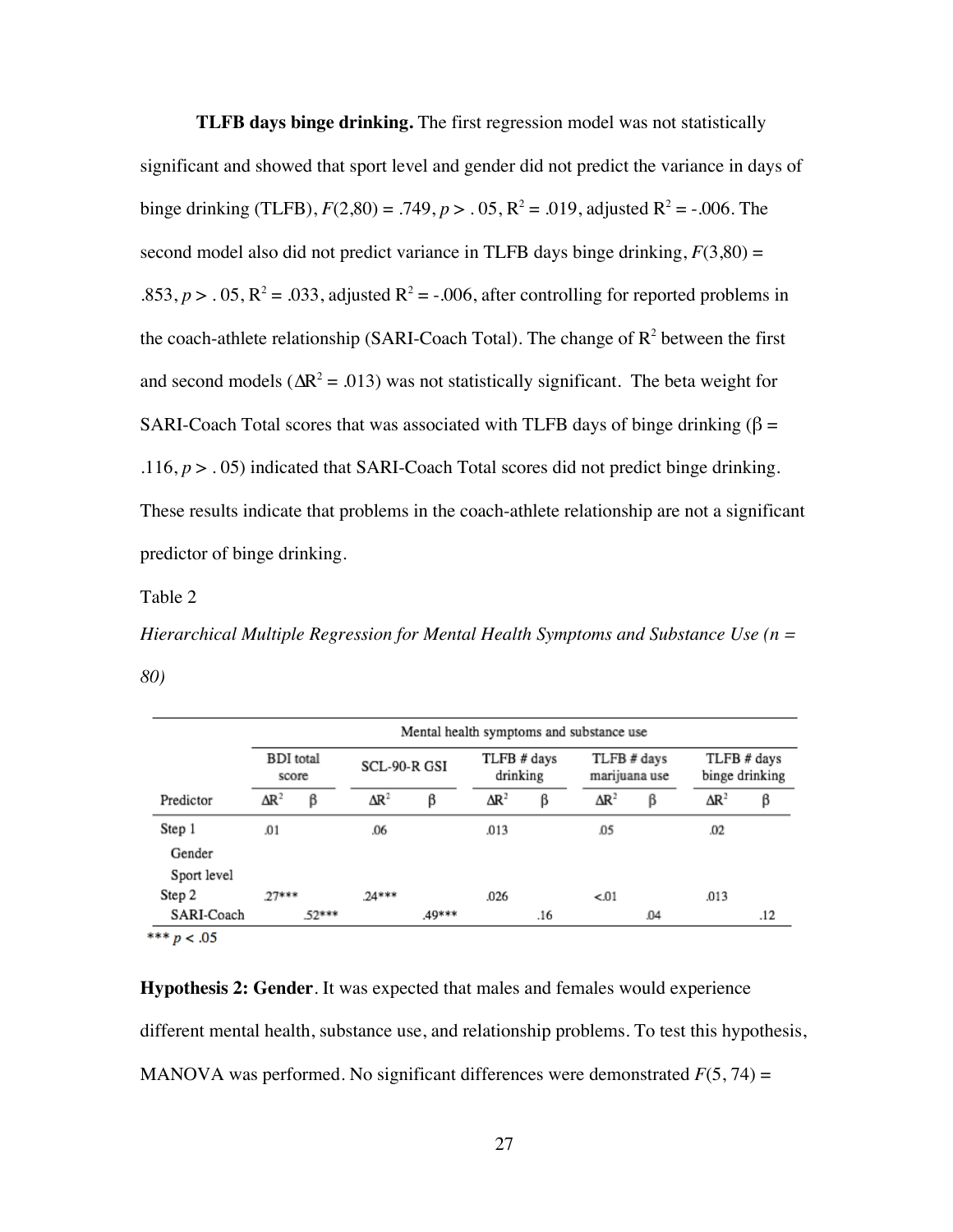**TLFB days binge drinking.** The first regression model was not statistically significant and showed that sport level and gender did not predict the variance in days of binge drinking (TLFB), $F(2,80) = .749$, $p > .05$, $R^2 = .019$, adjusted $R^2 = -.006$. The second model also did not predict variance in TLFB days binge drinking, $F(3,80) = .853$, $p > .05$, $R^2 = .033$, adjusted $R^2 = -.006$, after controlling for reported problems in the coach-athlete relationship (SARI-Coach Total). The change of $R^2$ between the first and second models ($\Delta R^2 = .013$) was not statistically significant. The beta weight for SARI-Coach Total scores that was associated with TLFB days of binge drinking ($\beta = .116$, $p > .05$) indicated that SARI-Coach Total scores did not predict binge drinking. These results indicate that problems in the coach-athlete relationship are not a significant predictor of binge drinking.

Table 2

*Hierarchical Multiple Regression for Mental Health Symptoms and Substance Use (n = 80)*

| | Mental health symptoms and substance use | | | | | | | | | |
|---|---|---|---|---|---|---|---|---|---|---|
| | BDI total score | | SCL-90-R GSI | | TLFB # days drinking | | TLFB # days marijuana use | | TLFB # days binge drinking | |
| Predictor | $\Delta R^2$ | $\beta$ | $\Delta R^2$ | $\beta$ | $\Delta R^2$ | $\beta$ | $\Delta R^2$ | $\beta$ | $\Delta R^2$ | $\beta$ |
| Step 1 | .01 | | .06 | | .013 | | .05 | | .02 | |
| Gender | | | | | | | | | | |
| Sport level | | | | | | | | | | |
| Step 2 | .27*** | | .24*** | | .026 | | <.01 | | .013 | |
| SARI-Coach | | .52*** | | .49*** | | .16 | | .04 | | .12 |

*** $p < .05$

**Hypothesis 2: Gender**. It was expected that males and females would experience different mental health, substance use, and relationship problems. To test this hypothesis, MANOVA was performed. No significant differences were demonstrated $F(5, 74) =$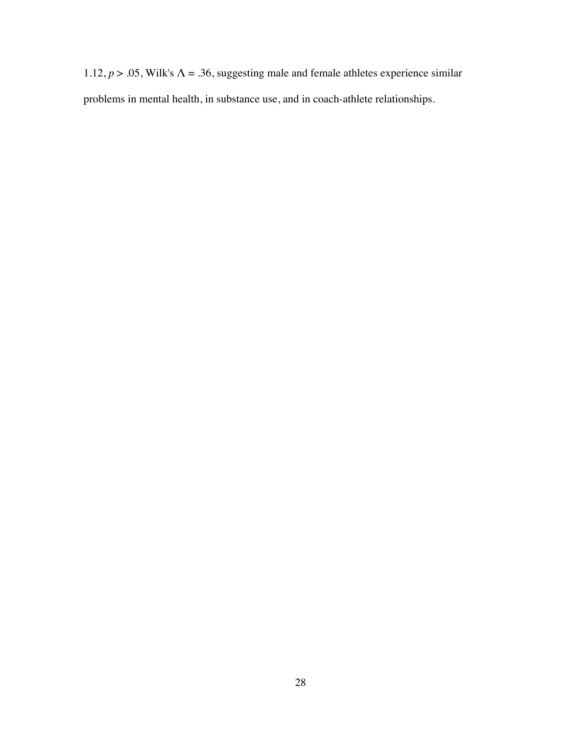1.12, $p > .05$, Wilk's $\Lambda = .36$, suggesting male and female athletes experience similar problems in mental health, in substance use, and in coach-athlete relationships.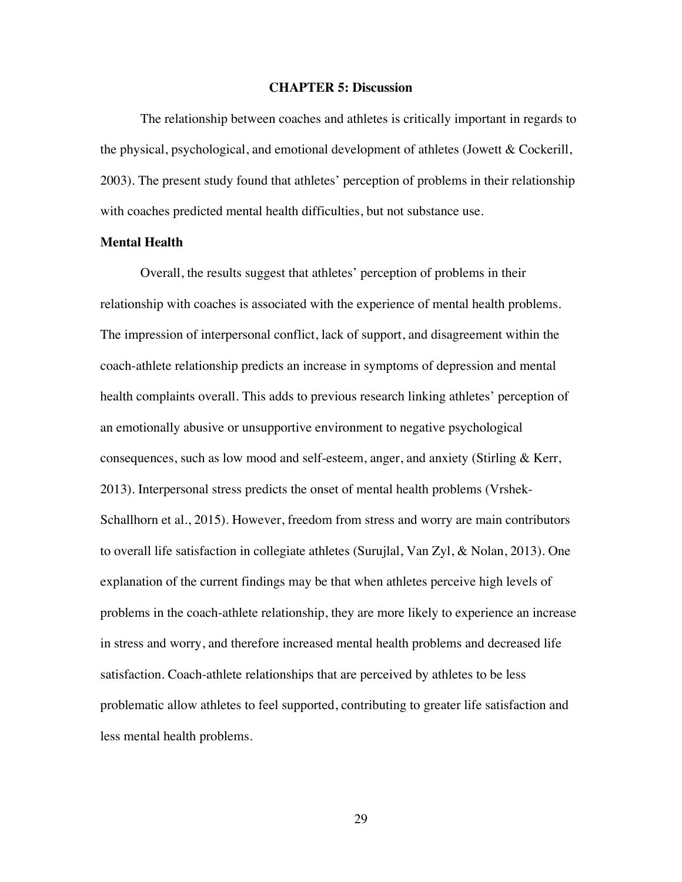# CHAPTER 5: Discussion

The relationship between coaches and athletes is critically important in regards to the physical, psychological, and emotional development of athletes (Jowett & Cockerill, 2003). The present study found that athletes' perception of problems in their relationship with coaches predicted mental health difficulties, but not substance use.

## Mental Health

Overall, the results suggest that athletes' perception of problems in their relationship with coaches is associated with the experience of mental health problems. The impression of interpersonal conflict, lack of support, and disagreement within the coach-athlete relationship predicts an increase in symptoms of depression and mental health complaints overall. This adds to previous research linking athletes' perception of an emotionally abusive or unsupportive environment to negative psychological consequences, such as low mood and self-esteem, anger, and anxiety (Stirling & Kerr, 2013). Interpersonal stress predicts the onset of mental health problems (Vrshek-Schallhorn et al., 2015). However, freedom from stress and worry are main contributors to overall life satisfaction in collegiate athletes (Surujlal, Van Zyl, & Nolan, 2013). One explanation of the current findings may be that when athletes perceive high levels of problems in the coach-athlete relationship, they are more likely to experience an increase in stress and worry, and therefore increased mental health problems and decreased life satisfaction. Coach-athlete relationships that are perceived by athletes to be less problematic allow athletes to feel supported, contributing to greater life satisfaction and less mental health problems.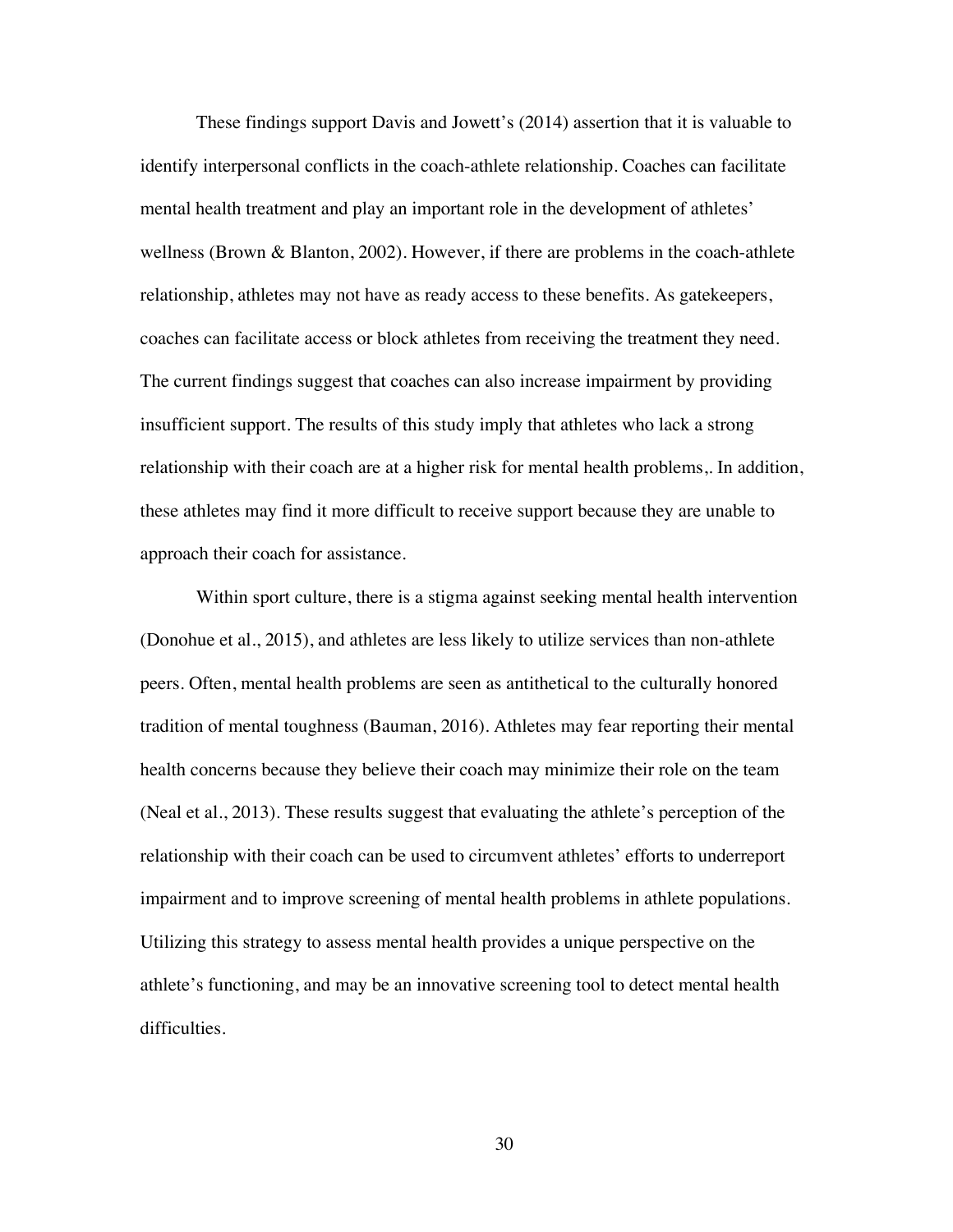These findings support Davis and Jowett's (2014) assertion that it is valuable to identify interpersonal conflicts in the coach-athlete relationship. Coaches can facilitate mental health treatment and play an important role in the development of athletes' wellness (Brown & Blanton, 2002). However, if there are problems in the coach-athlete relationship, athletes may not have as ready access to these benefits. As gatekeepers, coaches can facilitate access or block athletes from receiving the treatment they need. The current findings suggest that coaches can also increase impairment by providing insufficient support. The results of this study imply that athletes who lack a strong relationship with their coach are at a higher risk for mental health problems,. In addition, these athletes may find it more difficult to receive support because they are unable to approach their coach for assistance.

Within sport culture, there is a stigma against seeking mental health intervention (Donohue et al., 2015), and athletes are less likely to utilize services than non-athlete peers. Often, mental health problems are seen as antithetical to the culturally honored tradition of mental toughness (Bauman, 2016). Athletes may fear reporting their mental health concerns because they believe their coach may minimize their role on the team (Neal et al., 2013). These results suggest that evaluating the athlete's perception of the relationship with their coach can be used to circumvent athletes' efforts to underreport impairment and to improve screening of mental health problems in athlete populations. Utilizing this strategy to assess mental health provides a unique perspective on the athlete's functioning, and may be an innovative screening tool to detect mental health difficulties.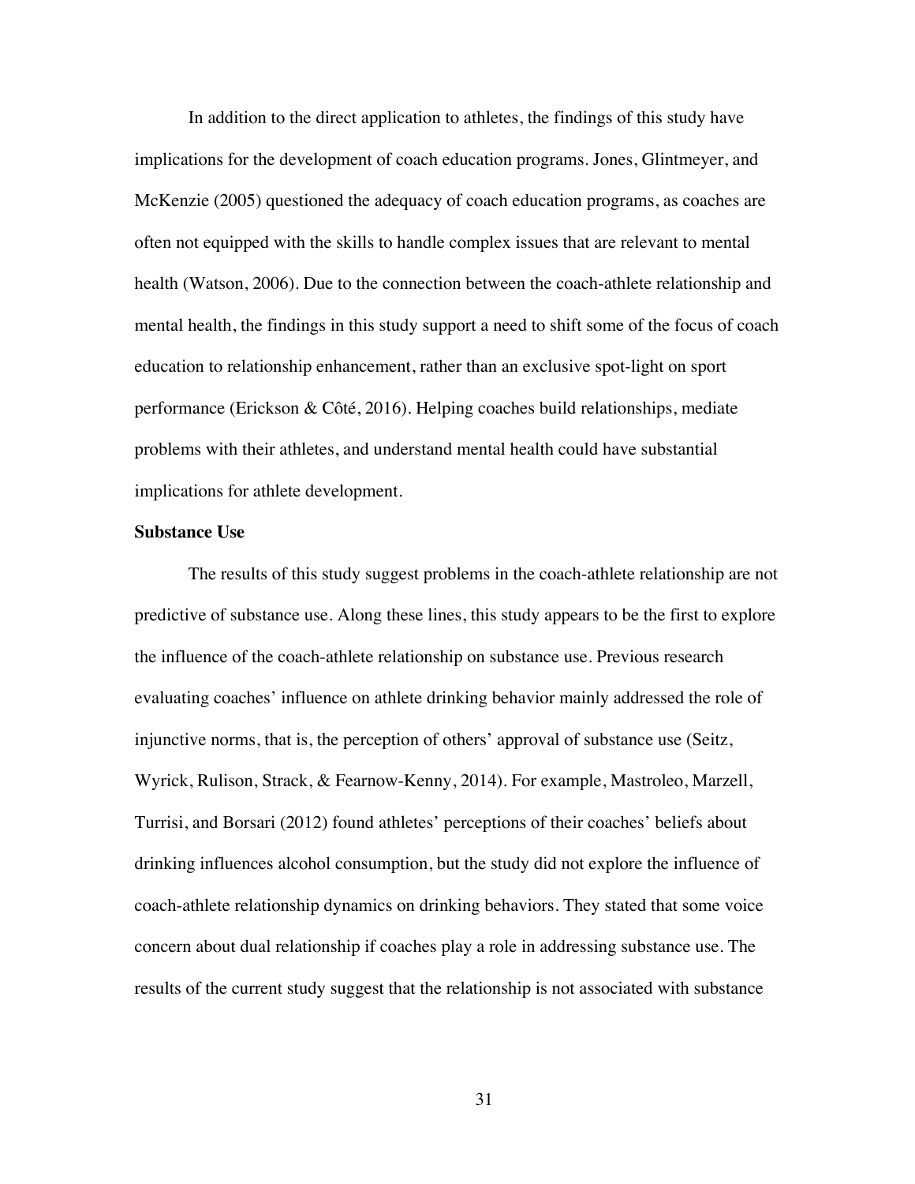In addition to the direct application to athletes, the findings of this study have implications for the development of coach education programs. Jones, Glintmeyer, and McKenzie (2005) questioned the adequacy of coach education programs, as coaches are often not equipped with the skills to handle complex issues that are relevant to mental health (Watson, 2006). Due to the connection between the coach-athlete relationship and mental health, the findings in this study support a need to shift some of the focus of coach education to relationship enhancement, rather than an exclusive spot-light on sport performance (Erickson & Côté, 2016). Helping coaches build relationships, mediate problems with their athletes, and understand mental health could have substantial implications for athlete development.

**Substance Use**

The results of this study suggest problems in the coach-athlete relationship are not predictive of substance use. Along these lines, this study appears to be the first to explore the influence of the coach-athlete relationship on substance use. Previous research evaluating coaches' influence on athlete drinking behavior mainly addressed the role of injunctive norms, that is, the perception of others' approval of substance use (Seitz, Wyrick, Rulison, Strack, & Fearnow-Kenny, 2014). For example, Mastroleo, Marzell, Turrisi, and Borsari (2012) found athletes' perceptions of their coaches' beliefs about drinking influences alcohol consumption, but the study did not explore the influence of coach-athlete relationship dynamics on drinking behaviors. They stated that some voice concern about dual relationship if coaches play a role in addressing substance use. The results of the current study suggest that the relationship is not associated with substance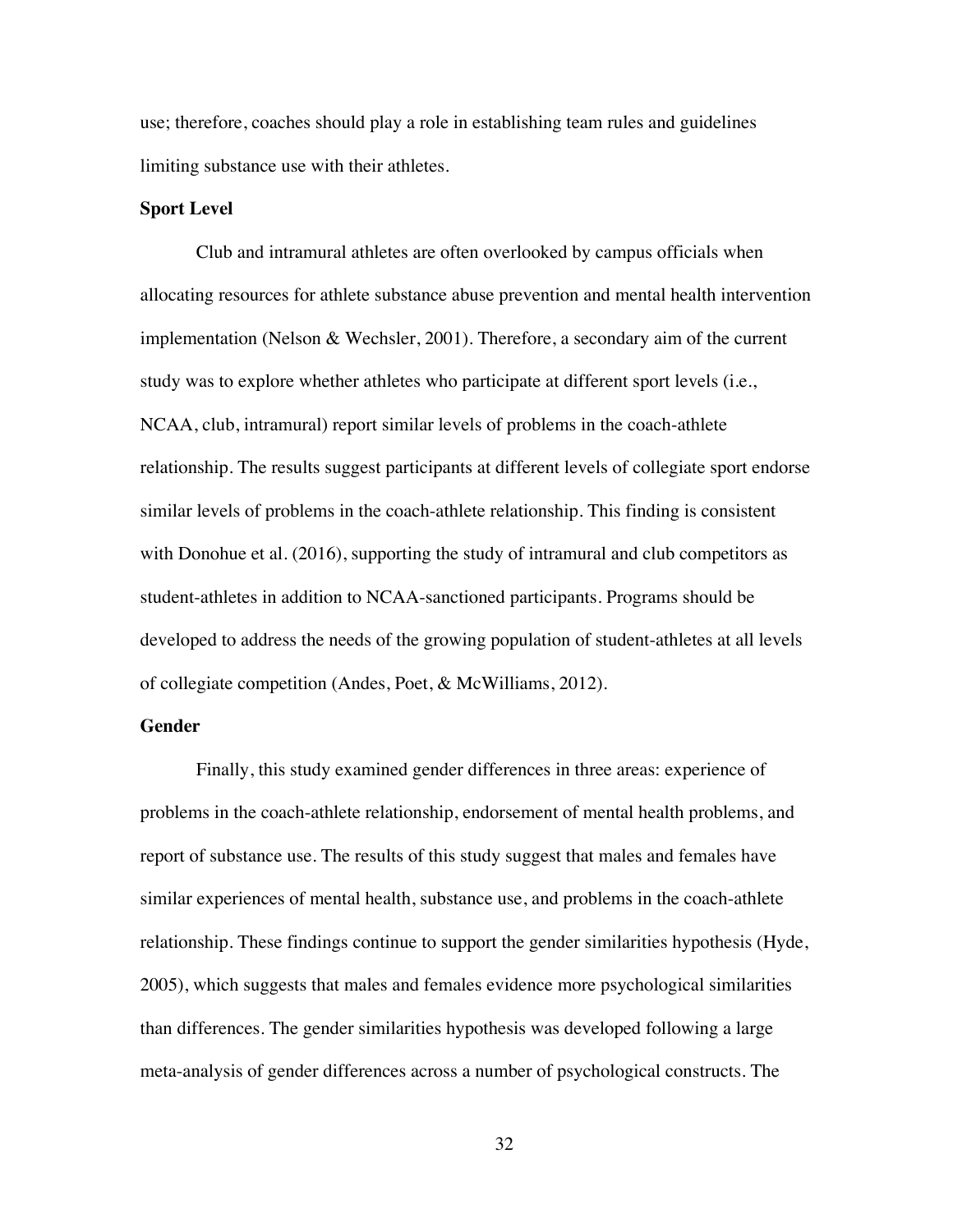use; therefore, coaches should play a role in establishing team rules and guidelines limiting substance use with their athletes.

**Sport Level**

Club and intramural athletes are often overlooked by campus officials when allocating resources for athlete substance abuse prevention and mental health intervention implementation (Nelson & Wechsler, 2001). Therefore, a secondary aim of the current study was to explore whether athletes who participate at different sport levels (i.e., NCAA, club, intramural) report similar levels of problems in the coach-athlete relationship. The results suggest participants at different levels of collegiate sport endorse similar levels of problems in the coach-athlete relationship. This finding is consistent with Donohue et al. (2016), supporting the study of intramural and club competitors as student-athletes in addition to NCAA-sanctioned participants. Programs should be developed to address the needs of the growing population of student-athletes at all levels of collegiate competition (Andes, Poet, & McWilliams, 2012).

**Gender**

Finally, this study examined gender differences in three areas: experience of problems in the coach-athlete relationship, endorsement of mental health problems, and report of substance use. The results of this study suggest that males and females have similar experiences of mental health, substance use, and problems in the coach-athlete relationship. These findings continue to support the gender similarities hypothesis (Hyde, 2005), which suggests that males and females evidence more psychological similarities than differences. The gender similarities hypothesis was developed following a large meta-analysis of gender differences across a number of psychological constructs. The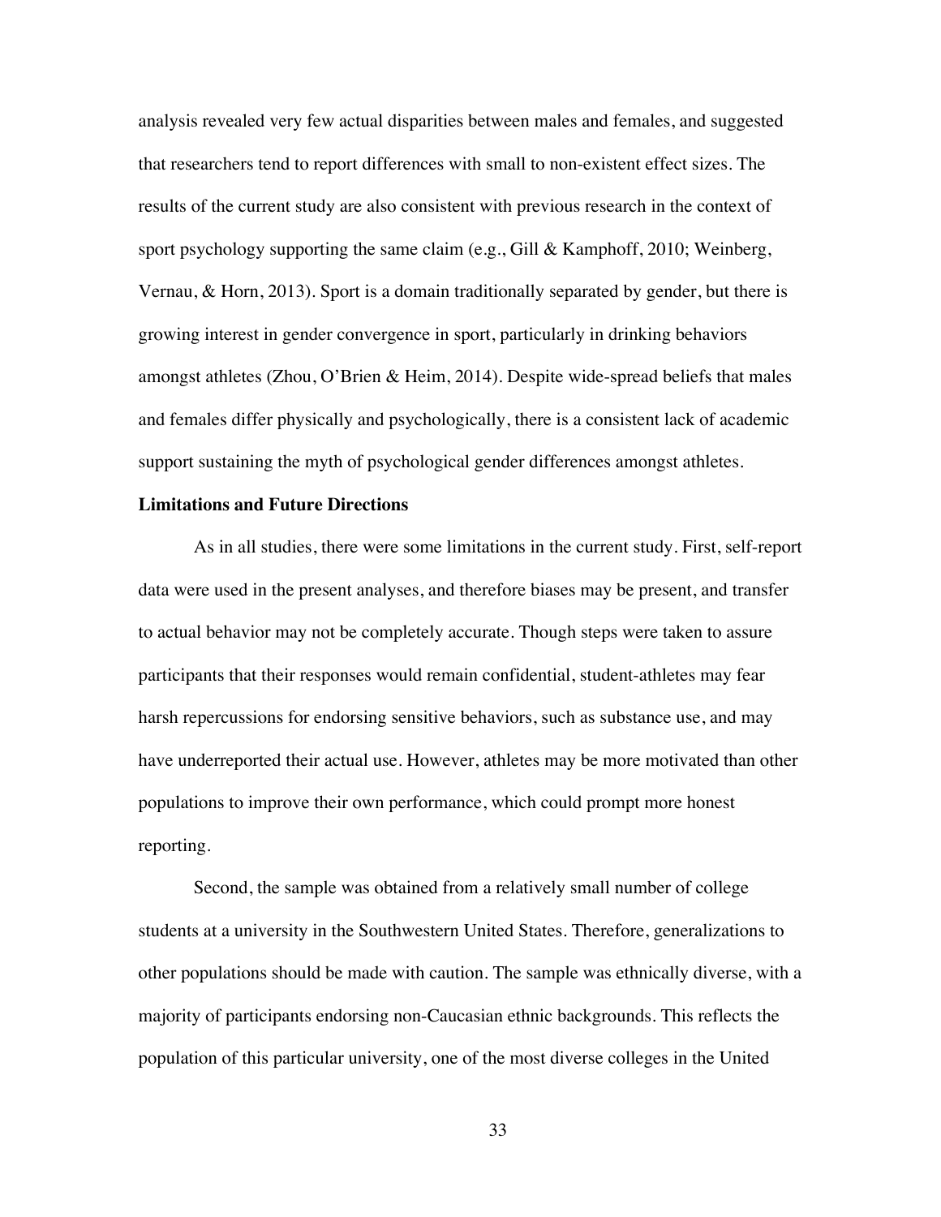analysis revealed very few actual disparities between males and females, and suggested that researchers tend to report differences with small to non-existent effect sizes. The results of the current study are also consistent with previous research in the context of sport psychology supporting the same claim (e.g., Gill & Kamphoff, 2010; Weinberg, Vernau, & Horn, 2013). Sport is a domain traditionally separated by gender, but there is growing interest in gender convergence in sport, particularly in drinking behaviors amongst athletes (Zhou, O'Brien & Heim, 2014). Despite wide-spread beliefs that males and females differ physically and psychologically, there is a consistent lack of academic support sustaining the myth of psychological gender differences amongst athletes.

**Limitations and Future Directions**

As in all studies, there were some limitations in the current study. First, self-report data were used in the present analyses, and therefore biases may be present, and transfer to actual behavior may not be completely accurate. Though steps were taken to assure participants that their responses would remain confidential, student-athletes may fear harsh repercussions for endorsing sensitive behaviors, such as substance use, and may have underreported their actual use. However, athletes may be more motivated than other populations to improve their own performance, which could prompt more honest reporting.

Second, the sample was obtained from a relatively small number of college students at a university in the Southwestern United States. Therefore, generalizations to other populations should be made with caution. The sample was ethnically diverse, with a majority of participants endorsing non-Caucasian ethnic backgrounds. This reflects the population of this particular university, one of the most diverse colleges in the United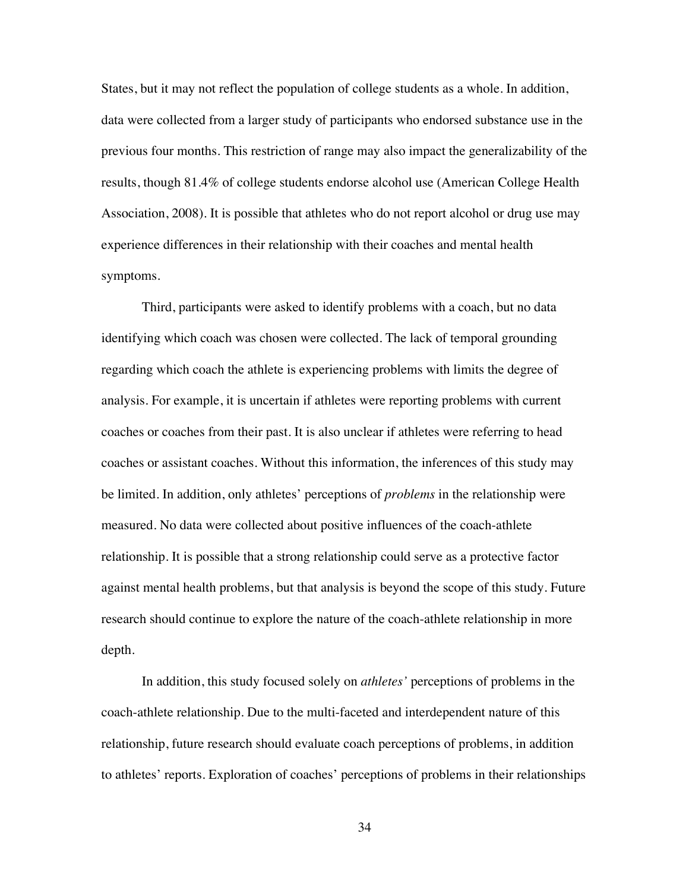States, but it may not reflect the population of college students as a whole. In addition, data were collected from a larger study of participants who endorsed substance use in the previous four months. This restriction of range may also impact the generalizability of the results, though 81.4% of college students endorse alcohol use (American College Health Association, 2008). It is possible that athletes who do not report alcohol or drug use may experience differences in their relationship with their coaches and mental health symptoms.

Third, participants were asked to identify problems with a coach, but no data identifying which coach was chosen were collected. The lack of temporal grounding regarding which coach the athlete is experiencing problems with limits the degree of analysis. For example, it is uncertain if athletes were reporting problems with current coaches or coaches from their past. It is also unclear if athletes were referring to head coaches or assistant coaches. Without this information, the inferences of this study may be limited. In addition, only athletes' perceptions of *problems* in the relationship were measured. No data were collected about positive influences of the coach-athlete relationship. It is possible that a strong relationship could serve as a protective factor against mental health problems, but that analysis is beyond the scope of this study. Future research should continue to explore the nature of the coach-athlete relationship in more depth.

In addition, this study focused solely on *athletes'* perceptions of problems in the coach-athlete relationship. Due to the multi-faceted and interdependent nature of this relationship, future research should evaluate coach perceptions of problems, in addition to athletes' reports. Exploration of coaches' perceptions of problems in their relationships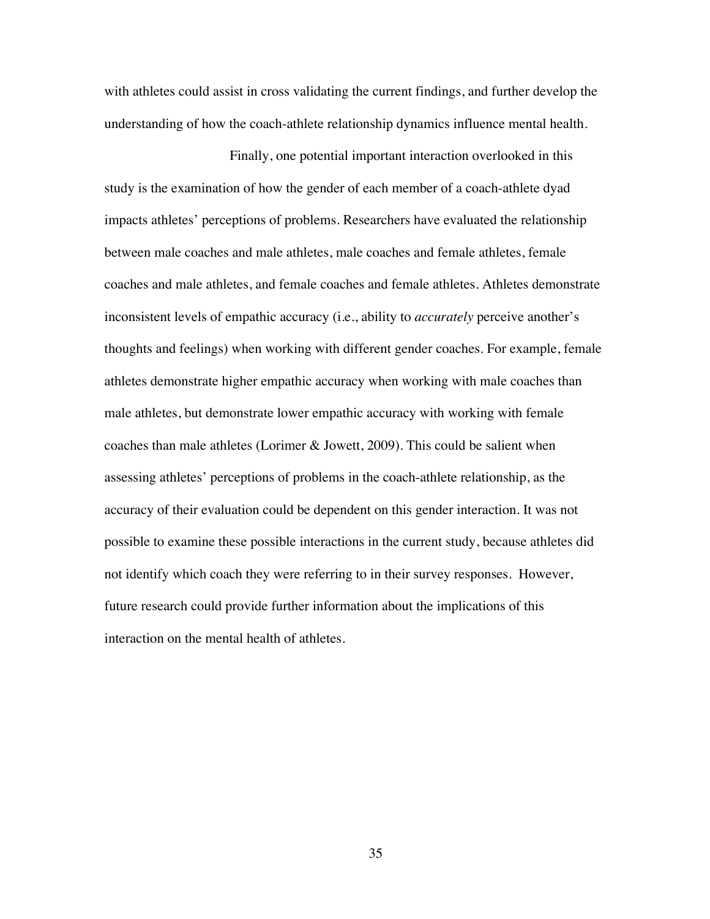with athletes could assist in cross validating the current findings, and further develop the understanding of how the coach-athlete relationship dynamics influence mental health.

Finally, one potential important interaction overlooked in this study is the examination of how the gender of each member of a coach-athlete dyad impacts athletes' perceptions of problems. Researchers have evaluated the relationship between male coaches and male athletes, male coaches and female athletes, female coaches and male athletes, and female coaches and female athletes. Athletes demonstrate inconsistent levels of empathic accuracy (i.e., ability to *accurately* perceive another's thoughts and feelings) when working with different gender coaches. For example, female athletes demonstrate higher empathic accuracy when working with male coaches than male athletes, but demonstrate lower empathic accuracy with working with female coaches than male athletes (Lorimer & Jowett, 2009). This could be salient when assessing athletes' perceptions of problems in the coach-athlete relationship, as the accuracy of their evaluation could be dependent on this gender interaction. It was not possible to examine these possible interactions in the current study, because athletes did not identify which coach they were referring to in their survey responses. However, future research could provide further information about the implications of this interaction on the mental health of athletes.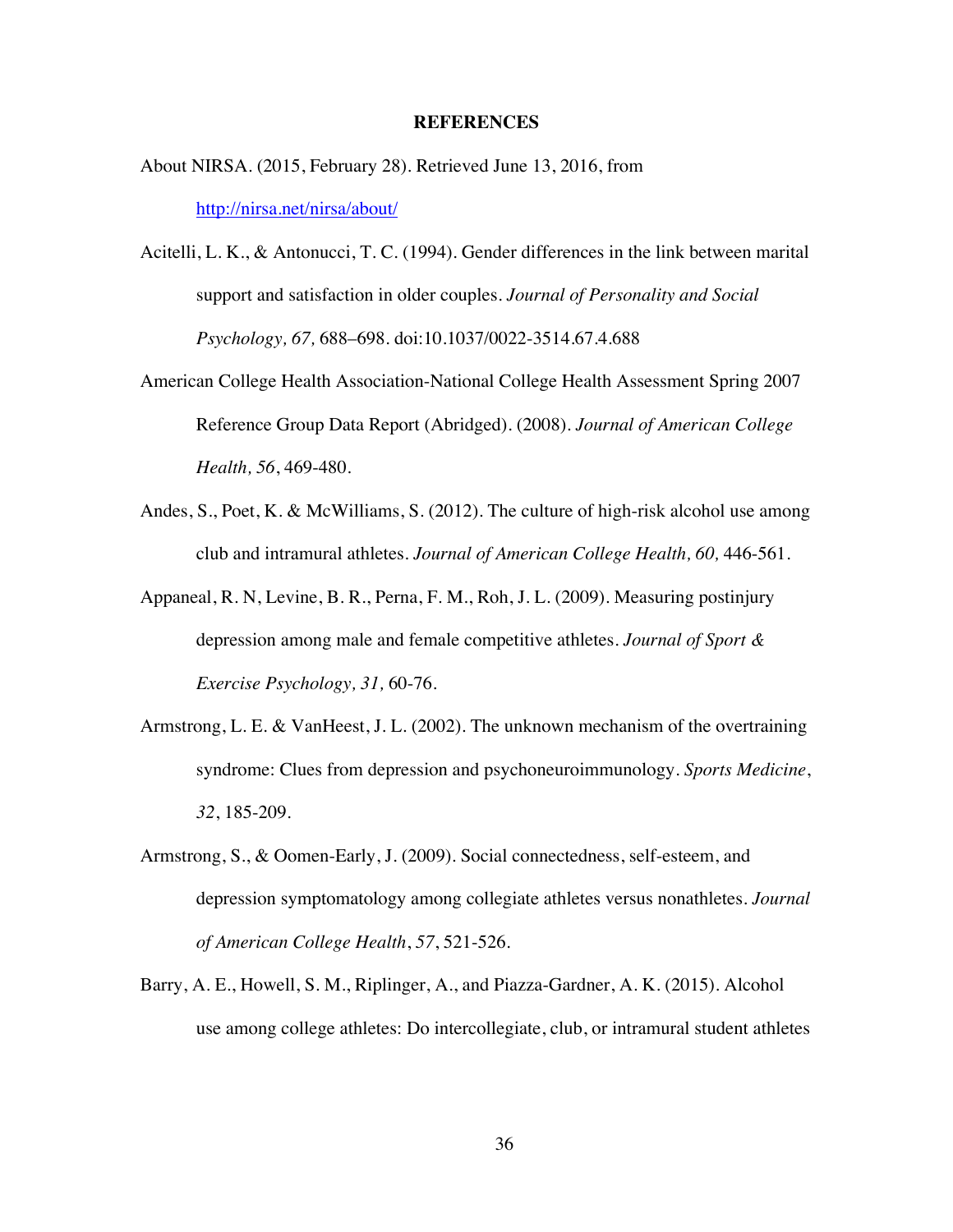# REFERENCES

About NIRSA. (2015, February 28). Retrieved June 13, 2016, from http://nirsa.net/nirsa/about/

Acitelli, L. K., & Antonucci, T. C. (1994). Gender differences in the link between marital support and satisfaction in older couples. *Journal of Personality and Social Psychology, 67,* 688–698. doi:10.1037/0022-3514.67.4.688

American College Health Association-National College Health Assessment Spring 2007 Reference Group Data Report (Abridged). (2008). *Journal of American College Health, 56*, 469-480.

Andes, S., Poet, K. & McWilliams, S. (2012). The culture of high-risk alcohol use among club and intramural athletes. *Journal of American College Health, 60,* 446-561.

Appaneal, R. N, Levine, B. R., Perna, F. M., Roh, J. L. (2009). Measuring postinjury depression among male and female competitive athletes. *Journal of Sport & Exercise Psychology, 31,* 60-76.

Armstrong, L. E. & VanHeest, J. L. (2002). The unknown mechanism of the overtraining syndrome: Clues from depression and psychoneuroimmunology. *Sports Medicine*, *32*, 185-209.

Armstrong, S., & Oomen-Early, J. (2009). Social connectedness, self-esteem, and depression symptomatology among collegiate athletes versus nonathletes. *Journal of American College Health*, *57*, 521-526.

Barry, A. E., Howell, S. M., Riplinger, A., and Piazza-Gardner, A. K. (2015). Alcohol use among college athletes: Do intercollegiate, club, or intramural student athletes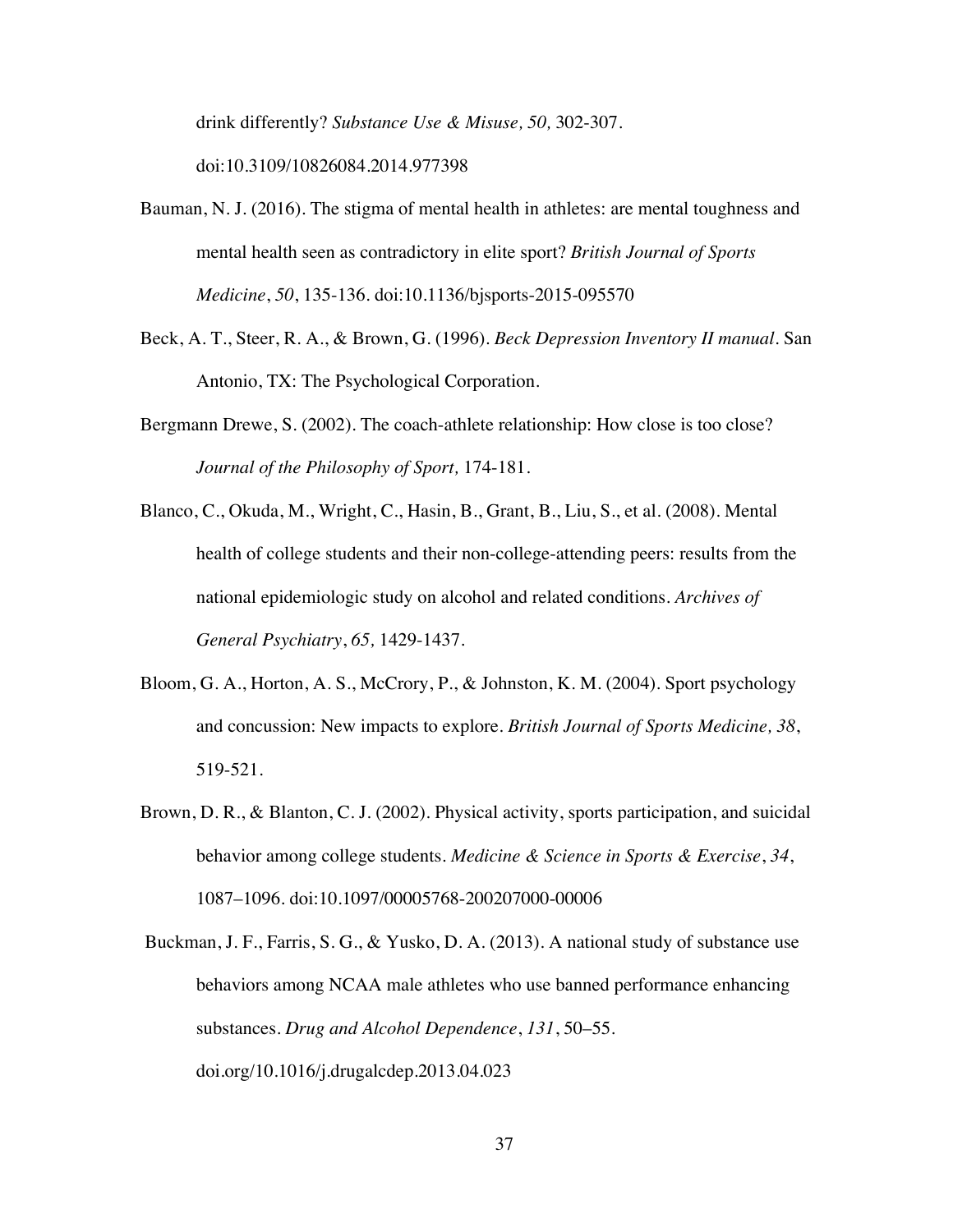drink differently? *Substance Use & Misuse, 50,* 302-307. doi:10.3109/10826084.2014.977398

Bauman, N. J. (2016). The stigma of mental health in athletes: are mental toughness and mental health seen as contradictory in elite sport? *British Journal of Sports Medicine*, *50*, 135-136. doi:10.1136/bjsports-2015-095570

Beck, A. T., Steer, R. A., & Brown, G. (1996). *Beck Depression Inventory II manual*. San Antonio, TX: The Psychological Corporation.

Bergmann Drewe, S. (2002). The coach-athlete relationship: How close is too close? *Journal of the Philosophy of Sport,* 174-181.

Blanco, C., Okuda, M., Wright, C., Hasin, B., Grant, B., Liu, S., et al. (2008). Mental health of college students and their non-college-attending peers: results from the national epidemiologic study on alcohol and related conditions. *Archives of General Psychiatry*, *65,* 1429-1437.

Bloom, G. A., Horton, A. S., McCrory, P., & Johnston, K. M. (2004). Sport psychology and concussion: New impacts to explore. *British Journal of Sports Medicine, 38*, 519-521.

Brown, D. R., & Blanton, C. J. (2002). Physical activity, sports participation, and suicidal behavior among college students. *Medicine & Science in Sports & Exercise*, *34*, 1087–1096. doi:10.1097/00005768-200207000-00006

Buckman, J. F., Farris, S. G., & Yusko, D. A. (2013). A national study of substance use behaviors among NCAA male athletes who use banned performance enhancing substances. *Drug and Alcohol Dependence*, *131*, 50–55. doi.org/10.1016/j.drugalcdep.2013.04.023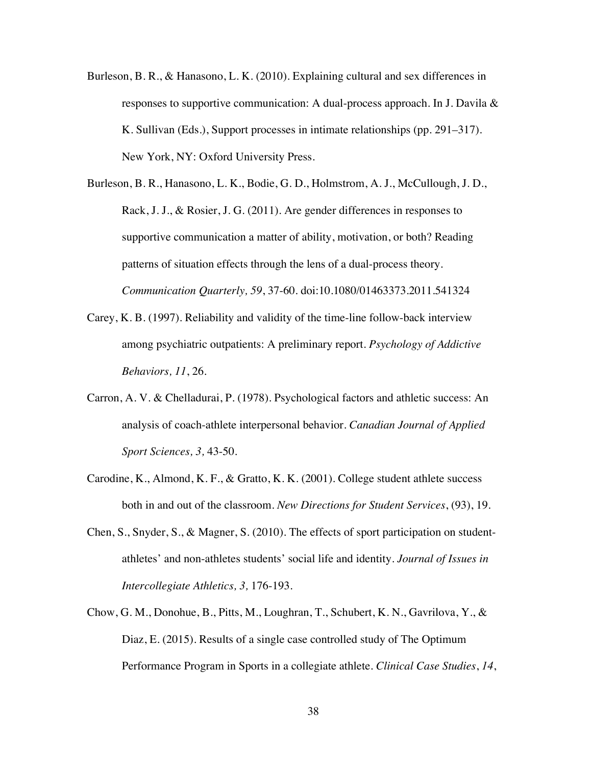Burleson, B. R., & Hanasono, L. K. (2010). Explaining cultural and sex differences in responses to supportive communication: A dual-process approach. In J. Davila & K. Sullivan (Eds.), Support processes in intimate relationships (pp. 291–317). New York, NY: Oxford University Press.

Burleson, B. R., Hanasono, L. K., Bodie, G. D., Holmstrom, A. J., McCullough, J. D., Rack, J. J., & Rosier, J. G. (2011). Are gender differences in responses to supportive communication a matter of ability, motivation, or both? Reading patterns of situation effects through the lens of a dual-process theory. *Communication Quarterly, 59*, 37-60. doi:10.1080/01463373.2011.541324

Carey, K. B. (1997). Reliability and validity of the time-line follow-back interview among psychiatric outpatients: A preliminary report. *Psychology of Addictive Behaviors, 11*, 26.

Carron, A. V. & Chelladurai, P. (1978). Psychological factors and athletic success: An analysis of coach-athlete interpersonal behavior. *Canadian Journal of Applied Sport Sciences, 3,* 43-50.

Carodine, K., Almond, K. F., & Gratto, K. K. (2001). College student athlete success both in and out of the classroom. *New Directions for Student Services*, (93), 19.

Chen, S., Snyder, S., & Magner, S. (2010). The effects of sport participation on student-athletes' and non-athletes students' social life and identity. *Journal of Issues in Intercollegiate Athletics, 3,* 176-193.

Chow, G. M., Donohue, B., Pitts, M., Loughran, T., Schubert, K. N., Gavrilova, Y., & Diaz, E. (2015). Results of a single case controlled study of The Optimum Performance Program in Sports in a collegiate athlete. *Clinical Case Studies*, *14*,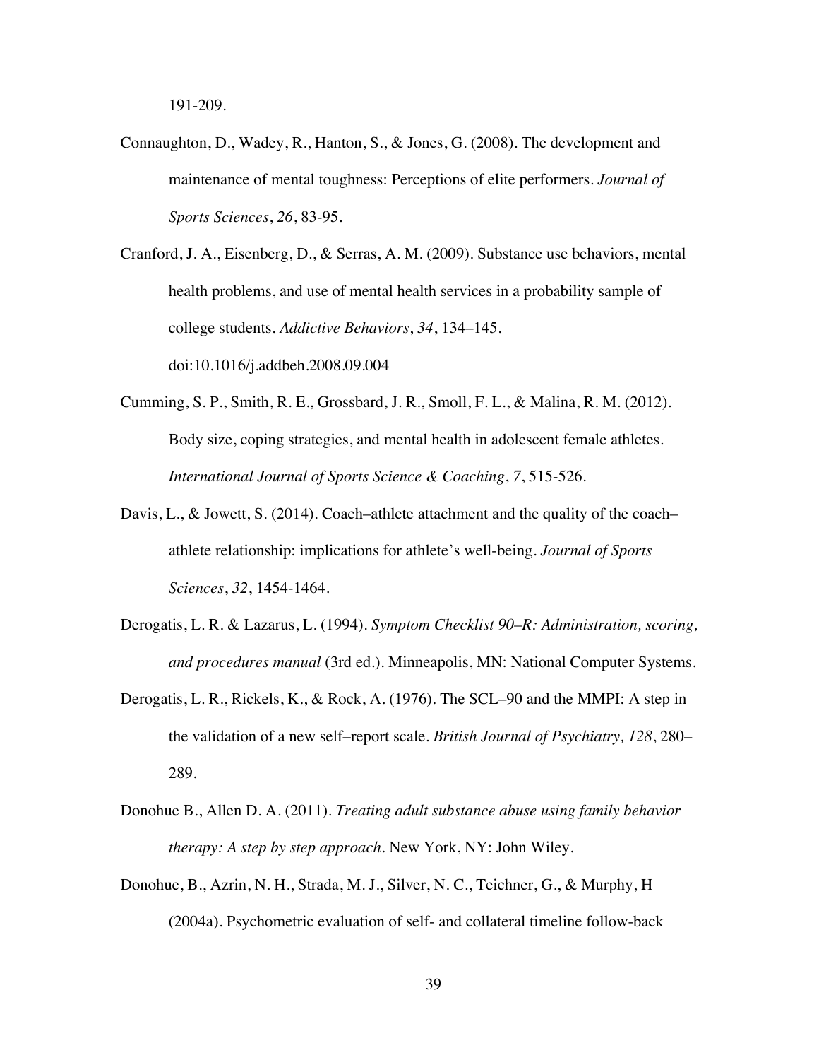191-209.

Connaughton, D., Wadey, R., Hanton, S., & Jones, G. (2008). The development and maintenance of mental toughness: Perceptions of elite performers. *Journal of Sports Sciences*, *26*, 83-95.

Cranford, J. A., Eisenberg, D., & Serras, A. M. (2009). Substance use behaviors, mental health problems, and use of mental health services in a probability sample of college students. *Addictive Behaviors*, *34*, 134–145. doi:10.1016/j.addbeh.2008.09.004

Cumming, S. P., Smith, R. E., Grossbard, J. R., Smoll, F. L., & Malina, R. M. (2012). Body size, coping strategies, and mental health in adolescent female athletes. *International Journal of Sports Science & Coaching*, *7*, 515-526.

Davis, L., & Jowett, S. (2014). Coach–athlete attachment and the quality of the coach–athlete relationship: implications for athlete's well-being. *Journal of Sports Sciences*, *32*, 1454-1464.

Derogatis, L. R. & Lazarus, L. (1994). *Symptom Checklist 90–R: Administration, scoring, and procedures manual* (3rd ed.). Minneapolis, MN: National Computer Systems.

Derogatis, L. R., Rickels, K., & Rock, A. (1976). The SCL–90 and the MMPI: A step in the validation of a new self–report scale. *British Journal of Psychiatry, 128*, 280–289.

Donohue B., Allen D. A. (2011). *Treating adult substance abuse using family behavior therapy: A step by step approach*. New York, NY: John Wiley.

Donohue, B., Azrin, N. H., Strada, M. J., Silver, N. C., Teichner, G., & Murphy, H (2004a). Psychometric evaluation of self- and collateral timeline follow-back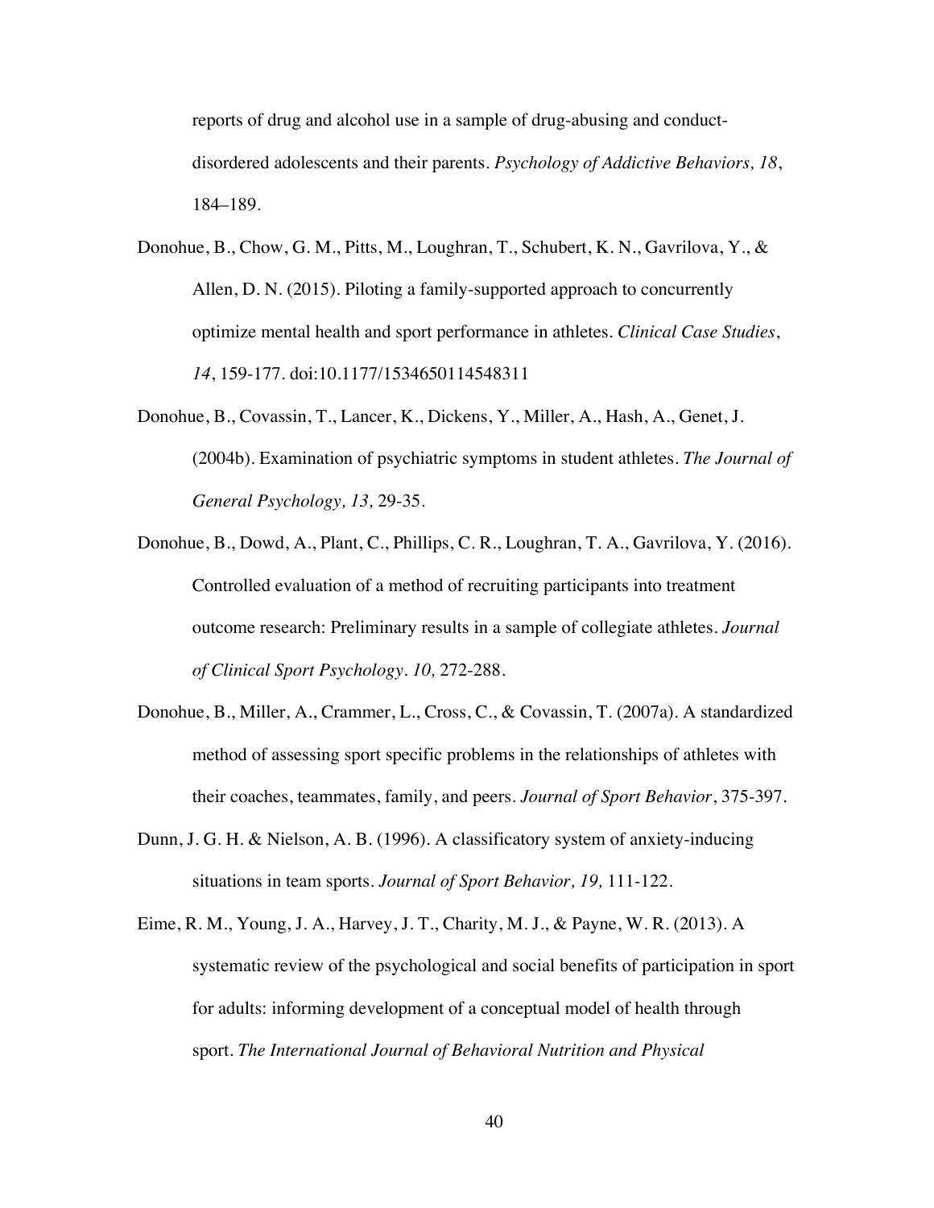reports of drug and alcohol use in a sample of drug-abusing and conduct-disordered adolescents and their parents. *Psychology of Addictive Behaviors, 18*, 184–189.

Donohue, B., Chow, G. M., Pitts, M., Loughran, T., Schubert, K. N., Gavrilova, Y., & Allen, D. N. (2015). Piloting a family-supported approach to concurrently optimize mental health and sport performance in athletes. *Clinical Case Studies*, *14*, 159-177. doi:10.1177/1534650114548311

Donohue, B., Covassin, T., Lancer, K., Dickens, Y., Miller, A., Hash, A., Genet, J. (2004b). Examination of psychiatric symptoms in student athletes. *The Journal of General Psychology, 13,* 29-35.

Donohue, B., Dowd, A., Plant, C., Phillips, C. R., Loughran, T. A., Gavrilova, Y. (2016). Controlled evaluation of a method of recruiting participants into treatment outcome research: Preliminary results in a sample of collegiate athletes. *Journal of Clinical Sport Psychology. 10,* 272-288.

Donohue, B., Miller, A., Crammer, L., Cross, C., & Covassin, T. (2007a). A standardized method of assessing sport specific problems in the relationships of athletes with their coaches, teammates, family, and peers. *Journal of Sport Behavior*, 375-397.

Dunn, J. G. H. & Nielson, A. B. (1996). A classificatory system of anxiety-inducing situations in team sports. *Journal of Sport Behavior, 19,* 111-122.

Eime, R. M., Young, J. A., Harvey, J. T., Charity, M. J., & Payne, W. R. (2013). A systematic review of the psychological and social benefits of participation in sport for adults: informing development of a conceptual model of health through sport. *The International Journal of Behavioral Nutrition and Physical*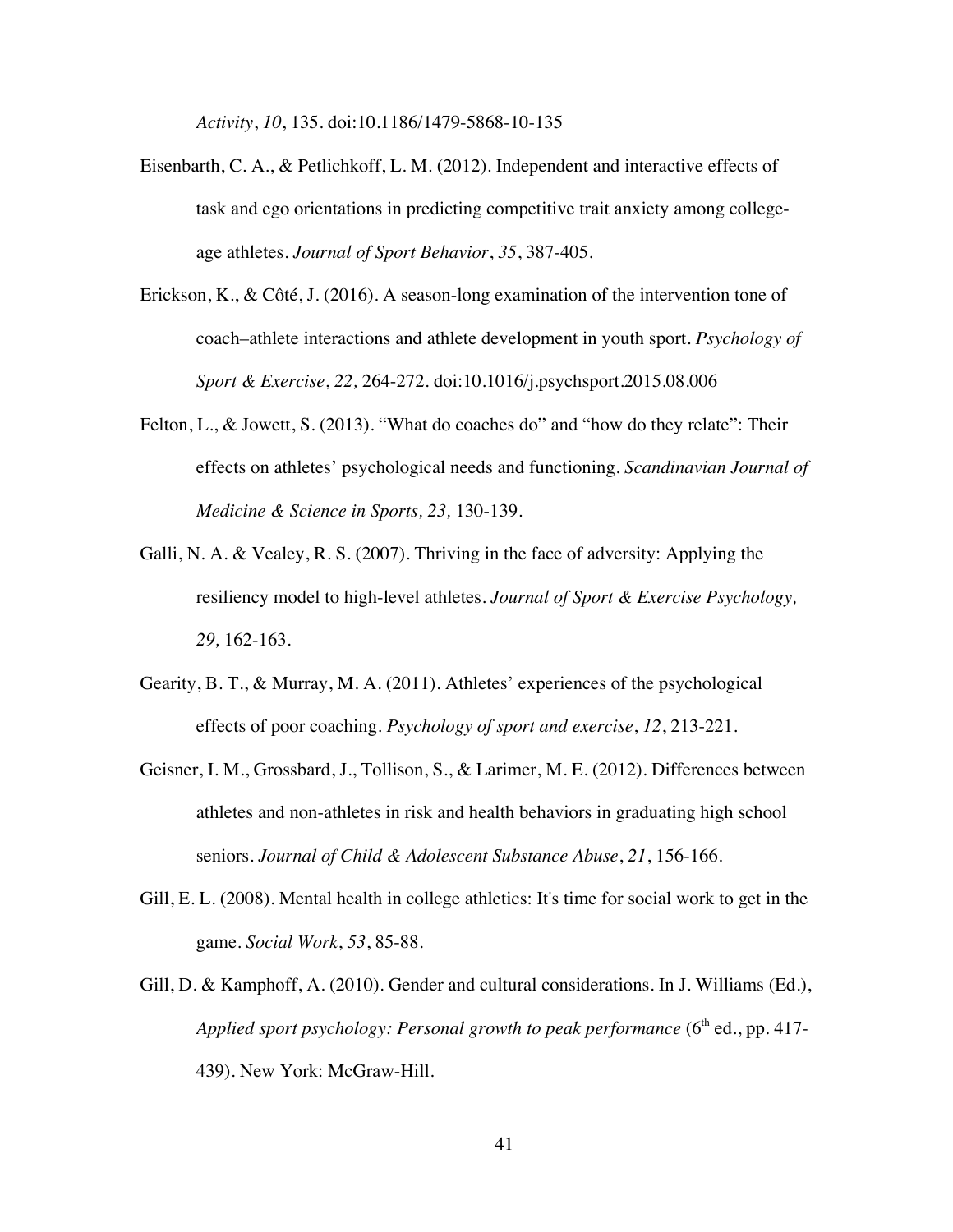*Activity*, *10*, 135. doi:10.1186/1479-5868-10-135

Eisenbarth, C. A., & Petlichkoff, L. M. (2012). Independent and interactive effects of task and ego orientations in predicting competitive trait anxiety among college-age athletes. *Journal of Sport Behavior*, *35*, 387-405.

Erickson, K., & Côté, J. (2016). A season-long examination of the intervention tone of coach–athlete interactions and athlete development in youth sport. *Psychology of Sport & Exercise*, *22,* 264-272. doi:10.1016/j.psychsport.2015.08.006

Felton, L., & Jowett, S. (2013). "What do coaches do" and "how do they relate": Their effects on athletes' psychological needs and functioning. *Scandinavian Journal of Medicine & Science in Sports, 23,* 130-139.

Galli, N. A. & Vealey, R. S. (2007). Thriving in the face of adversity: Applying the resiliency model to high-level athletes. *Journal of Sport & Exercise Psychology, 29,* 162-163.

Gearity, B. T., & Murray, M. A. (2011). Athletes' experiences of the psychological effects of poor coaching. *Psychology of sport and exercise*, *12*, 213-221.

Geisner, I. M., Grossbard, J., Tollison, S., & Larimer, M. E. (2012). Differences between athletes and non-athletes in risk and health behaviors in graduating high school seniors. *Journal of Child & Adolescent Substance Abuse*, *21*, 156-166.

Gill, E. L. (2008). Mental health in college athletics: It's time for social work to get in the game. *Social Work*, *53*, 85-88.

Gill, D. & Kamphoff, A. (2010). Gender and cultural considerations. In J. Williams (Ed.), *Applied sport psychology: Personal growth to peak performance* (6th ed., pp. 417-439). New York: McGraw-Hill.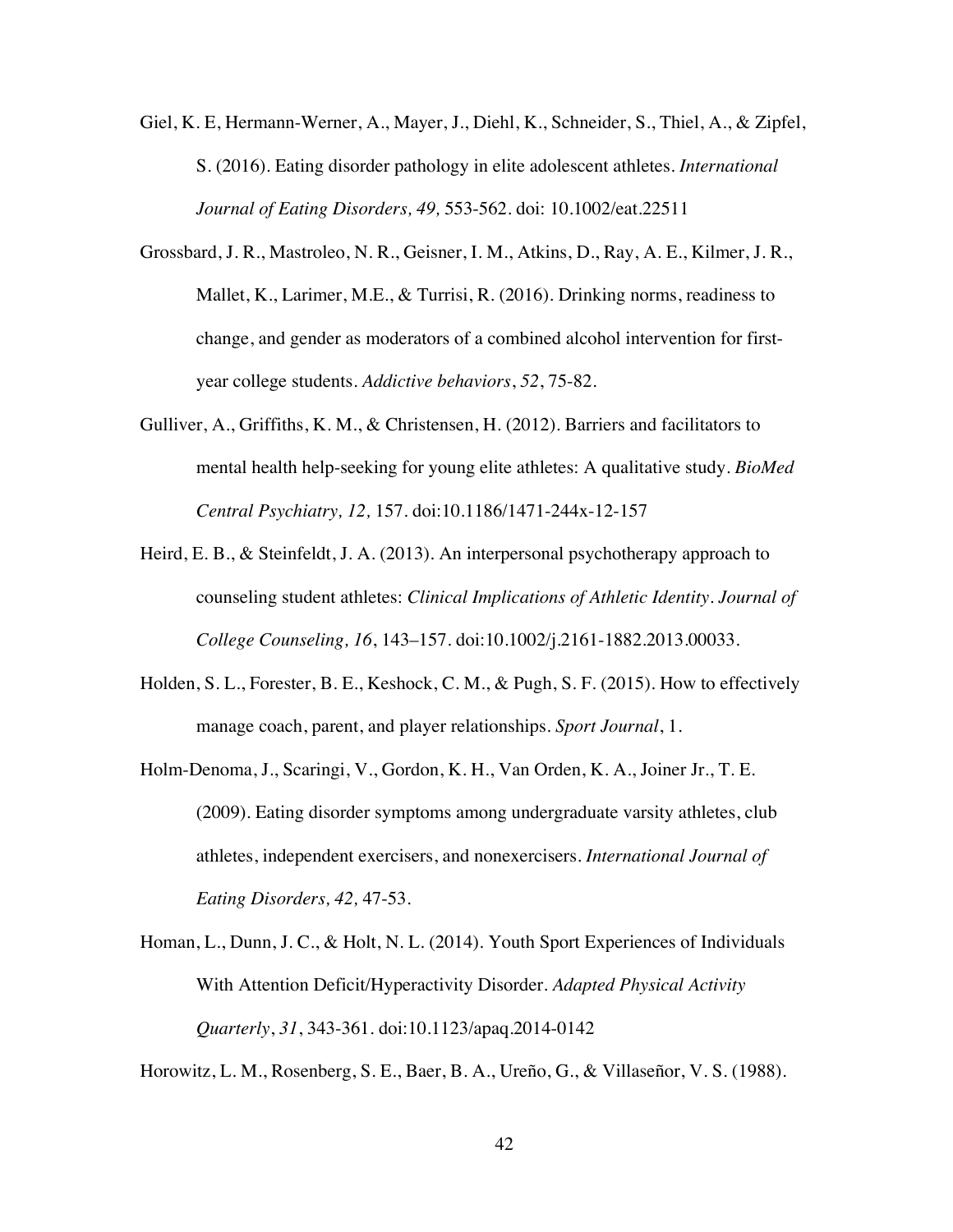Giel, K. E, Hermann-Werner, A., Mayer, J., Diehl, K., Schneider, S., Thiel, A., & Zipfel, S. (2016). Eating disorder pathology in elite adolescent athletes. *International Journal of Eating Disorders, 49,* 553-562. doi: 10.1002/eat.22511

Grossbard, J. R., Mastroleo, N. R., Geisner, I. M., Atkins, D., Ray, A. E., Kilmer, J. R., Mallet, K., Larimer, M.E., & Turrisi, R. (2016). Drinking norms, readiness to change, and gender as moderators of a combined alcohol intervention for first-year college students. *Addictive behaviors*, *52*, 75-82.

Gulliver, A., Griffiths, K. M., & Christensen, H. (2012). Barriers and facilitators to mental health help-seeking for young elite athletes: A qualitative study. *BioMed Central Psychiatry, 12,* 157. doi:10.1186/1471-244x-12-157

Heird, E. B., & Steinfeldt, J. A. (2013). An interpersonal psychotherapy approach to counseling student athletes: *Clinical Implications of Athletic Identity*. *Journal of College Counseling, 16*, 143–157. doi:10.1002/j.2161-1882.2013.00033.

Holden, S. L., Forester, B. E., Keshock, C. M., & Pugh, S. F. (2015). How to effectively manage coach, parent, and player relationships. *Sport Journal*, 1.

Holm-Denoma, J., Scaringi, V., Gordon, K. H., Van Orden, K. A., Joiner Jr., T. E. (2009). Eating disorder symptoms among undergraduate varsity athletes, club athletes, independent exercisers, and nonexercisers. *International Journal of Eating Disorders, 42,* 47-53.

Homan, L., Dunn, J. C., & Holt, N. L. (2014). Youth Sport Experiences of Individuals With Attention Deficit/Hyperactivity Disorder. *Adapted Physical Activity Quarterly*, *31*, 343-361. doi:10.1123/apaq.2014-0142

Horowitz, L. M., Rosenberg, S. E., Baer, B. A., Ureño, G., & Villaseñor, V. S. (1988).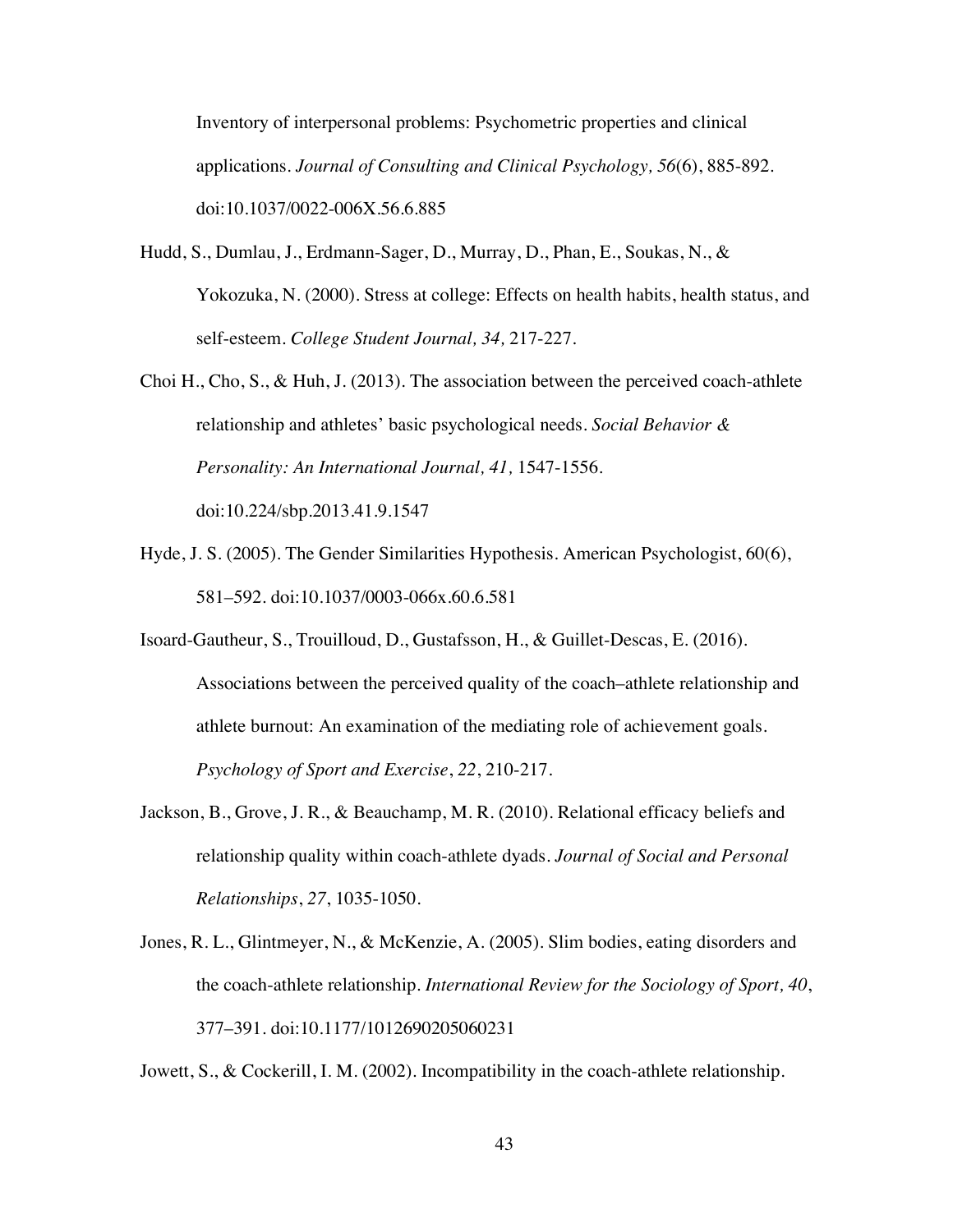Inventory of interpersonal problems: Psychometric properties and clinical applications. *Journal of Consulting and Clinical Psychology, 56*(6), 885-892. doi:10.1037/0022-006X.56.6.885

Hudd, S., Dumlau, J., Erdmann-Sager, D., Murray, D., Phan, E., Soukas, N., & Yokozuka, N. (2000). Stress at college: Effects on health habits, health status, and self-esteem. *College Student Journal, 34,* 217-227.

Choi H., Cho, S., & Huh, J. (2013). The association between the perceived coach-athlete relationship and athletes' basic psychological needs. *Social Behavior & Personality: An International Journal, 41,* 1547-1556. doi:10.224/sbp.2013.41.9.1547

Hyde, J. S. (2005). The Gender Similarities Hypothesis. American Psychologist, 60(6), 581–592. doi:10.1037/0003-066x.60.6.581

Isoard-Gautheur, S., Trouilloud, D., Gustafsson, H., & Guillet-Descas, E. (2016). Associations between the perceived quality of the coach–athlete relationship and athlete burnout: An examination of the mediating role of achievement goals. *Psychology of Sport and Exercise*, *22*, 210-217.

Jackson, B., Grove, J. R., & Beauchamp, M. R. (2010). Relational efficacy beliefs and relationship quality within coach-athlete dyads. *Journal of Social and Personal Relationships*, *27*, 1035-1050.

Jones, R. L., Glintmeyer, N., & McKenzie, A. (2005). Slim bodies, eating disorders and the coach-athlete relationship. *International Review for the Sociology of Sport, 40*, 377–391. doi:10.1177/1012690205060231

Jowett, S., & Cockerill, I. M. (2002). Incompatibility in the coach-athlete relationship.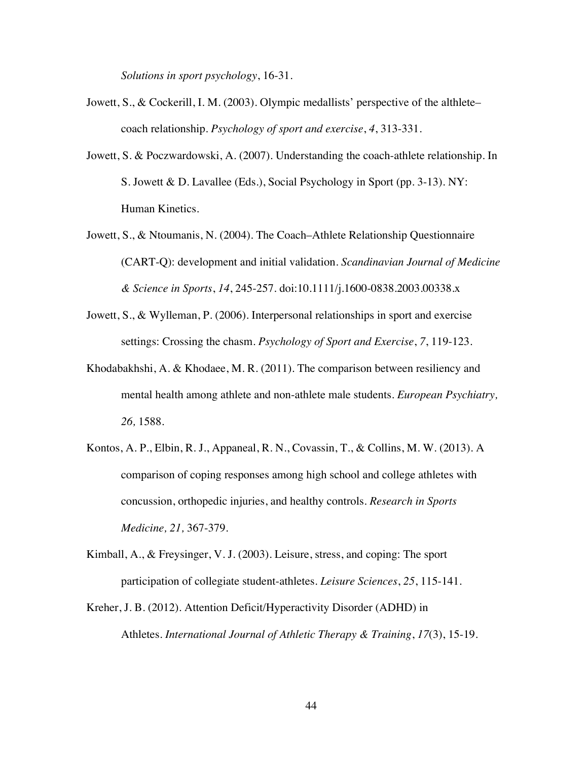*Solutions in sport psychology*, 16-31.

Jowett, S., & Cockerill, I. M. (2003). Olympic medallists' perspective of the althlete–coach relationship. *Psychology of sport and exercise*, *4*, 313-331.

Jowett, S. & Poczwardowski, A. (2007). Understanding the coach-athlete relationship. In S. Jowett & D. Lavallee (Eds.), Social Psychology in Sport (pp. 3-13). NY: Human Kinetics.

Jowett, S., & Ntoumanis, N. (2004). The Coach–Athlete Relationship Questionnaire (CART-Q): development and initial validation. *Scandinavian Journal of Medicine & Science in Sports*, *14*, 245-257. doi:10.1111/j.1600-0838.2003.00338.x

Jowett, S., & Wylleman, P. (2006). Interpersonal relationships in sport and exercise settings: Crossing the chasm. *Psychology of Sport and Exercise*, *7*, 119-123.

Khodabakhshi, A. & Khodaee, M. R. (2011). The comparison between resiliency and mental health among athlete and non-athlete male students. *European Psychiatry, 26,* 1588.

Kontos, A. P., Elbin, R. J., Appaneal, R. N., Covassin, T., & Collins, M. W. (2013). A comparison of coping responses among high school and college athletes with concussion, orthopedic injuries, and healthy controls. *Research in Sports Medicine, 21,* 367-379.

Kimball, A., & Freysinger, V. J. (2003). Leisure, stress, and coping: The sport participation of collegiate student-athletes. *Leisure Sciences*, *25*, 115-141.

Kreher, J. B. (2012). Attention Deficit/Hyperactivity Disorder (ADHD) in Athletes. *International Journal of Athletic Therapy & Training*, *17*(3), 15-19.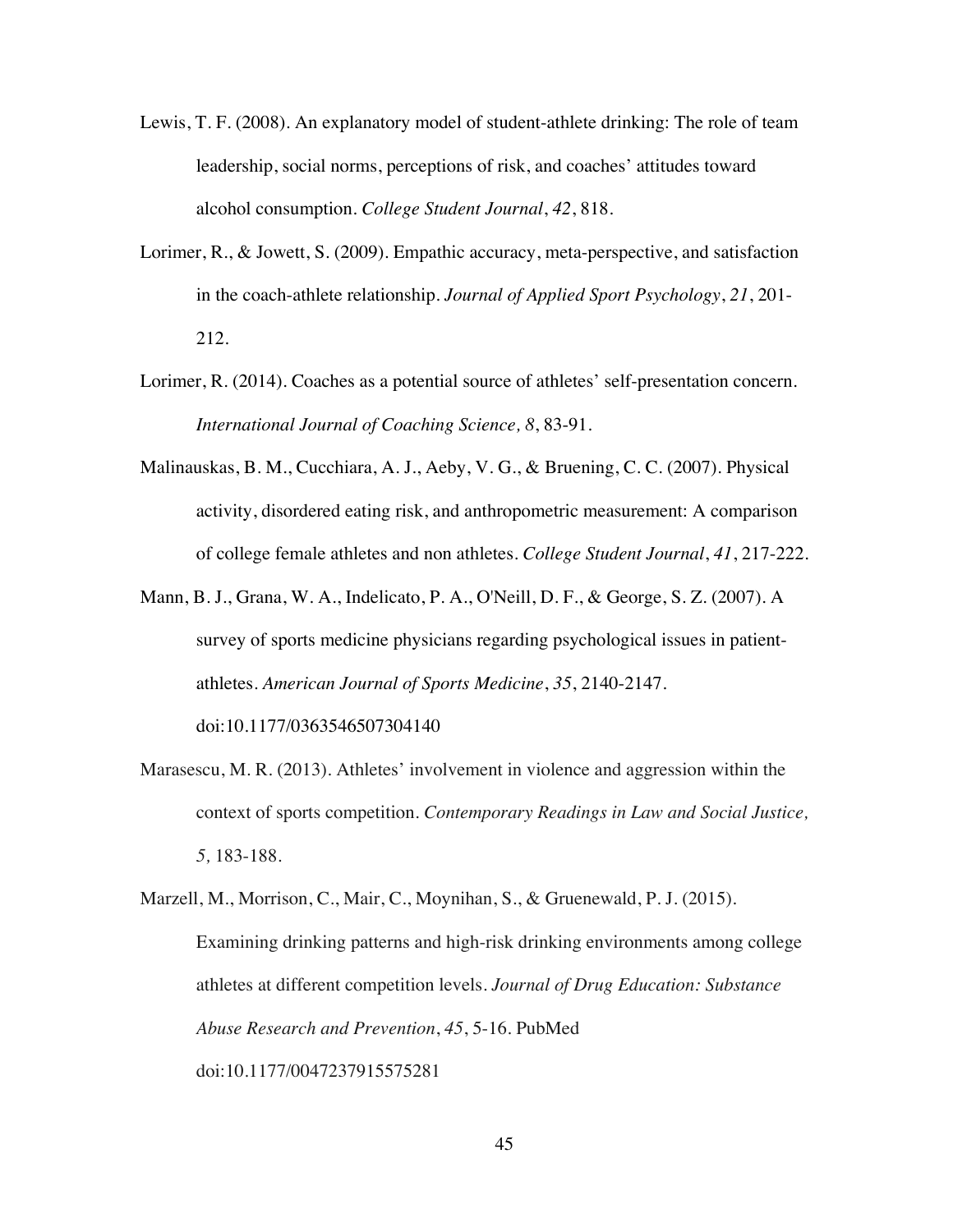Lewis, T. F. (2008). An explanatory model of student-athlete drinking: The role of team leadership, social norms, perceptions of risk, and coaches' attitudes toward alcohol consumption. *College Student Journal*, *42*, 818.

Lorimer, R., & Jowett, S. (2009). Empathic accuracy, meta-perspective, and satisfaction in the coach-athlete relationship. *Journal of Applied Sport Psychology*, *21*, 201-212.

Lorimer, R. (2014). Coaches as a potential source of athletes' self-presentation concern. *International Journal of Coaching Science, 8*, 83-91.

Malinauskas, B. M., Cucchiara, A. J., Aeby, V. G., & Bruening, C. C. (2007). Physical activity, disordered eating risk, and anthropometric measurement: A comparison of college female athletes and non athletes. *College Student Journal*, *41*, 217-222.

Mann, B. J., Grana, W. A., Indelicato, P. A., O'Neill, D. F., & George, S. Z. (2007). A survey of sports medicine physicians regarding psychological issues in patient-athletes. *American Journal of Sports Medicine*, *35*, 2140-2147. doi:10.1177/0363546507304140

Marasescu, M. R. (2013). Athletes' involvement in violence and aggression within the context of sports competition. *Contemporary Readings in Law and Social Justice, 5,* 183-188.

Marzell, M., Morrison, C., Mair, C., Moynihan, S., & Gruenewald, P. J. (2015). Examining drinking patterns and high-risk drinking environments among college athletes at different competition levels. *Journal of Drug Education: Substance Abuse Research and Prevention*, *45*, 5-16. PubMed doi:10.1177/0047237915575281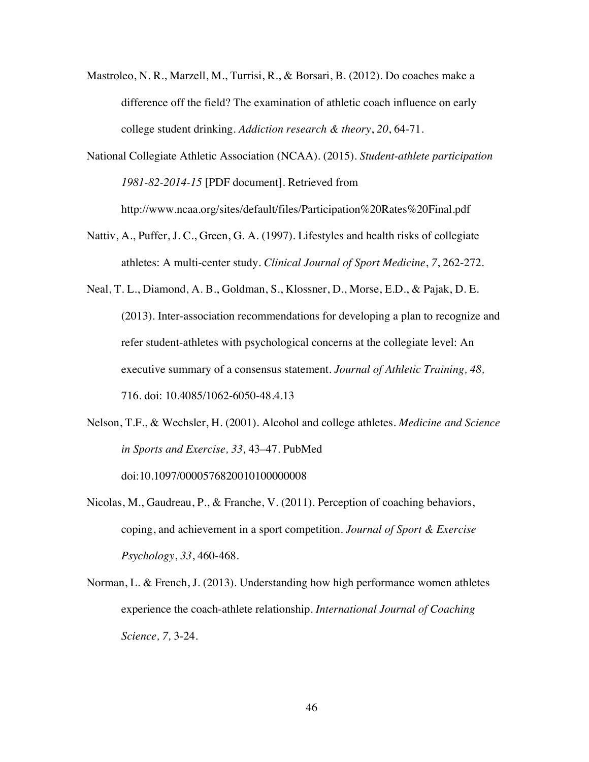Mastroleo, N. R., Marzell, M., Turrisi, R., & Borsari, B. (2012). Do coaches make a difference off the field? The examination of athletic coach influence on early college student drinking. *Addiction research & theory*, *20*, 64-71.

National Collegiate Athletic Association (NCAA). (2015). *Student-athlete participation 1981-82-2014-15* [PDF document]. Retrieved from http://www.ncaa.org/sites/default/files/Participation%20Rates%20Final.pdf

Nattiv, A., Puffer, J. C., Green, G. A. (1997). Lifestyles and health risks of collegiate athletes: A multi-center study. *Clinical Journal of Sport Medicine*, *7*, 262-272.

Neal, T. L., Diamond, A. B., Goldman, S., Klossner, D., Morse, E.D., & Pajak, D. E. (2013). Inter-association recommendations for developing a plan to recognize and refer student-athletes with psychological concerns at the collegiate level: An executive summary of a consensus statement. *Journal of Athletic Training, 48,* 716. doi: 10.4085/1062-6050-48.4.13

Nelson, T.F., & Wechsler, H. (2001). Alcohol and college athletes. *Medicine and Science in Sports and Exercise, 33,* 43–47. PubMed doi:10.1097/00005768200101000000008

Nicolas, M., Gaudreau, P., & Franche, V. (2011). Perception of coaching behaviors, coping, and achievement in a sport competition. *Journal of Sport & Exercise Psychology*, *33*, 460-468.

Norman, L. & French, J. (2013). Understanding how high performance women athletes experience the coach-athlete relationship. *International Journal of Coaching Science, 7,* 3-24.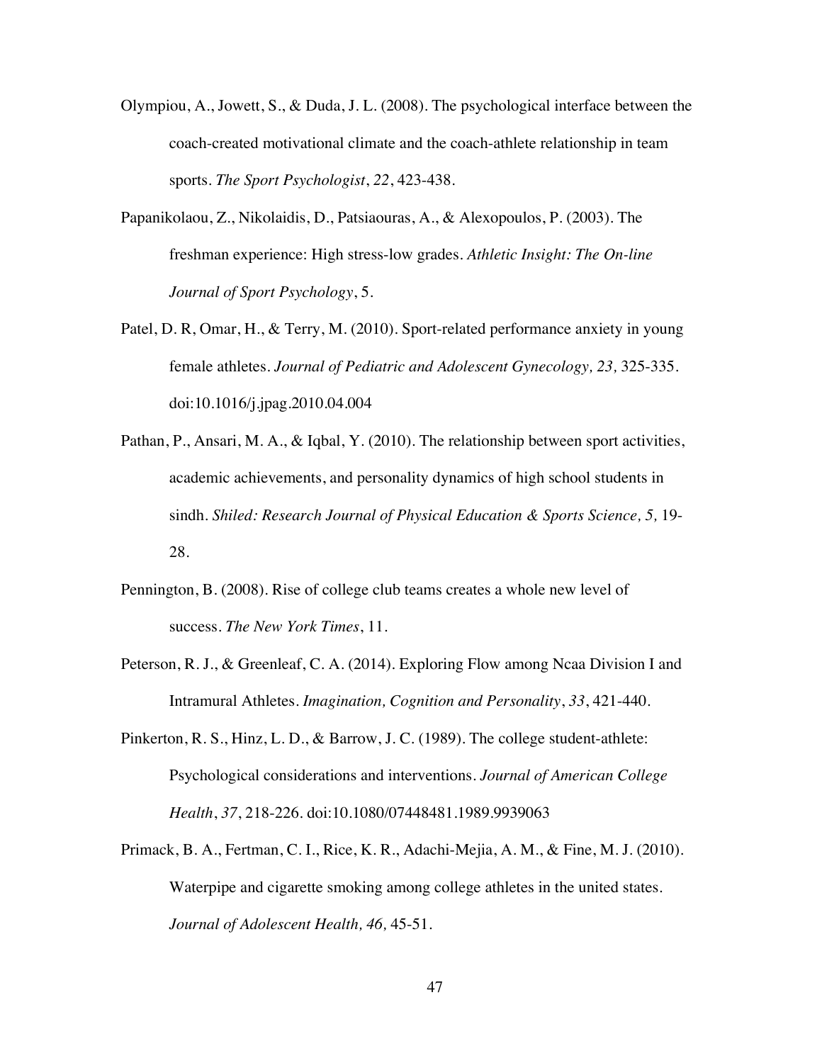Olympiou, A., Jowett, S., & Duda, J. L. (2008). The psychological interface between the coach-created motivational climate and the coach-athlete relationship in team sports. *The Sport Psychologist*, *22*, 423-438.

Papanikolaou, Z., Nikolaidis, D., Patsiaouras, A., & Alexopoulos, P. (2003). The freshman experience: High stress-low grades. *Athletic Insight: The On-line Journal of Sport Psychology*, 5.

Patel, D. R, Omar, H., & Terry, M. (2010). Sport-related performance anxiety in young female athletes. *Journal of Pediatric and Adolescent Gynecology, 23,* 325-335. doi:10.1016/j.jpag.2010.04.004

Pathan, P., Ansari, M. A., & Iqbal, Y. (2010). The relationship between sport activities, academic achievements, and personality dynamics of high school students in sindh. *Shiled: Research Journal of Physical Education & Sports Science, 5,* 19-28.

Pennington, B. (2008). Rise of college club teams creates a whole new level of success. *The New York Times*, 11.

Peterson, R. J., & Greenleaf, C. A. (2014). Exploring Flow among Ncaa Division I and Intramural Athletes. *Imagination, Cognition and Personality*, *33*, 421-440.

Pinkerton, R. S., Hinz, L. D., & Barrow, J. C. (1989). The college student-athlete: Psychological considerations and interventions. *Journal of American College Health*, *37*, 218-226. doi:10.1080/07448481.1989.9939063

Primack, B. A., Fertman, C. I., Rice, K. R., Adachi-Mejia, A. M., & Fine, M. J. (2010). Waterpipe and cigarette smoking among college athletes in the united states. *Journal of Adolescent Health, 46,* 45-51.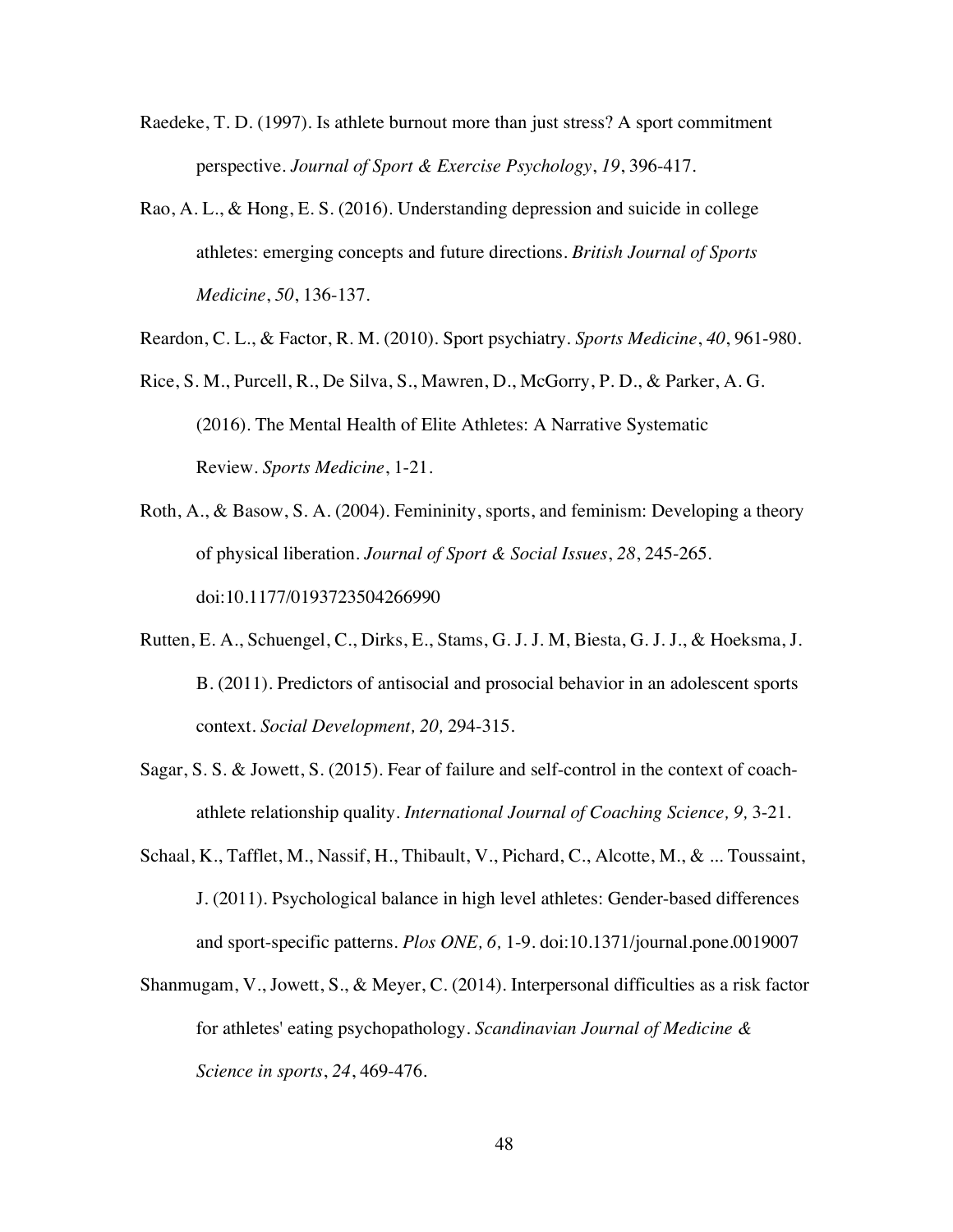Raedeke, T. D. (1997). Is athlete burnout more than just stress? A sport commitment perspective. *Journal of Sport & Exercise Psychology*, *19*, 396-417.

Rao, A. L., & Hong, E. S. (2016). Understanding depression and suicide in college athletes: emerging concepts and future directions. *British Journal of Sports Medicine*, *50*, 136-137.

Reardon, C. L., & Factor, R. M. (2010). Sport psychiatry. *Sports Medicine*, *40*, 961-980.

Rice, S. M., Purcell, R., De Silva, S., Mawren, D., McGorry, P. D., & Parker, A. G. (2016). The Mental Health of Elite Athletes: A Narrative Systematic Review. *Sports Medicine*, 1-21.

Roth, A., & Basow, S. A. (2004). Femininity, sports, and feminism: Developing a theory of physical liberation. *Journal of Sport & Social Issues*, *28*, 245-265. doi:10.1177/0193723504266990

Rutten, E. A., Schuengel, C., Dirks, E., Stams, G. J. J. M, Biesta, G. J. J., & Hoeksma, J. B. (2011). Predictors of antisocial and prosocial behavior in an adolescent sports context. *Social Development, 20,* 294-315.

Sagar, S. S. & Jowett, S. (2015). Fear of failure and self-control in the context of coach-athlete relationship quality. *International Journal of Coaching Science, 9,* 3-21.

Schaal, K., Tafflet, M., Nassif, H., Thibault, V., Pichard, C., Alcotte, M., & ... Toussaint, J. (2011). Psychological balance in high level athletes: Gender-based differences and sport-specific patterns. *Plos ONE, 6,* 1-9. doi:10.1371/journal.pone.0019007

Shanmugam, V., Jowett, S., & Meyer, C. (2014). Interpersonal difficulties as a risk factor for athletes' eating psychopathology. *Scandinavian Journal of Medicine & Science in sports*, *24*, 469-476.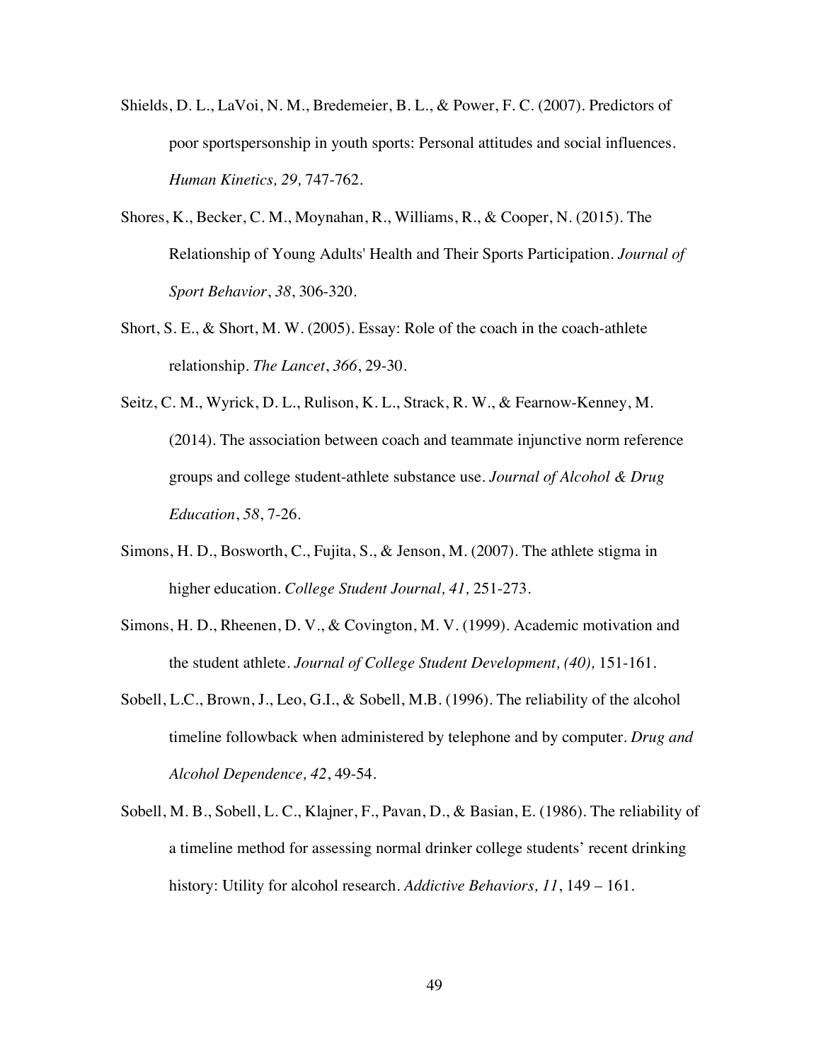Shields, D. L., LaVoi, N. M., Bredemeier, B. L., & Power, F. C. (2007). Predictors of poor sportspersonship in youth sports: Personal attitudes and social influences. *Human Kinetics, 29,* 747-762.

Shores, K., Becker, C. M., Moynahan, R., Williams, R., & Cooper, N. (2015). The Relationship of Young Adults' Health and Their Sports Participation. *Journal of Sport Behavior*, *38*, 306-320.

Short, S. E., & Short, M. W. (2005). Essay: Role of the coach in the coach-athlete relationship. *The Lancet*, *366*, 29-30.

Seitz, C. M., Wyrick, D. L., Rulison, K. L., Strack, R. W., & Fearnow-Kenney, M. (2014). The association between coach and teammate injunctive norm reference groups and college student-athlete substance use. *Journal of Alcohol & Drug Education*, *58*, 7-26.

Simons, H. D., Bosworth, C., Fujita, S., & Jenson, M. (2007). The athlete stigma in higher education. *College Student Journal, 41,* 251-273.

Simons, H. D., Rheenen, D. V., & Covington, M. V. (1999). Academic motivation and the student athlete. *Journal of College Student Development, (40),* 151-161.

Sobell, L.C., Brown, J., Leo, G.I., & Sobell, M.B. (1996). The reliability of the alcohol timeline followback when administered by telephone and by computer. *Drug and Alcohol Dependence, 42*, 49-54.

Sobell, M. B., Sobell, L. C., Klajner, F., Pavan, D., & Basian, E. (1986). The reliability of a timeline method for assessing normal drinker college students' recent drinking history: Utility for alcohol research. *Addictive Behaviors, 11*, 149 – 161.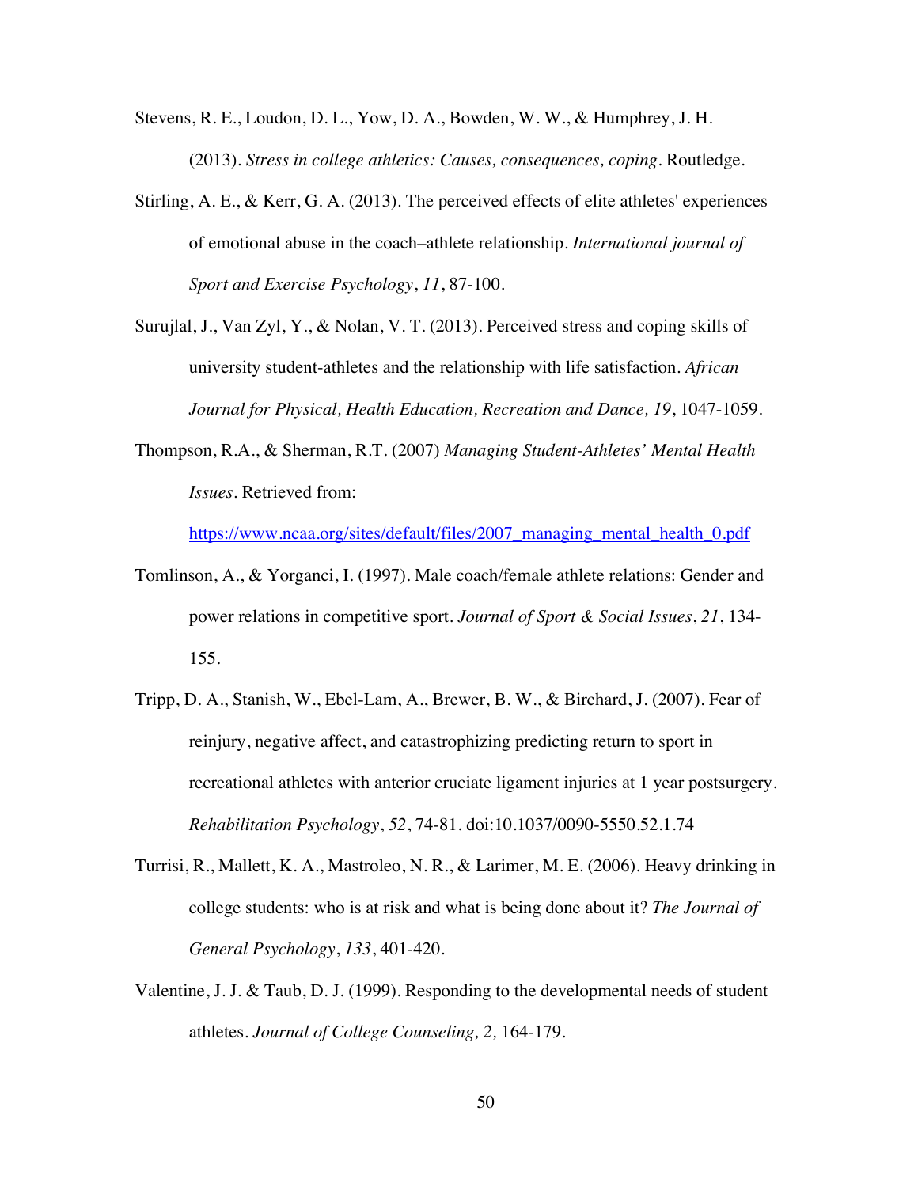Stevens, R. E., Loudon, D. L., Yow, D. A., Bowden, W. W., & Humphrey, J. H. (2013). *Stress in college athletics: Causes, consequences, coping*. Routledge.

Stirling, A. E., & Kerr, G. A. (2013). The perceived effects of elite athletes' experiences of emotional abuse in the coach–athlete relationship. *International journal of Sport and Exercise Psychology*, *11*, 87-100.

Surujlal, J., Van Zyl, Y., & Nolan, V. T. (2013). Perceived stress and coping skills of university student-athletes and the relationship with life satisfaction. *African Journal for Physical, Health Education, Recreation and Dance, 19*, 1047-1059.

Thompson, R.A., & Sherman, R.T. (2007) *Managing Student-Athletes' Mental Health Issues*. Retrieved from: https://www.ncaa.org/sites/default/files/2007_managing_mental_health_0.pdf

Tomlinson, A., & Yorganci, I. (1997). Male coach/female athlete relations: Gender and power relations in competitive sport. *Journal of Sport & Social Issues*, *21*, 134-155.

Tripp, D. A., Stanish, W., Ebel-Lam, A., Brewer, B. W., & Birchard, J. (2007). Fear of reinjury, negative affect, and catastrophizing predicting return to sport in recreational athletes with anterior cruciate ligament injuries at 1 year postsurgery. *Rehabilitation Psychology*, *52*, 74-81. doi:10.1037/0090-5550.52.1.74

Turrisi, R., Mallett, K. A., Mastroleo, N. R., & Larimer, M. E. (2006). Heavy drinking in college students: who is at risk and what is being done about it? *The Journal of General Psychology*, *133*, 401-420.

Valentine, J. J. & Taub, D. J. (1999). Responding to the developmental needs of student athletes. *Journal of College Counseling, 2,* 164-179.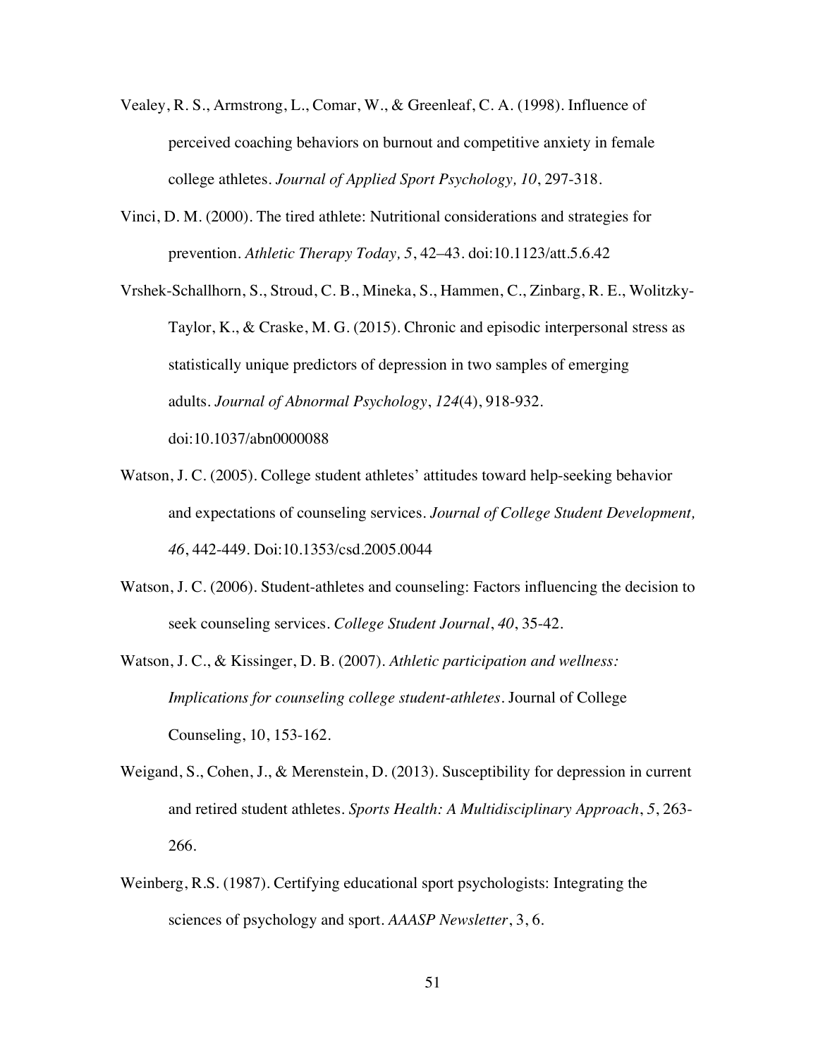Vealey, R. S., Armstrong, L., Comar, W., & Greenleaf, C. A. (1998). Influence of perceived coaching behaviors on burnout and competitive anxiety in female college athletes. *Journal of Applied Sport Psychology, 10*, 297-318.

Vinci, D. M. (2000). The tired athlete: Nutritional considerations and strategies for prevention. *Athletic Therapy Today, 5*, 42–43. doi:10.1123/att.5.6.42

Vrshek-Schallhorn, S., Stroud, C. B., Mineka, S., Hammen, C., Zinbarg, R. E., Wolitzky-Taylor, K., & Craske, M. G. (2015). Chronic and episodic interpersonal stress as statistically unique predictors of depression in two samples of emerging adults. *Journal of Abnormal Psychology*, *124*(4), 918-932. doi:10.1037/abn0000088

Watson, J. C. (2005). College student athletes' attitudes toward help-seeking behavior and expectations of counseling services. *Journal of College Student Development, 46*, 442-449. Doi:10.1353/csd.2005.0044

Watson, J. C. (2006). Student-athletes and counseling: Factors influencing the decision to seek counseling services. *College Student Journal*, *40*, 35-42.

Watson, J. C., & Kissinger, D. B. (2007). *Athletic participation and wellness: Implications for counseling college student-athletes*. Journal of College Counseling, 10, 153-162.

Weigand, S., Cohen, J., & Merenstein, D. (2013). Susceptibility for depression in current and retired student athletes. *Sports Health: A Multidisciplinary Approach*, *5*, 263-266.

Weinberg, R.S. (1987). Certifying educational sport psychologists: Integrating the sciences of psychology and sport. *AAASP Newsletter*, 3, 6.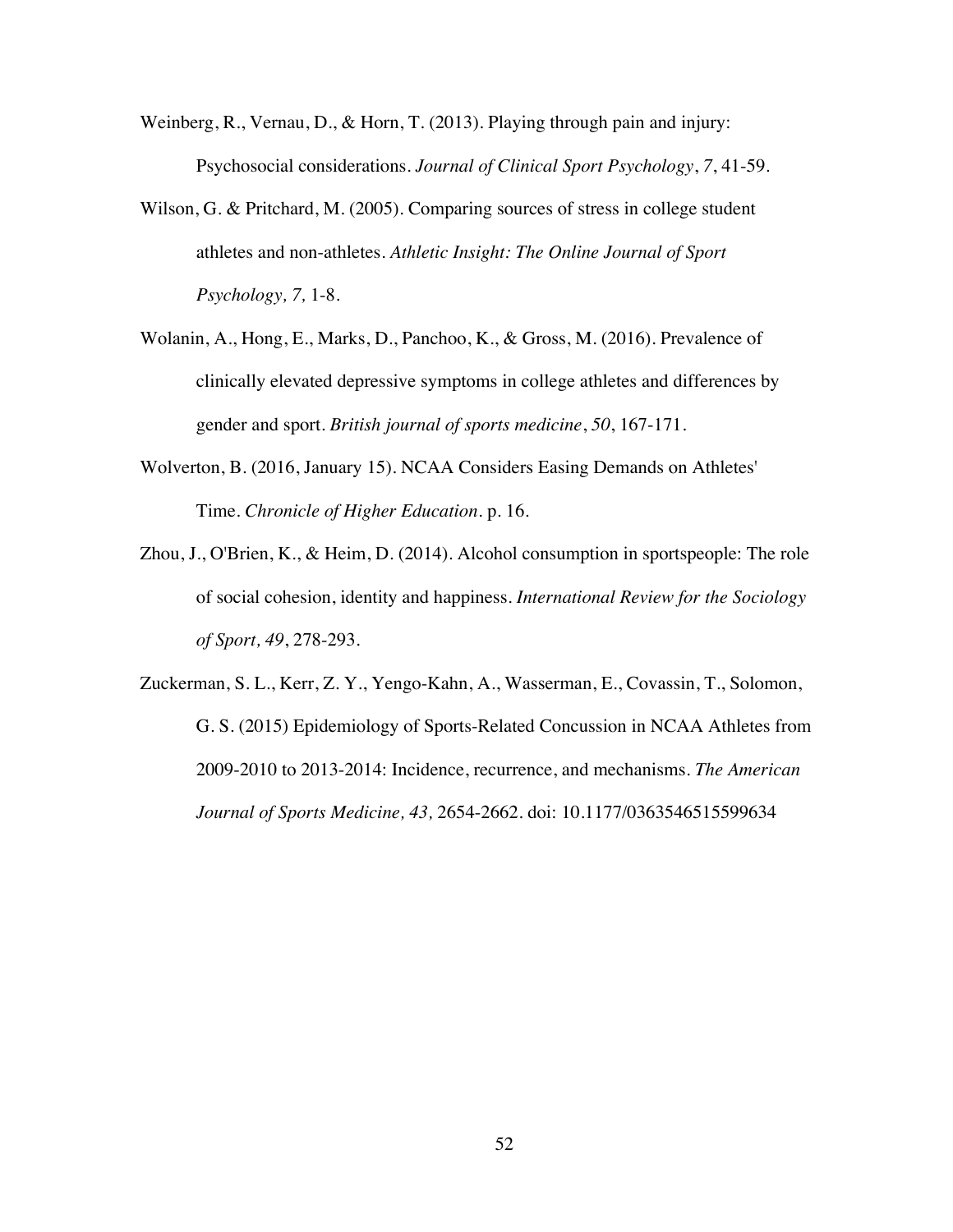Weinberg, R., Vernau, D., & Horn, T. (2013). Playing through pain and injury: Psychosocial considerations. *Journal of Clinical Sport Psychology*, *7*, 41-59.

Wilson, G. & Pritchard, M. (2005). Comparing sources of stress in college student athletes and non-athletes. *Athletic Insight: The Online Journal of Sport Psychology, 7,* 1-8.

Wolanin, A., Hong, E., Marks, D., Panchoo, K., & Gross, M. (2016). Prevalence of clinically elevated depressive symptoms in college athletes and differences by gender and sport. *British journal of sports medicine*, *50*, 167-171.

Wolverton, B. (2016, January 15). NCAA Considers Easing Demands on Athletes' Time. *Chronicle of Higher Education*. p. 16.

Zhou, J., O'Brien, K., & Heim, D. (2014). Alcohol consumption in sportspeople: The role of social cohesion, identity and happiness. *International Review for the Sociology of Sport, 49*, 278-293.

Zuckerman, S. L., Kerr, Z. Y., Yengo-Kahn, A., Wasserman, E., Covassin, T., Solomon, G. S. (2015) Epidemiology of Sports-Related Concussion in NCAA Athletes from 2009-2010 to 2013-2014: Incidence, recurrence, and mechanisms. *The American Journal of Sports Medicine, 43,* 2654-2662. doi: 10.1177/0363546515599634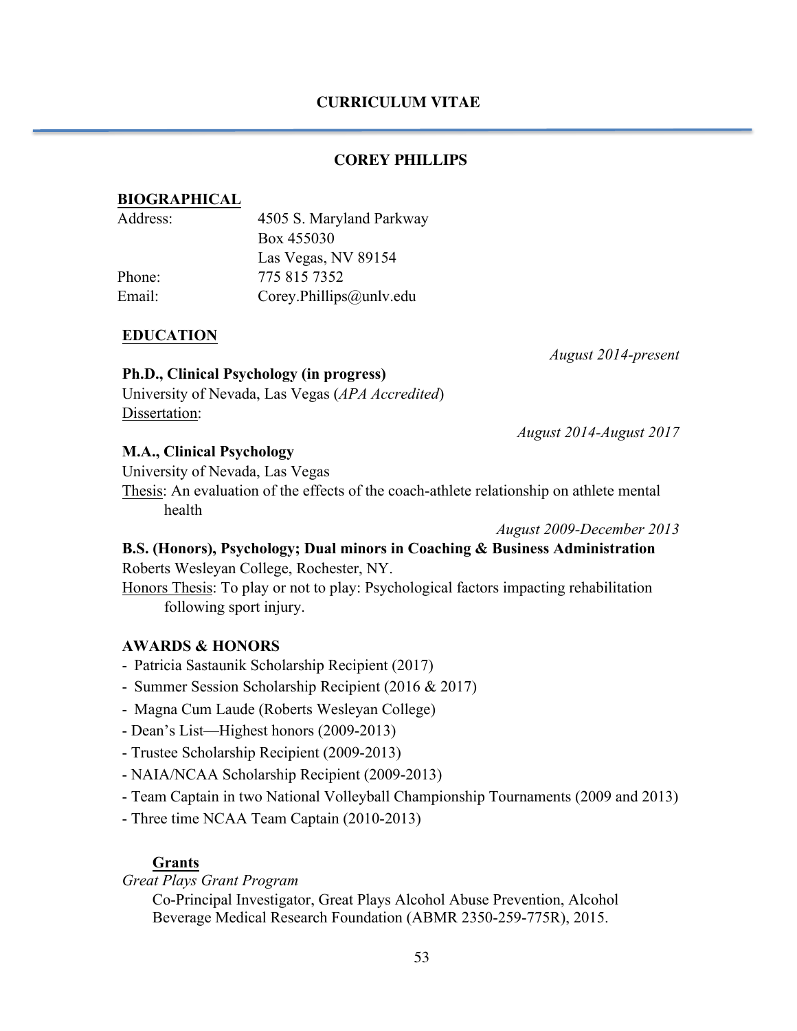# CURRICULUM VITAE

## COREY PHILLIPS

### BIOGRAPHICAL

Address: 4505 S. Maryland Parkway
Box 455030
Las Vegas, NV 89154

Phone: 775 815 7352

Email: Corey.Phillips@unlv.edu

### EDUCATION

*August 2014-present*

**Ph.D., Clinical Psychology (in progress)**
University of Nevada, Las Vegas (*APA Accredited*)
Dissertation:

*August 2014-August 2017*

**M.A., Clinical Psychology**
University of Nevada, Las Vegas
Thesis: An evaluation of the effects of the coach-athlete relationship on athlete mental health

*August 2009-December 2013*

**B.S. (Honors), Psychology; Dual minors in Coaching & Business Administration**
Roberts Wesleyan College, Rochester, NY.
Honors Thesis: To play or not to play: Psychological factors impacting rehabilitation following sport injury.

### AWARDS & HONORS

- Patricia Sastaunik Scholarship Recipient (2017)
- Summer Session Scholarship Recipient (2016 & 2017)
- Magna Cum Laude (Roberts Wesleyan College)
- Dean's List—Highest honors (2009-2013)
- Trustee Scholarship Recipient (2009-2013)
- NAIA/NCAA Scholarship Recipient (2009-2013)
- Team Captain in two National Volleyball Championship Tournaments (2009 and 2013)
- Three time NCAA Team Captain (2010-2013)

#### Grants

*Great Plays Grant Program*

Co-Principal Investigator, Great Plays Alcohol Abuse Prevention, Alcohol Beverage Medical Research Foundation (ABMR 2350-259-775R), 2015.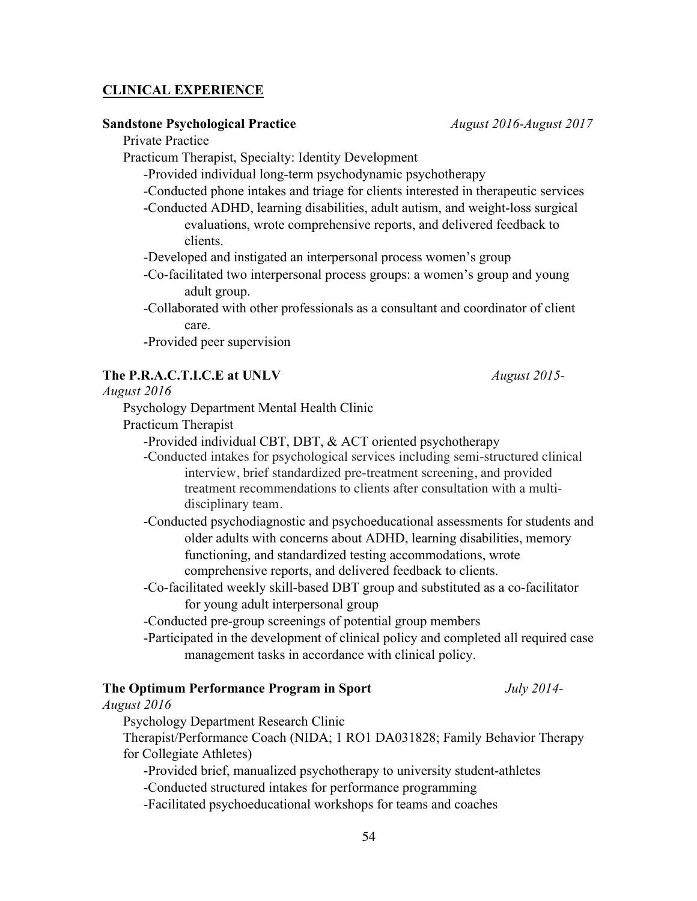## CLINICAL EXPERIENCE

**Sandstone Psychological Practice** *August 2016-August 2017*

Private Practice

Practicum Therapist, Specialty: Identity Development

- -Provided individual long-term psychodynamic psychotherapy
- -Conducted phone intakes and triage for clients interested in therapeutic services
- -Conducted ADHD, learning disabilities, adult autism, and weight-loss surgical evaluations, wrote comprehensive reports, and delivered feedback to clients.
- -Developed and instigated an interpersonal process women's group
- -Co-facilitated two interpersonal process groups: a women's group and young adult group.
- -Collaborated with other professionals as a consultant and coordinator of client care.
- -Provided peer supervision

**The P.R.A.C.T.I.C.E at UNLV** *August 2015-August 2016*

Psychology Department Mental Health Clinic

Practicum Therapist

- -Provided individual CBT, DBT, & ACT oriented psychotherapy
- -Conducted intakes for psychological services including semi-structured clinical interview, brief standardized pre-treatment screening, and provided treatment recommendations to clients after consultation with a multi-disciplinary team.
- -Conducted psychodiagnostic and psychoeducational assessments for students and older adults with concerns about ADHD, learning disabilities, memory functioning, and standardized testing accommodations, wrote comprehensive reports, and delivered feedback to clients.
- -Co-facilitated weekly skill-based DBT group and substituted as a co-facilitator for young adult interpersonal group
- -Conducted pre-group screenings of potential group members
- -Participated in the development of clinical policy and completed all required case management tasks in accordance with clinical policy.

**The Optimum Performance Program in Sport** *July 2014-August 2016*

Psychology Department Research Clinic

Therapist/Performance Coach (NIDA; 1 RO1 DA031828; Family Behavior Therapy for Collegiate Athletes)

- -Provided brief, manualized psychotherapy to university student-athletes
- -Conducted structured intakes for performance programming
- -Facilitated psychoeducational workshops for teams and coaches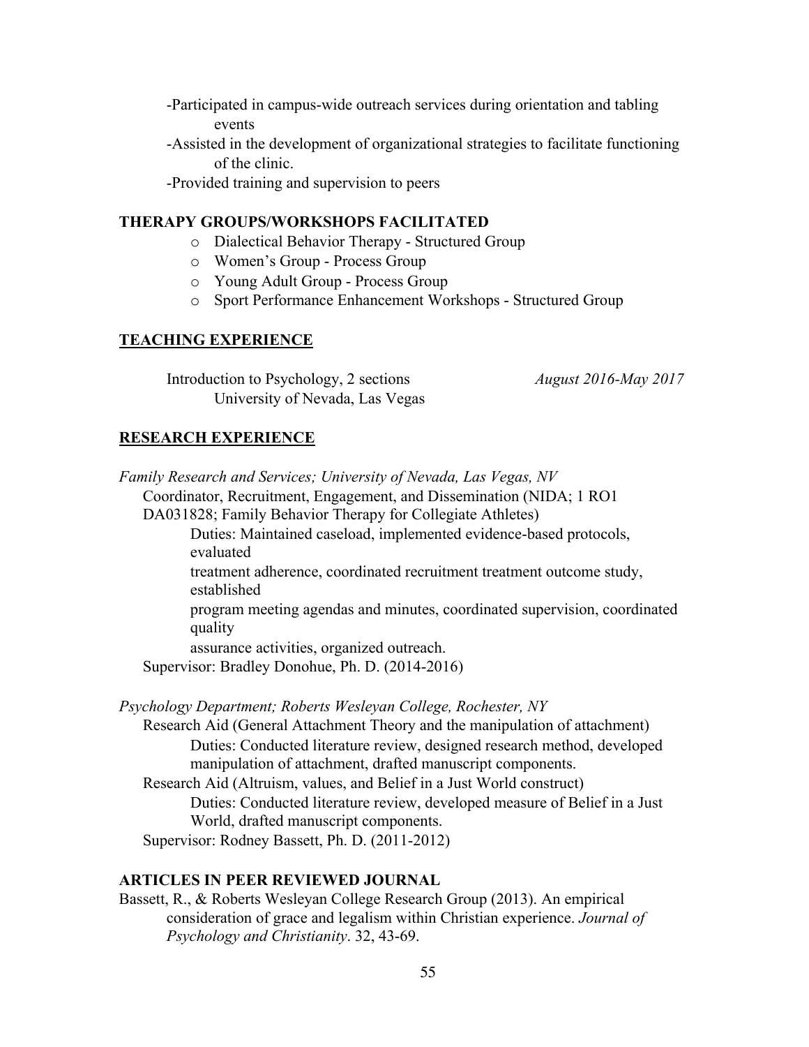-Participated in campus-wide outreach services during orientation and tabling events

-Assisted in the development of organizational strategies to facilitate functioning of the clinic.

-Provided training and supervision to peers

**THERAPY GROUPS/WORKSHOPS FACILITATED**

- Dialectical Behavior Therapy - Structured Group
- Women's Group - Process Group
- Young Adult Group - Process Group
- Sport Performance Enhancement Workshops - Structured Group

**TEACHING EXPERIENCE**

Introduction to Psychology, 2 sections — *August 2016-May 2017*
University of Nevada, Las Vegas

**RESEARCH EXPERIENCE**

*Family Research and Services; University of Nevada, Las Vegas, NV*

Coordinator, Recruitment, Engagement, and Dissemination (NIDA; 1 RO1 DA031828; Family Behavior Therapy for Collegiate Athletes)

Duties: Maintained caseload, implemented evidence-based protocols, evaluated treatment adherence, coordinated recruitment treatment outcome study, established program meeting agendas and minutes, coordinated supervision, coordinated quality assurance activities, organized outreach.

Supervisor: Bradley Donohue, Ph. D. (2014-2016)

*Psychology Department; Roberts Wesleyan College, Rochester, NY*

Research Aid (General Attachment Theory and the manipulation of attachment)

Duties: Conducted literature review, designed research method, developed manipulation of attachment, drafted manuscript components.

Research Aid (Altruism, values, and Belief in a Just World construct)

Duties: Conducted literature review, developed measure of Belief in a Just World, drafted manuscript components.

Supervisor: Rodney Bassett, Ph. D. (2011-2012)

**ARTICLES IN PEER REVIEWED JOURNAL**

Bassett, R., & Roberts Wesleyan College Research Group (2013). An empirical consideration of grace and legalism within Christian experience. *Journal of Psychology and Christianity*. 32, 43-69.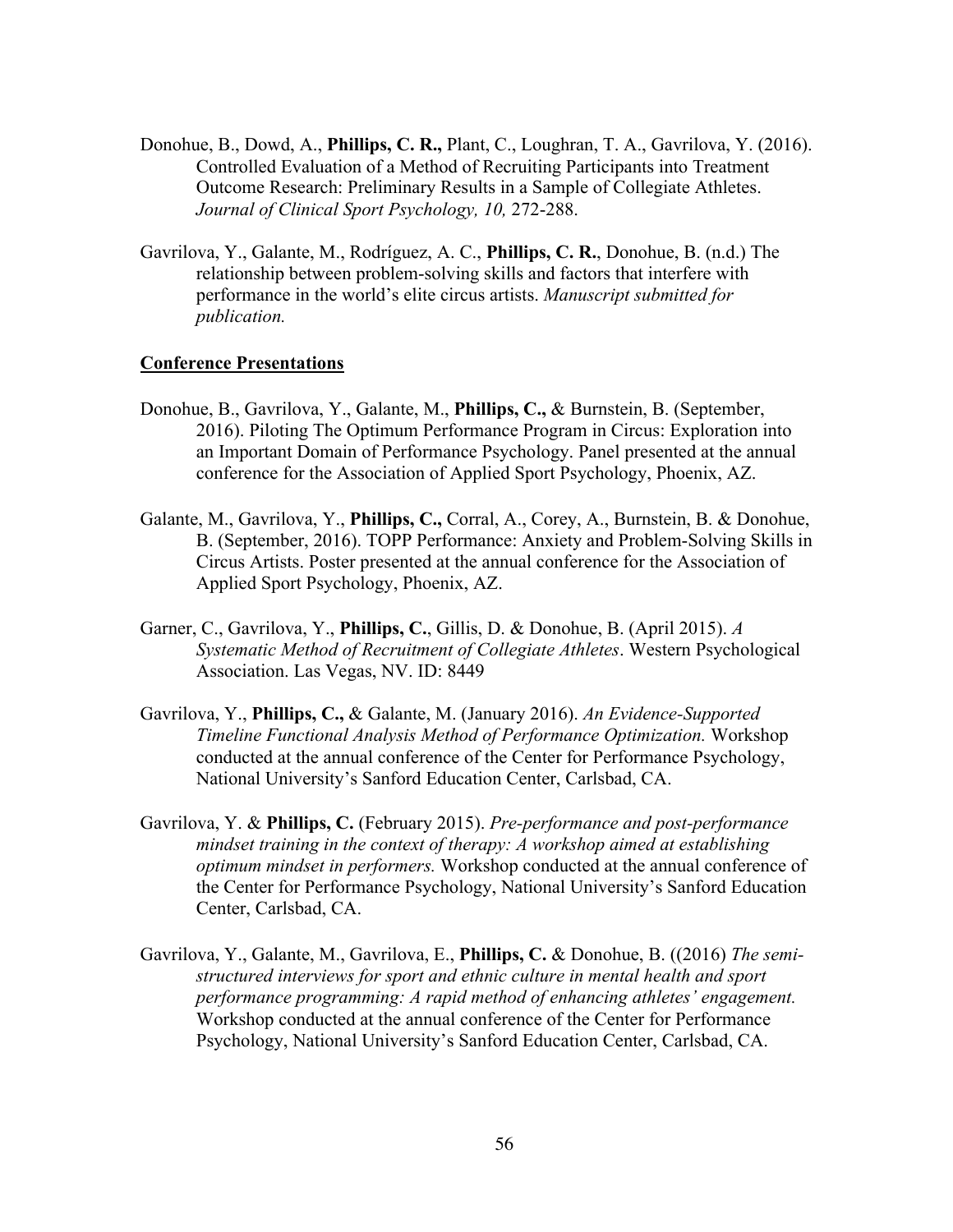Donohue, B., Dowd, A., **Phillips, C. R.,** Plant, C., Loughran, T. A., Gavrilova, Y. (2016). Controlled Evaluation of a Method of Recruiting Participants into Treatment Outcome Research: Preliminary Results in a Sample of Collegiate Athletes. *Journal of Clinical Sport Psychology, 10,* 272-288.

Gavrilova, Y., Galante, M., Rodríguez, A. C., **Phillips, C. R.**, Donohue, B. (n.d.) The relationship between problem-solving skills and factors that interfere with performance in the world's elite circus artists. *Manuscript submitted for publication.*

**Conference Presentations**

Donohue, B., Gavrilova, Y., Galante, M., **Phillips, C.,** & Burnstein, B. (September, 2016). Piloting The Optimum Performance Program in Circus: Exploration into an Important Domain of Performance Psychology. Panel presented at the annual conference for the Association of Applied Sport Psychology, Phoenix, AZ.

Galante, M., Gavrilova, Y., **Phillips, C.,** Corral, A., Corey, A., Burnstein, B. & Donohue, B. (September, 2016). TOPP Performance: Anxiety and Problem-Solving Skills in Circus Artists. Poster presented at the annual conference for the Association of Applied Sport Psychology, Phoenix, AZ.

Garner, C., Gavrilova, Y., **Phillips, C.**, Gillis, D. & Donohue, B. (April 2015). *A Systematic Method of Recruitment of Collegiate Athletes*. Western Psychological Association. Las Vegas, NV. ID: 8449

Gavrilova, Y., **Phillips, C.,** & Galante, M. (January 2016). *An Evidence-Supported Timeline Functional Analysis Method of Performance Optimization.* Workshop conducted at the annual conference of the Center for Performance Psychology, National University's Sanford Education Center, Carlsbad, CA.

Gavrilova, Y. & **Phillips, C.** (February 2015). *Pre-performance and post-performance mindset training in the context of therapy: A workshop aimed at establishing optimum mindset in performers.* Workshop conducted at the annual conference of the Center for Performance Psychology, National University's Sanford Education Center, Carlsbad, CA.

Gavrilova, Y., Galante, M., Gavrilova, E., **Phillips, C.** & Donohue, B. ((2016) *The semi-structured interviews for sport and ethnic culture in mental health and sport performance programming: A rapid method of enhancing athletes' engagement.* Workshop conducted at the annual conference of the Center for Performance Psychology, National University's Sanford Education Center, Carlsbad, CA.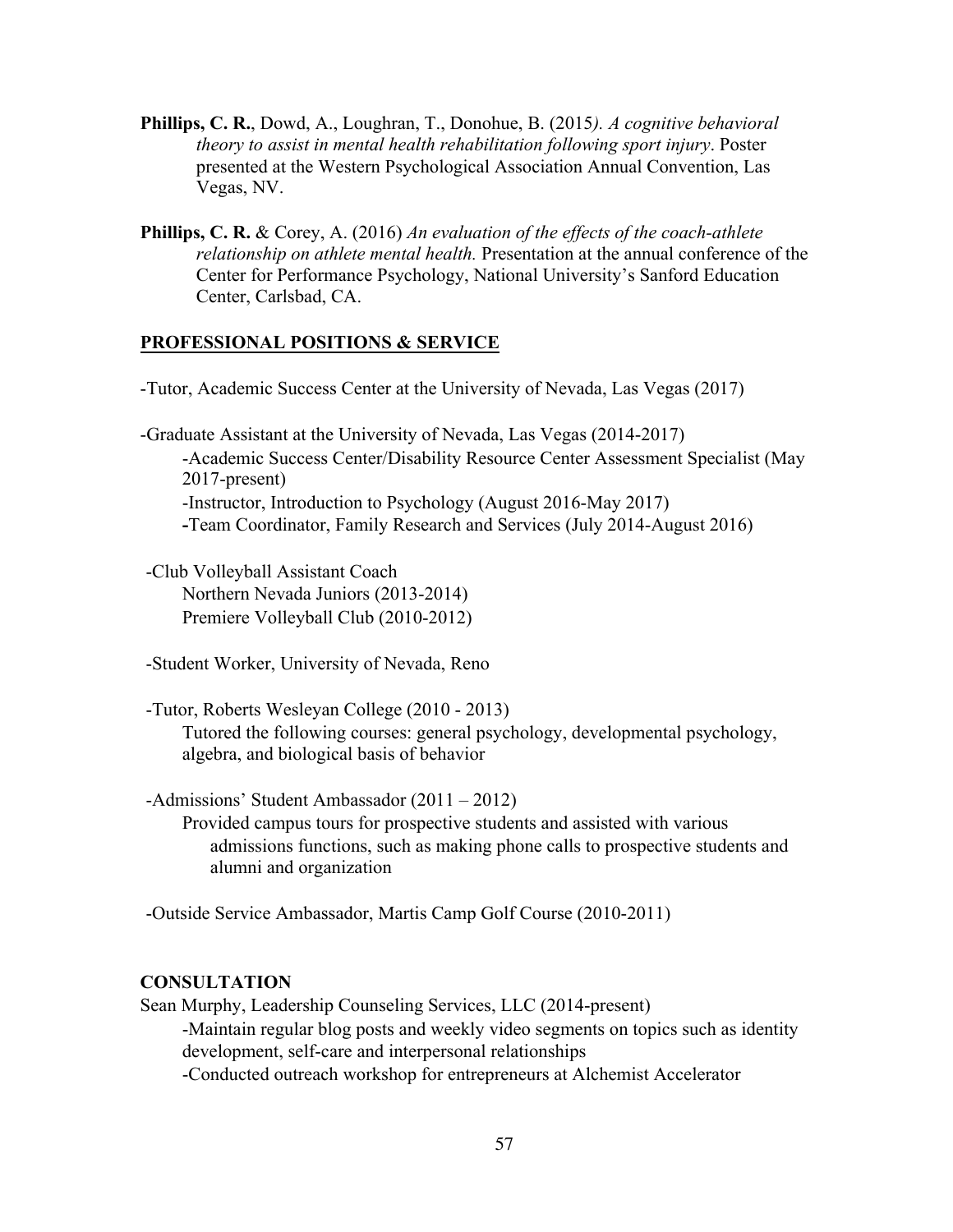**Phillips, C. R.**, Dowd, A., Loughran, T., Donohue, B. (2015*). A cognitive behavioral theory to assist in mental health rehabilitation following sport injury*. Poster presented at the Western Psychological Association Annual Convention, Las Vegas, NV.

**Phillips, C. R.** & Corey, A. (2016) *An evaluation of the effects of the coach-athlete relationship on athlete mental health.* Presentation at the annual conference of the Center for Performance Psychology, National University's Sanford Education Center, Carlsbad, CA.

## PROFESSIONAL POSITIONS & SERVICE

-Tutor, Academic Success Center at the University of Nevada, Las Vegas (2017)

-Graduate Assistant at the University of Nevada, Las Vegas (2014-2017)
- -Academic Success Center/Disability Resource Center Assessment Specialist (May 2017-present)
- -Instructor, Introduction to Psychology (August 2016-May 2017)
- **-**Team Coordinator, Family Research and Services (July 2014-August 2016)

-Club Volleyball Assistant Coach
- Northern Nevada Juniors (2013-2014)
- Premiere Volleyball Club (2010-2012)

-Student Worker, University of Nevada, Reno

-Tutor, Roberts Wesleyan College (2010 - 2013)
- Tutored the following courses: general psychology, developmental psychology, algebra, and biological basis of behavior

-Admissions' Student Ambassador (2011 – 2012)
- Provided campus tours for prospective students and assisted with various admissions functions, such as making phone calls to prospective students and alumni and organization

-Outside Service Ambassador, Martis Camp Golf Course (2010-2011)

## CONSULTATION

Sean Murphy, Leadership Counseling Services, LLC (2014-present)
- -Maintain regular blog posts and weekly video segments on topics such as identity development, self-care and interpersonal relationships
- -Conducted outreach workshop for entrepreneurs at Alchemist Accelerator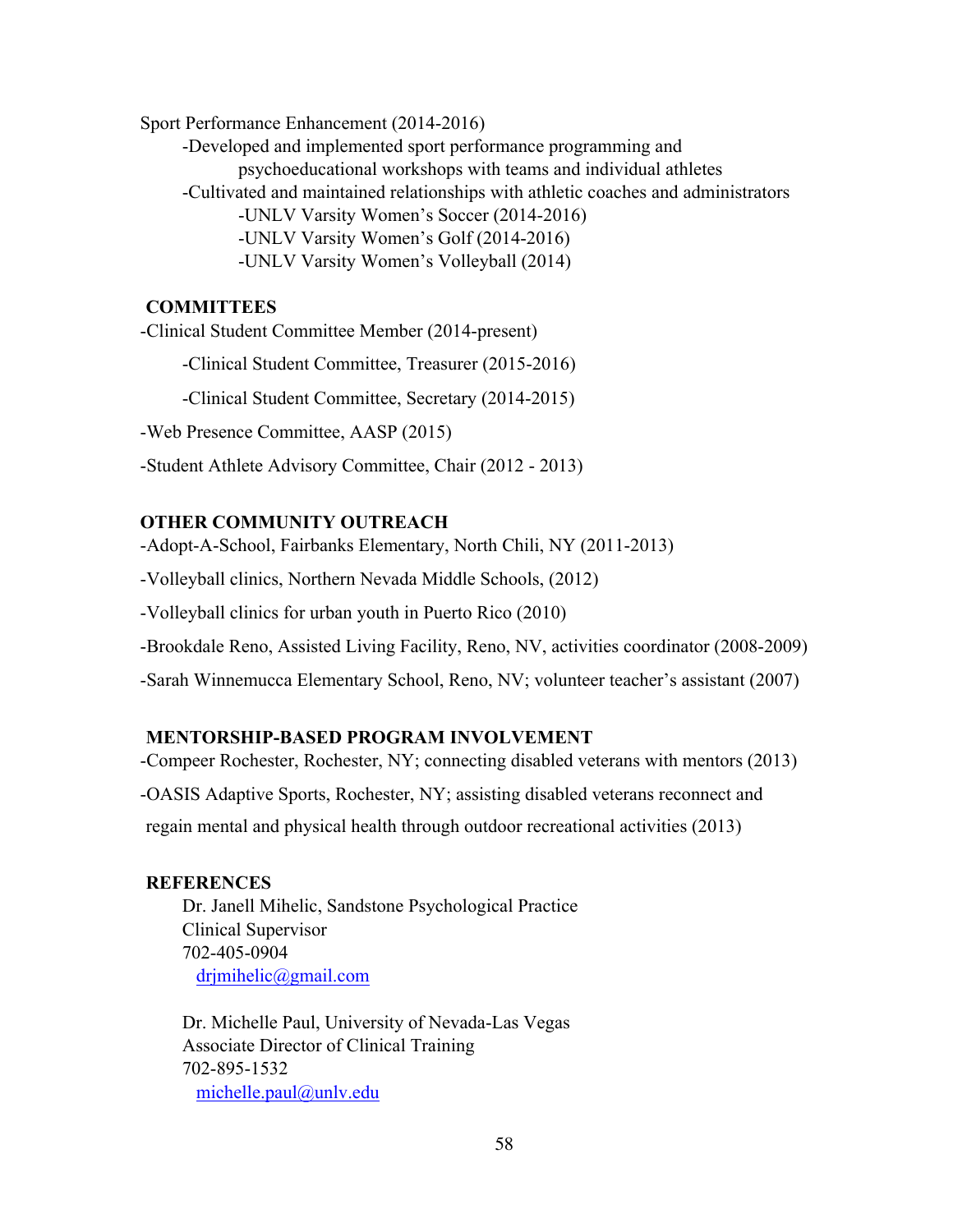Sport Performance Enhancement (2014-2016)

- Developed and implemented sport performance programming and psychoeducational workshops with teams and individual athletes
- Cultivated and maintained relationships with athletic coaches and administrators
  - UNLV Varsity Women's Soccer (2014-2016)
  - UNLV Varsity Women's Golf (2014-2016)
  - UNLV Varsity Women's Volleyball (2014)

## COMMITTEES

- Clinical Student Committee Member (2014-present)
  - Clinical Student Committee, Treasurer (2015-2016)
  - Clinical Student Committee, Secretary (2014-2015)
- Web Presence Committee, AASP (2015)
- Student Athlete Advisory Committee, Chair (2012 - 2013)

## OTHER COMMUNITY OUTREACH

- Adopt-A-School, Fairbanks Elementary, North Chili, NY (2011-2013)
- Volleyball clinics, Northern Nevada Middle Schools, (2012)
- Volleyball clinics for urban youth in Puerto Rico (2010)
- Brookdale Reno, Assisted Living Facility, Reno, NV, activities coordinator (2008-2009)
- Sarah Winnemucca Elementary School, Reno, NV; volunteer teacher's assistant (2007)

## MENTORSHIP-BASED PROGRAM INVOLVEMENT

- Compeer Rochester, Rochester, NY; connecting disabled veterans with mentors (2013)
- OASIS Adaptive Sports, Rochester, NY; assisting disabled veterans reconnect and regain mental and physical health through outdoor recreational activities (2013)

## REFERENCES

Dr. Janell Mihelic, Sandstone Psychological Practice  
Clinical Supervisor  
702-405-0904  
drjmihelic@gmail.com

Dr. Michelle Paul, University of Nevada-Las Vegas  
Associate Director of Clinical Training  
702-895-1532  
michelle.paul@unlv.edu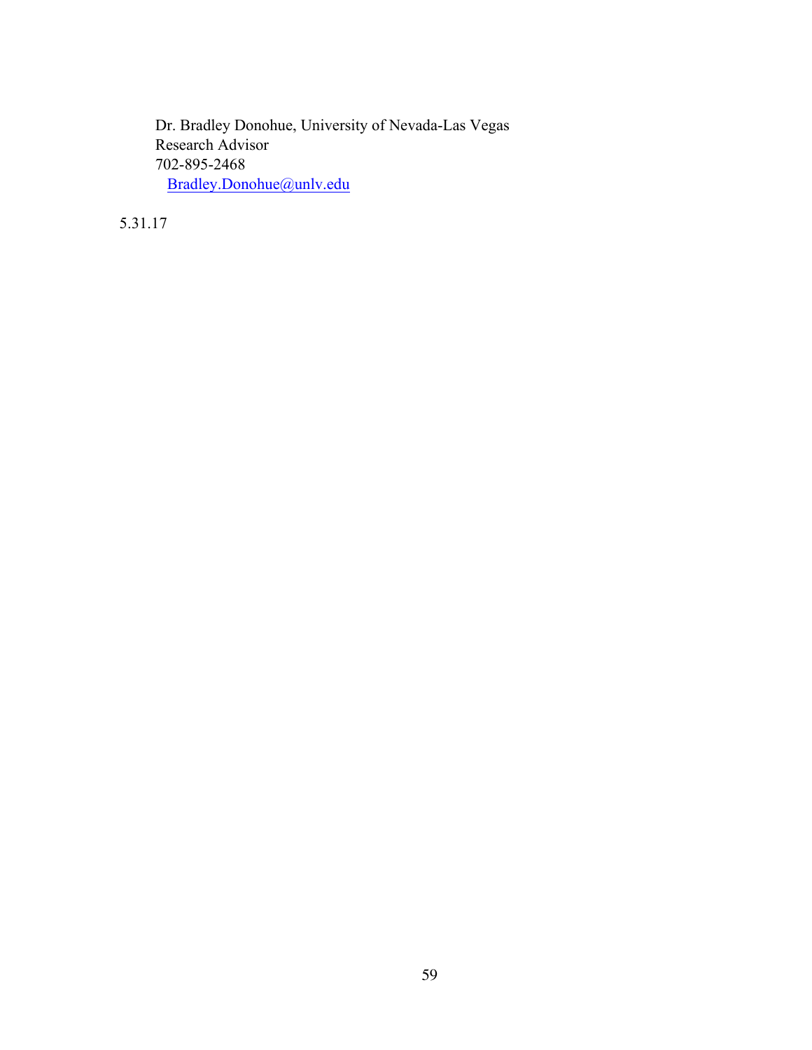Dr. Bradley Donohue, University of Nevada-Las Vegas
Research Advisor
702-895-2468
Bradley.Donohue@unlv.edu

5.31.17